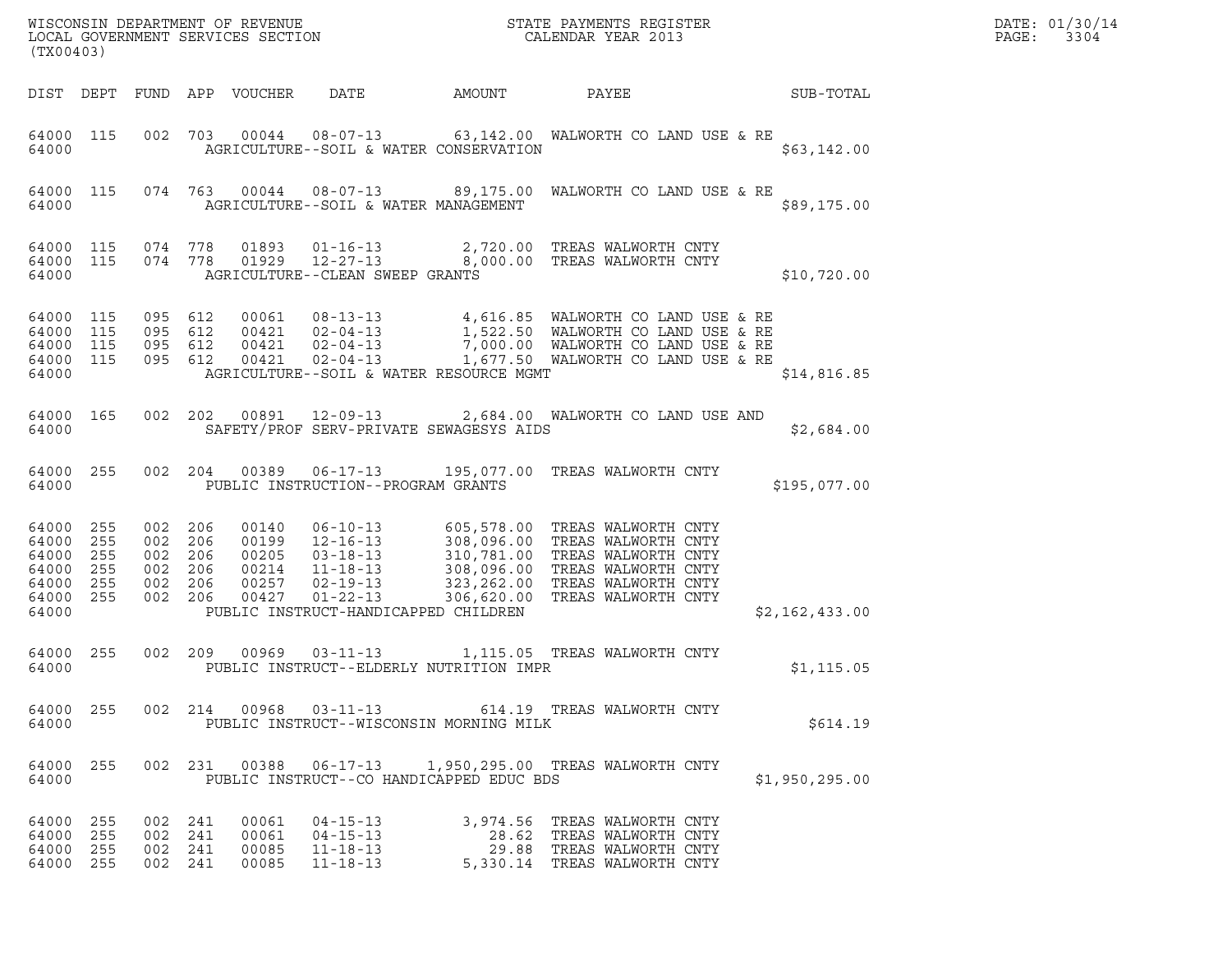WISCONSIN DEPARTMENT OF REVENUE
LOCAL GOVERNMENT SERVICES SECTION
(TX00403)

STATE PAYMENTS REGISTER
CALENDAR YEAR 2013

DATE: 01/30/14

| DIST | DEPT | FUND | APP | VOUCHER | DATE | AMOUNT | PAYEE | SUB-TOTAL |
|---|---|---|---|---|---|---|---|---|
| 64000 | 115 | 002 | 703 | 00044 | 08-07-13 | 63,142.00 | WALWORTH CO LAND USE & RE | |
| 64000 | | | | | AGRICULTURE--SOIL & WATER CONSERVATION | | | $63,142.00 |
| 64000 | 115 | 074 | 763 | 00044 | 08-07-13 | 89,175.00 | WALWORTH CO LAND USE & RE | |
| 64000 | | | | | AGRICULTURE--SOIL & WATER MANAGEMENT | | | $89,175.00 |
| 64000 | 115 | 074 | 778 | 01893 | 01-16-13 | 2,720.00 | TREAS WALWORTH CNTY | |
| 64000 | 115 | 074 | 778 | 01929 | 12-27-13 | 8,000.00 | TREAS WALWORTH CNTY | |
| 64000 | | | | | AGRICULTURE--CLEAN SWEEP GRANTS | | | $10,720.00 |
| 64000 | 115 | 095 | 612 | 00061 | 08-13-13 | 4,616.85 | WALWORTH CO LAND USE & RE | |
| 64000 | 115 | 095 | 612 | 00421 | 02-04-13 | 1,522.50 | WALWORTH CO LAND USE & RE | |
| 64000 | 115 | 095 | 612 | 00421 | 02-04-13 | 7,000.00 | WALWORTH CO LAND USE & RE | |
| 64000 | 115 | 095 | 612 | 00421 | 02-04-13 | 1,677.50 | WALWORTH CO LAND USE & RE | |
| 64000 | | | | | AGRICULTURE--SOIL & WATER RESOURCE MGMT | | | $14,816.85 |
| 64000 | 165 | 002 | 202 | 00891 | 12-09-13 | 2,684.00 | WALWORTH CO LAND USE AND | |
| 64000 | | | | | SAFETY/PROF SERV-PRIVATE SEWAGESYS AIDS | | | $2,684.00 |
| 64000 | 255 | 002 | 204 | 00389 | 06-17-13 | 195,077.00 | TREAS WALWORTH CNTY | |
| 64000 | | | | | PUBLIC INSTRUCTION--PROGRAM GRANTS | | | $195,077.00 |
| 64000 | 255 | 002 | 206 | 00140 | 06-10-13 | 605,578.00 | TREAS WALWORTH CNTY | |
| 64000 | 255 | 002 | 206 | 00199 | 12-16-13 | 308,096.00 | TREAS WALWORTH CNTY | |
| 64000 | 255 | 002 | 206 | 00205 | 03-18-13 | 310,781.00 | TREAS WALWORTH CNTY | |
| 64000 | 255 | 002 | 206 | 00214 | 11-18-13 | 308,096.00 | TREAS WALWORTH CNTY | |
| 64000 | 255 | 002 | 206 | 00257 | 02-19-13 | 323,262.00 | TREAS WALWORTH CNTY | |
| 64000 | 255 | 002 | 206 | 00427 | 01-22-13 | 306,620.00 | TREAS WALWORTH CNTY | |
| 64000 | | | | | PUBLIC INSTRUCT-HANDICAPPED CHILDREN | | | $2,162,433.00 |
| 64000 | 255 | 002 | 209 | 00969 | 03-11-13 | 1,115.05 | TREAS WALWORTH CNTY | |
| 64000 | | | | | PUBLIC INSTRUCT--ELDERLY NUTRITION IMPR | | | $1,115.05 |
| 64000 | 255 | 002 | 214 | 00968 | 03-11-13 | 614.19 | TREAS WALWORTH CNTY | |
| 64000 | | | | | PUBLIC INSTRUCT--WISCONSIN MORNING MILK | | | $614.19 |
| 64000 | 255 | 002 | 231 | 00388 | 06-17-13 | 1,950,295.00 | TREAS WALWORTH CNTY | |
| 64000 | | | | | PUBLIC INSTRUCT--CO HANDICAPPED EDUC BDS | | | $1,950,295.00 |
| 64000 | 255 | 002 | 241 | 00061 | 04-15-13 | 3,974.56 | TREAS WALWORTH CNTY | |
| 64000 | 255 | 002 | 241 | 00061 | 04-15-13 | 28.62 | TREAS WALWORTH CNTY | |
| 64000 | 255 | 002 | 241 | 00085 | 11-18-13 | 29.88 | TREAS WALWORTH CNTY | |
| 64000 | 255 | 002 | 241 | 00085 | 11-18-13 | 5,330.14 | TREAS WALWORTH CNTY | |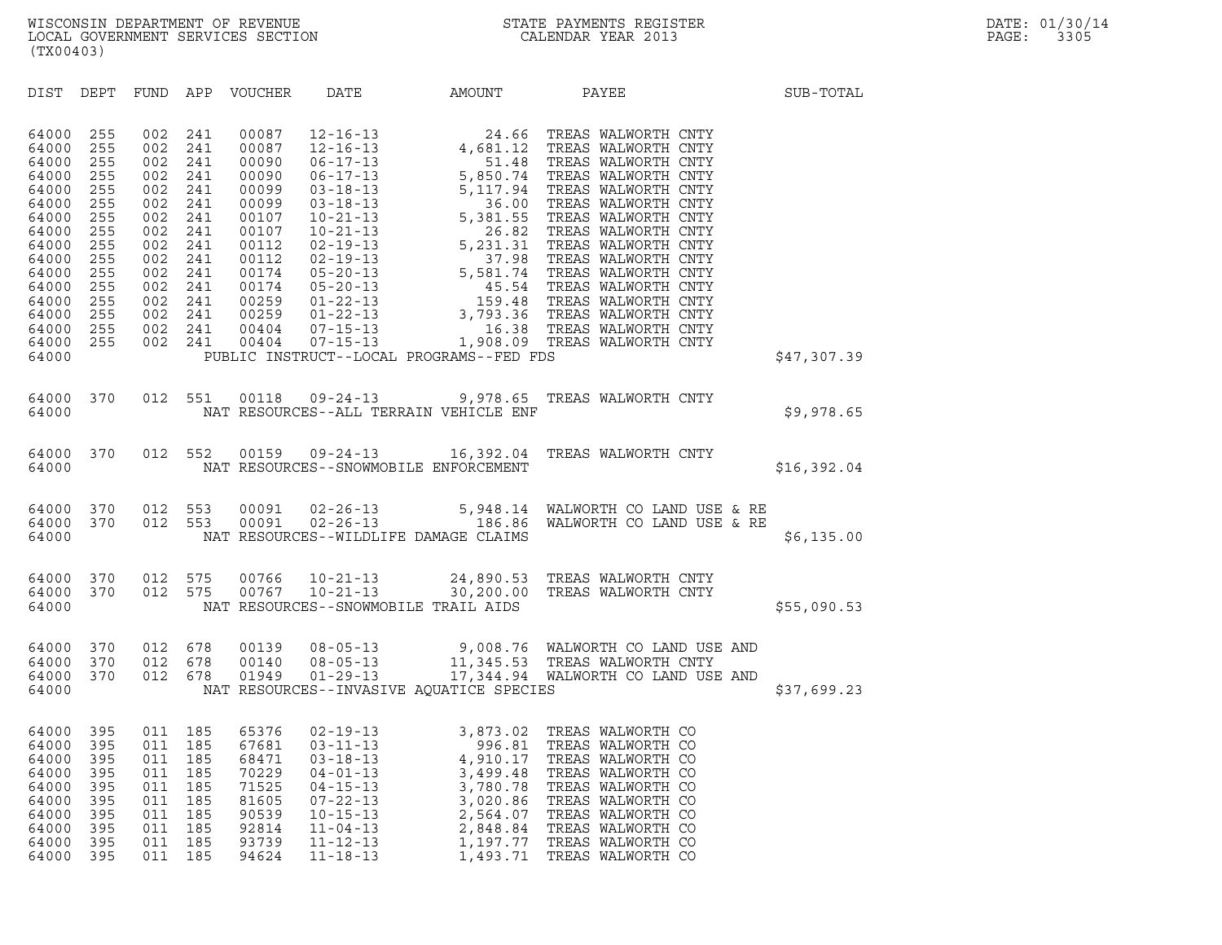WISCONSIN DEPARTMENT OF REVENUE
LOCAL GOVERNMENT SERVICES SECTION
(TX00403)

STATE PAYMENTS REGISTER
CALENDAR YEAR 2013

DATE: 01/30/14

| DIST | DEPT | FUND | APP | VOUCHER | DATE | AMOUNT | PAYEE | SUB-TOTAL |
|---|---|---|---|---|---|---|---|---|
| 64000 | 255 | 002 | 241 | 00087 | 12-16-13 | 24.66 | TREAS WALWORTH CNTY | |
| 64000 | 255 | 002 | 241 | 00087 | 12-16-13 | 4,681.12 | TREAS WALWORTH CNTY | |
| 64000 | 255 | 002 | 241 | 00090 | 06-17-13 | 51.48 | TREAS WALWORTH CNTY | |
| 64000 | 255 | 002 | 241 | 00090 | 06-17-13 | 5,850.74 | TREAS WALWORTH CNTY | |
| 64000 | 255 | 002 | 241 | 00099 | 03-18-13 | 5,117.94 | TREAS WALWORTH CNTY | |
| 64000 | 255 | 002 | 241 | 00099 | 03-18-13 | 36.00 | TREAS WALWORTH CNTY | |
| 64000 | 255 | 002 | 241 | 00107 | 10-21-13 | 5,381.55 | TREAS WALWORTH CNTY | |
| 64000 | 255 | 002 | 241 | 00107 | 10-21-13 | 26.82 | TREAS WALWORTH CNTY | |
| 64000 | 255 | 002 | 241 | 00112 | 02-19-13 | 5,231.31 | TREAS WALWORTH CNTY | |
| 64000 | 255 | 002 | 241 | 00112 | 02-19-13 | 37.98 | TREAS WALWORTH CNTY | |
| 64000 | 255 | 002 | 241 | 00174 | 05-20-13 | 5,581.74 | TREAS WALWORTH CNTY | |
| 64000 | 255 | 002 | 241 | 00174 | 05-20-13 | 45.54 | TREAS WALWORTH CNTY | |
| 64000 | 255 | 002 | 241 | 00259 | 01-22-13 | 159.48 | TREAS WALWORTH CNTY | |
| 64000 | 255 | 002 | 241 | 00259 | 01-22-13 | 3,793.36 | TREAS WALWORTH CNTY | |
| 64000 | 255 | 002 | 241 | 00404 | 07-15-13 | 16.38 | TREAS WALWORTH CNTY | |
| 64000 | 255 | 002 | 241 | 00404 | 07-15-13 | 1,908.09 | TREAS WALWORTH CNTY | |
| 64000 | | | | | PUBLIC INSTRUCT--LOCAL PROGRAMS--FED FDS | | | $47,307.39 |
| 64000 | 370 | 012 | 551 | 00118 | 09-24-13 | 9,978.65 | TREAS WALWORTH CNTY | |
| 64000 | | | | | NAT RESOURCES--ALL TERRAIN VEHICLE ENF | | | $9,978.65 |
| 64000 | 370 | 012 | 552 | 00159 | 09-24-13 | 16,392.04 | TREAS WALWORTH CNTY | |
| 64000 | | | | | NAT RESOURCES--SNOWMOBILE ENFORCEMENT | | | $16,392.04 |
| 64000 | 370 | 012 | 553 | 00091 | 02-26-13 | 5,948.14 | WALWORTH CO LAND USE & RE | |
| 64000 | 370 | 012 | 553 | 00091 | 02-26-13 | 186.86 | WALWORTH CO LAND USE & RE | |
| 64000 | | | | | NAT RESOURCES--WILDLIFE DAMAGE CLAIMS | | | $6,135.00 |
| 64000 | 370 | 012 | 575 | 00766 | 10-21-13 | 24,890.53 | TREAS WALWORTH CNTY | |
| 64000 | 370 | 012 | 575 | 00767 | 10-21-13 | 30,200.00 | TREAS WALWORTH CNTY | |
| 64000 | | | | | NAT RESOURCES--SNOWMOBILE TRAIL AIDS | | | $55,090.53 |
| 64000 | 370 | 012 | 678 | 00139 | 08-05-13 | 9,008.76 | WALWORTH CO LAND USE AND | |
| 64000 | 370 | 012 | 678 | 00140 | 08-05-13 | 11,345.53 | TREAS WALWORTH CNTY | |
| 64000 | 370 | 012 | 678 | 01949 | 01-29-13 | 17,344.94 | WALWORTH CO LAND USE AND | |
| 64000 | | | | | NAT RESOURCES--INVASIVE AQUATICE SPECIES | | | $37,699.23 |
| 64000 | 395 | 011 | 185 | 65376 | 02-19-13 | 3,873.02 | TREAS WALWORTH CO | |
| 64000 | 395 | 011 | 185 | 67681 | 03-11-13 | 996.81 | TREAS WALWORTH CO | |
| 64000 | 395 | 011 | 185 | 68471 | 03-18-13 | 4,910.17 | TREAS WALWORTH CO | |
| 64000 | 395 | 011 | 185 | 70229 | 04-01-13 | 3,499.48 | TREAS WALWORTH CO | |
| 64000 | 395 | 011 | 185 | 71525 | 04-15-13 | 3,780.78 | TREAS WALWORTH CO | |
| 64000 | 395 | 011 | 185 | 81605 | 07-22-13 | 3,020.86 | TREAS WALWORTH CO | |
| 64000 | 395 | 011 | 185 | 90539 | 10-15-13 | 2,564.07 | TREAS WALWORTH CO | |
| 64000 | 395 | 011 | 185 | 92814 | 11-04-13 | 2,848.84 | TREAS WALWORTH CO | |
| 64000 | 395 | 011 | 185 | 93739 | 11-12-13 | 1,197.77 | TREAS WALWORTH CO | |
| 64000 | 395 | 011 | 185 | 94624 | 11-18-13 | 1,493.71 | TREAS WALWORTH CO | |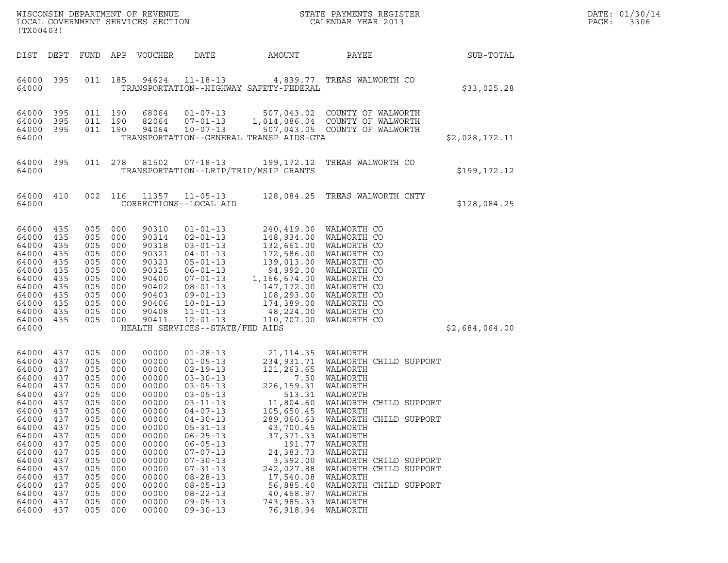WISCONSIN DEPARTMENT OF REVENUE
LOCAL GOVERNMENT SERVICES SECTION
(TX00403)

STATE PAYMENTS REGISTER
CALENDAR YEAR 2013

DATE: 01/30/14

| DIST | DEPT | FUND | APP | VOUCHER | DATE | AMOUNT | PAYEE | SUB-TOTAL |
|---|---|---|---|---|---|---|---|---|
| 64000 | 395 | 011 | 185 | 94624 | 11-18-13 | 4,839.77 | TREAS WALWORTH CO | |
| 64000 | | | | | TRANSPORTATION--HIGHWAY SAFETY-FEDERAL | | | $33,025.28 |
| 64000 | 395 | 011 | 190 | 68064 | 01-07-13 | 507,043.02 | COUNTY OF WALWORTH | |
| 64000 | 395 | 011 | 190 | 82064 | 07-01-13 | 1,014,086.04 | COUNTY OF WALWORTH | |
| 64000 | 395 | 011 | 190 | 94064 | 10-07-13 | 507,043.05 | COUNTY OF WALWORTH | |
| 64000 | | | | | TRANSPORTATION--GENERAL TRANSP AIDS-GTA | | | $2,028,172.11 |
| 64000 | 395 | 011 | 278 | 81502 | 07-18-13 | 199,172.12 | TREAS WALWORTH CO | |
| 64000 | | | | | TRANSPORTATION--LRIP/TRIP/MSIP GRANTS | | | $199,172.12 |
| 64000 | 410 | 002 | 116 | 11357 | 11-05-13 | 128,084.25 | TREAS WALWORTH CNTY | |
| 64000 | | | | | CORRECTIONS--LOCAL AID | | | $128,084.25 |
| 64000 | 435 | 005 | 000 | 90310 | 01-01-13 | 240,419.00 | WALWORTH CO | |
| 64000 | 435 | 005 | 000 | 90314 | 02-01-13 | 148,934.00 | WALWORTH CO | |
| 64000 | 435 | 005 | 000 | 90318 | 03-01-13 | 132,661.00 | WALWORTH CO | |
| 64000 | 435 | 005 | 000 | 90321 | 04-01-13 | 172,586.00 | WALWORTH CO | |
| 64000 | 435 | 005 | 000 | 90323 | 05-01-13 | 139,013.00 | WALWORTH CO | |
| 64000 | 435 | 005 | 000 | 90325 | 06-01-13 | 94,992.00 | WALWORTH CO | |
| 64000 | 435 | 005 | 000 | 90400 | 07-01-13 | 1,166,674.00 | WALWORTH CO | |
| 64000 | 435 | 005 | 000 | 90402 | 08-01-13 | 147,172.00 | WALWORTH CO | |
| 64000 | 435 | 005 | 000 | 90403 | 09-01-13 | 108,293.00 | WALWORTH CO | |
| 64000 | 435 | 005 | 000 | 90406 | 10-01-13 | 174,389.00 | WALWORTH CO | |
| 64000 | 435 | 005 | 000 | 90408 | 11-01-13 | 48,224.00 | WALWORTH CO | |
| 64000 | 435 | 005 | 000 | 90411 | 12-01-13 | 110,707.00 | WALWORTH CO | |
| 64000 | | | | | HEALTH SERVICES--STATE/FED AIDS | | | $2,684,064.00 |
| 64000 | 437 | 005 | 000 | 00000 | 01-28-13 | 21,114.35 | WALWORTH | |
| 64000 | 437 | 005 | 000 | 00000 | 01-05-13 | 234,931.71 | WALWORTH CHILD SUPPORT | |
| 64000 | 437 | 005 | 000 | 00000 | 02-19-13 | 121,263.65 | WALWORTH | |
| 64000 | 437 | 005 | 000 | 00000 | 03-30-13 | 7.50 | WALWORTH | |
| 64000 | 437 | 005 | 000 | 00000 | 03-05-13 | 226,159.31 | WALWORTH | |
| 64000 | 437 | 005 | 000 | 00000 | 03-05-13 | 513.31 | WALWORTH | |
| 64000 | 437 | 005 | 000 | 00000 | 03-11-13 | 11,804.60 | WALWORTH CHILD SUPPORT | |
| 64000 | 437 | 005 | 000 | 00000 | 04-07-13 | 105,650.45 | WALWORTH | |
| 64000 | 437 | 005 | 000 | 00000 | 04-30-13 | 289,060.63 | WALWORTH CHILD SUPPORT | |
| 64000 | 437 | 005 | 000 | 00000 | 05-31-13 | 43,700.45 | WALWORTH | |
| 64000 | 437 | 005 | 000 | 00000 | 06-25-13 | 37,371.33 | WALWORTH | |
| 64000 | 437 | 005 | 000 | 00000 | 06-05-13 | 191.77 | WALWORTH | |
| 64000 | 437 | 005 | 000 | 00000 | 07-07-13 | 24,383.73 | WALWORTH | |
| 64000 | 437 | 005 | 000 | 00000 | 07-30-13 | 3,392.00 | WALWORTH CHILD SUPPORT | |
| 64000 | 437 | 005 | 000 | 00000 | 07-31-13 | 242,027.88 | WALWORTH CHILD SUPPORT | |
| 64000 | 437 | 005 | 000 | 00000 | 08-28-13 | 17,540.08 | WALWORTH | |
| 64000 | 437 | 005 | 000 | 00000 | 08-05-13 | 56,885.40 | WALWORTH CHILD SUPPORT | |
| 64000 | 437 | 005 | 000 | 00000 | 08-22-13 | 40,468.97 | WALWORTH | |
| 64000 | 437 | 005 | 000 | 00000 | 09-05-13 | 743,985.33 | WALWORTH | |
| 64000 | 437 | 005 | 000 | 00000 | 09-30-13 | 76,918.94 | WALWORTH | |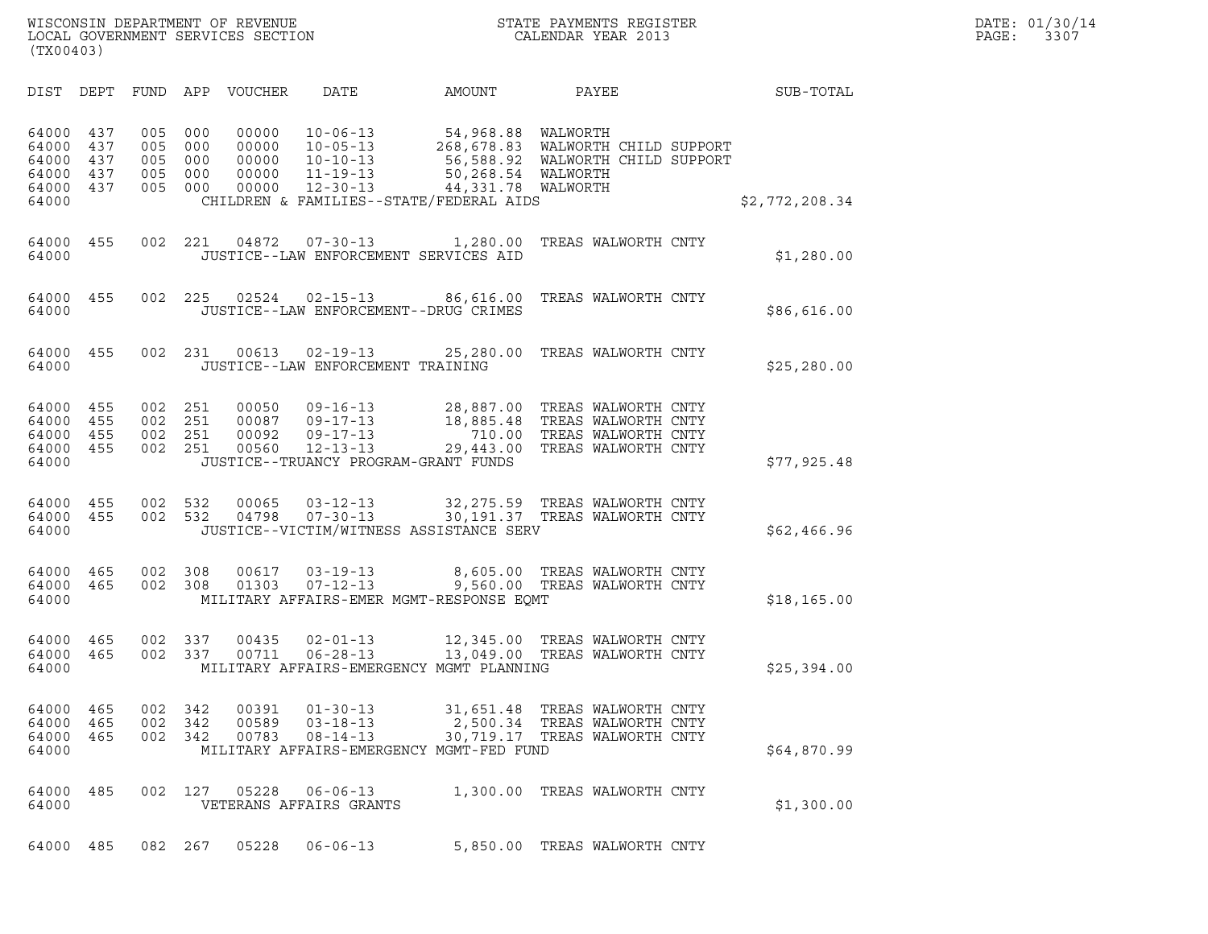WISCONSIN DEPARTMENT OF REVENUE
LOCAL GOVERNMENT SERVICES SECTION
(TX00403)

STATE PAYMENTS REGISTER
CALENDAR YEAR 2013

DATE: 01/30/14
PAGE: 3307

| DIST | DEPT | FUND | APP | VOUCHER | DATE | AMOUNT | PAYEE | SUB-TOTAL |
|---|---|---|---|---|---|---|---|---|
| 64000 | 437 | 005 | 000 | 00000 | 10-06-13 | 54,968.88 | WALWORTH | |
| 64000 | 437 | 005 | 000 | 00000 | 10-05-13 | 268,678.83 | WALWORTH CHILD SUPPORT | |
| 64000 | 437 | 005 | 000 | 00000 | 10-10-13 | 56,588.92 | WALWORTH CHILD SUPPORT | |
| 64000 | 437 | 005 | 000 | 00000 | 11-19-13 | 50,268.54 | WALWORTH | |
| 64000 | 437 | 005 | 000 | 00000 | 12-30-13 | 44,331.78 | WALWORTH | |
| 64000 | | | | | CHILDREN & FAMILIES--STATE/FEDERAL AIDS | | | $2,772,208.34 |
| 64000 | 455 | 002 | 221 | 04872 | 07-30-13 | 1,280.00 | TREAS WALWORTH CNTY | |
| 64000 | | | | | JUSTICE--LAW ENFORCEMENT SERVICES AID | | | $1,280.00 |
| 64000 | 455 | 002 | 225 | 02524 | 02-15-13 | 86,616.00 | TREAS WALWORTH CNTY | |
| 64000 | | | | | JUSTICE--LAW ENFORCEMENT--DRUG CRIMES | | | $86,616.00 |
| 64000 | 455 | 002 | 231 | 00613 | 02-19-13 | 25,280.00 | TREAS WALWORTH CNTY | |
| 64000 | | | | | JUSTICE--LAW ENFORCEMENT TRAINING | | | $25,280.00 |
| 64000 | 455 | 002 | 251 | 00050 | 09-16-13 | 28,887.00 | TREAS WALWORTH CNTY | |
| 64000 | 455 | 002 | 251 | 00087 | 09-17-13 | 18,885.48 | TREAS WALWORTH CNTY | |
| 64000 | 455 | 002 | 251 | 00092 | 09-17-13 | 710.00 | TREAS WALWORTH CNTY | |
| 64000 | 455 | 002 | 251 | 00560 | 12-13-13 | 29,443.00 | TREAS WALWORTH CNTY | |
| 64000 | | | | | JUSTICE--TRUANCY PROGRAM-GRANT FUNDS | | | $77,925.48 |
| 64000 | 455 | 002 | 532 | 00065 | 03-12-13 | 32,275.59 | TREAS WALWORTH CNTY | |
| 64000 | 455 | 002 | 532 | 04798 | 07-30-13 | 30,191.37 | TREAS WALWORTH CNTY | |
| 64000 | | | | | JUSTICE--VICTIM/WITNESS ASSISTANCE SERV | | | $62,466.96 |
| 64000 | 465 | 002 | 308 | 00617 | 03-19-13 | 8,605.00 | TREAS WALWORTH CNTY | |
| 64000 | 465 | 002 | 308 | 01303 | 07-12-13 | 9,560.00 | TREAS WALWORTH CNTY | |
| 64000 | | | | | MILITARY AFFAIRS-EMER MGMT-RESPONSE EQMT | | | $18,165.00 |
| 64000 | 465 | 002 | 337 | 00435 | 02-01-13 | 12,345.00 | TREAS WALWORTH CNTY | |
| 64000 | 465 | 002 | 337 | 00711 | 06-28-13 | 13,049.00 | TREAS WALWORTH CNTY | |
| 64000 | | | | | MILITARY AFFAIRS-EMERGENCY MGMT PLANNING | | | $25,394.00 |
| 64000 | 465 | 002 | 342 | 00391 | 01-30-13 | 31,651.48 | TREAS WALWORTH CNTY | |
| 64000 | 465 | 002 | 342 | 00589 | 03-18-13 | 2,500.34 | TREAS WALWORTH CNTY | |
| 64000 | 465 | 002 | 342 | 00783 | 08-14-13 | 30,719.17 | TREAS WALWORTH CNTY | |
| 64000 | | | | | MILITARY AFFAIRS-EMERGENCY MGMT-FED FUND | | | $64,870.99 |
| 64000 | 485 | 002 | 127 | 05228 | 06-06-13 | 1,300.00 | TREAS WALWORTH CNTY | |
| 64000 | | | | | VETERANS AFFAIRS GRANTS | | | $1,300.00 |
| 64000 | 485 | 082 | 267 | 05228 | 06-06-13 | 5,850.00 | TREAS WALWORTH CNTY | |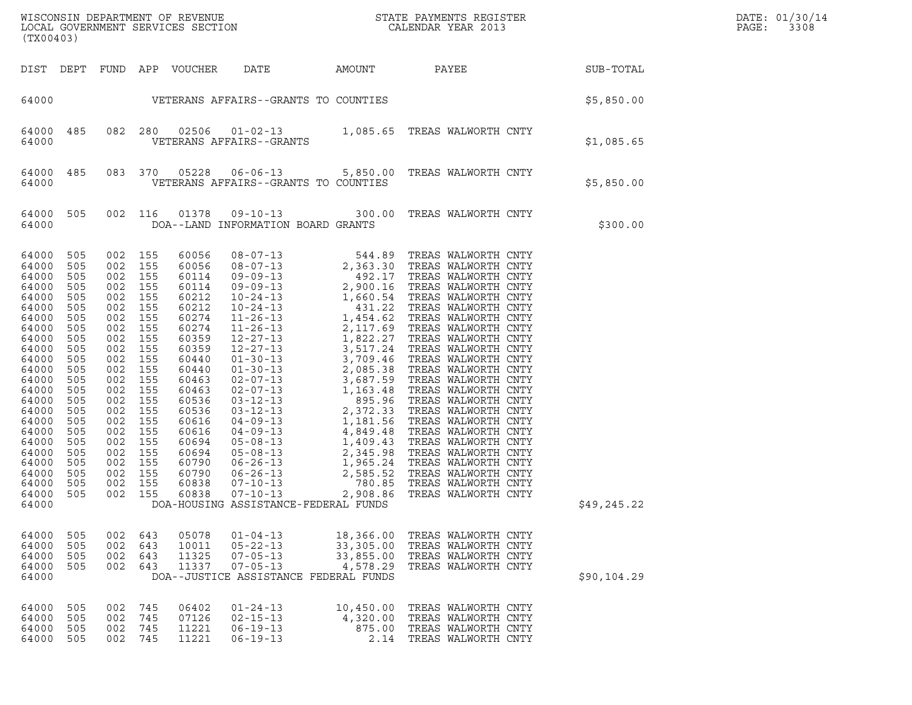WISCONSIN DEPARTMENT OF REVENUE
LOCAL GOVERNMENT SERVICES SECTION
(TX00403)

STATE PAYMENTS REGISTER
CALENDAR YEAR 2013

DATE: 01/30/14
PAGE: 3308

| DIST | DEPT | FUND | APP | VOUCHER | DATE | AMOUNT | PAYEE | SUB-TOTAL |
|---|---|---|---|---|---|---|---|---|
| 64000 | | | | | VETERANS AFFAIRS--GRANTS TO COUNTIES | | | $5,850.00 |
| 64000 | 485 | 082 | 280 | 02506 | 01-02-13 | 1,085.65 | TREAS WALWORTH CNTY | |
| 64000 | | | | | VETERANS AFFAIRS--GRANTS | | | $1,085.65 |
| 64000 | 485 | 083 | 370 | 05228 | 06-06-13 | 5,850.00 | TREAS WALWORTH CNTY | |
| 64000 | | | | | VETERANS AFFAIRS--GRANTS TO COUNTIES | | | $5,850.00 |
| 64000 | 505 | 002 | 116 | 01378 | 09-10-13 | 300.00 | TREAS WALWORTH CNTY | |
| 64000 | | | | | DOA--LAND INFORMATION BOARD GRANTS | | | $300.00 |
| 64000 | 505 | 002 | 155 | 60056 | 08-07-13 | 544.89 | TREAS WALWORTH CNTY | |
| 64000 | 505 | 002 | 155 | 60056 | 08-07-13 | 2,363.30 | TREAS WALWORTH CNTY | |
| 64000 | 505 | 002 | 155 | 60114 | 09-09-13 | 492.17 | TREAS WALWORTH CNTY | |
| 64000 | 505 | 002 | 155 | 60114 | 09-09-13 | 2,900.16 | TREAS WALWORTH CNTY | |
| 64000 | 505 | 002 | 155 | 60212 | 10-24-13 | 1,660.54 | TREAS WALWORTH CNTY | |
| 64000 | 505 | 002 | 155 | 60212 | 10-24-13 | 431.22 | TREAS WALWORTH CNTY | |
| 64000 | 505 | 002 | 155 | 60274 | 11-26-13 | 1,454.62 | TREAS WALWORTH CNTY | |
| 64000 | 505 | 002 | 155 | 60274 | 11-26-13 | 2,117.69 | TREAS WALWORTH CNTY | |
| 64000 | 505 | 002 | 155 | 60359 | 12-27-13 | 1,822.27 | TREAS WALWORTH CNTY | |
| 64000 | 505 | 002 | 155 | 60359 | 12-27-13 | 3,517.24 | TREAS WALWORTH CNTY | |
| 64000 | 505 | 002 | 155 | 60440 | 01-30-13 | 3,709.46 | TREAS WALWORTH CNTY | |
| 64000 | 505 | 002 | 155 | 60440 | 01-30-13 | 2,085.38 | TREAS WALWORTH CNTY | |
| 64000 | 505 | 002 | 155 | 60463 | 02-07-13 | 3,687.59 | TREAS WALWORTH CNTY | |
| 64000 | 505 | 002 | 155 | 60463 | 02-07-13 | 1,163.48 | TREAS WALWORTH CNTY | |
| 64000 | 505 | 002 | 155 | 60536 | 03-12-13 | 895.96 | TREAS WALWORTH CNTY | |
| 64000 | 505 | 002 | 155 | 60536 | 03-12-13 | 2,372.33 | TREAS WALWORTH CNTY | |
| 64000 | 505 | 002 | 155 | 60616 | 04-09-13 | 1,181.56 | TREAS WALWORTH CNTY | |
| 64000 | 505 | 002 | 155 | 60616 | 04-09-13 | 4,849.48 | TREAS WALWORTH CNTY | |
| 64000 | 505 | 002 | 155 | 60694 | 05-08-13 | 1,409.43 | TREAS WALWORTH CNTY | |
| 64000 | 505 | 002 | 155 | 60694 | 05-08-13 | 2,345.98 | TREAS WALWORTH CNTY | |
| 64000 | 505 | 002 | 155 | 60790 | 06-26-13 | 1,965.24 | TREAS WALWORTH CNTY | |
| 64000 | 505 | 002 | 155 | 60790 | 06-26-13 | 2,585.52 | TREAS WALWORTH CNTY | |
| 64000 | 505 | 002 | 155 | 60838 | 07-10-13 | 780.85 | TREAS WALWORTH CNTY | |
| 64000 | 505 | 002 | 155 | 60838 | 07-10-13 | 2,908.86 | TREAS WALWORTH CNTY | |
| 64000 | | | | | DOA-HOUSING ASSISTANCE-FEDERAL FUNDS | | | $49,245.22 |
| 64000 | 505 | 002 | 643 | 05078 | 01-04-13 | 18,366.00 | TREAS WALWORTH CNTY | |
| 64000 | 505 | 002 | 643 | 10011 | 05-22-13 | 33,305.00 | TREAS WALWORTH CNTY | |
| 64000 | 505 | 002 | 643 | 11325 | 07-05-13 | 33,855.00 | TREAS WALWORTH CNTY | |
| 64000 | 505 | 002 | 643 | 11337 | 07-05-13 | 4,578.29 | TREAS WALWORTH CNTY | |
| 64000 | | | | | DOA--JUSTICE ASSISTANCE FEDERAL FUNDS | | | $90,104.29 |
| 64000 | 505 | 002 | 745 | 06402 | 01-24-13 | 10,450.00 | TREAS WALWORTH CNTY | |
| 64000 | 505 | 002 | 745 | 07126 | 02-15-13 | 4,320.00 | TREAS WALWORTH CNTY | |
| 64000 | 505 | 002 | 745 | 11221 | 06-19-13 | 875.00 | TREAS WALWORTH CNTY | |
| 64000 | 505 | 002 | 745 | 11221 | 06-19-13 | 2.14 | TREAS WALWORTH CNTY | |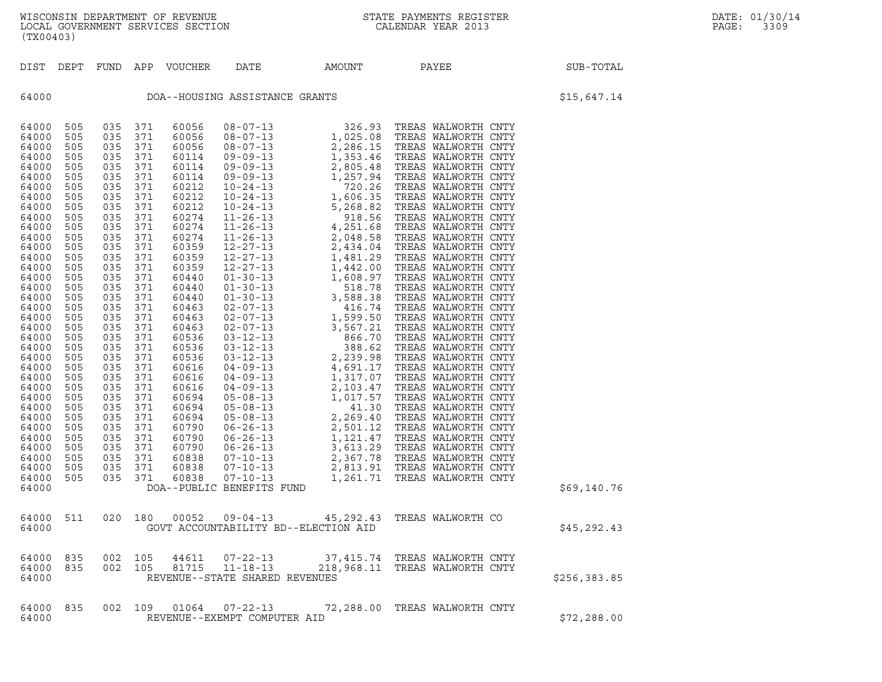WISCONSIN DEPARTMENT OF REVENUE
LOCAL GOVERNMENT SERVICES SECTION
(TX00403)

STATE PAYMENTS REGISTER
CALENDAR YEAR 2013

DATE: 01/30/14

| DIST | DEPT | FUND | APP | VOUCHER | DATE | AMOUNT | PAYEE | SUB-TOTAL |
|---|---|---|---|---|---|---|---|---|
| 64000 | | | | | DOA--HOUSING ASSISTANCE GRANTS | | | $15,647.14 |
| 64000 | 505 | 035 | 371 | 60056 | 08-07-13 | 326.93 | TREAS WALWORTH CNTY | |
| 64000 | 505 | 035 | 371 | 60056 | 08-07-13 | 1,025.08 | TREAS WALWORTH CNTY | |
| 64000 | 505 | 035 | 371 | 60056 | 08-07-13 | 2,286.15 | TREAS WALWORTH CNTY | |
| 64000 | 505 | 035 | 371 | 60114 | 09-09-13 | 1,353.46 | TREAS WALWORTH CNTY | |
| 64000 | 505 | 035 | 371 | 60114 | 09-09-13 | 2,805.48 | TREAS WALWORTH CNTY | |
| 64000 | 505 | 035 | 371 | 60114 | 09-09-13 | 1,257.94 | TREAS WALWORTH CNTY | |
| 64000 | 505 | 035 | 371 | 60212 | 10-24-13 | 720.26 | TREAS WALWORTH CNTY | |
| 64000 | 505 | 035 | 371 | 60212 | 10-24-13 | 1,606.35 | TREAS WALWORTH CNTY | |
| 64000 | 505 | 035 | 371 | 60212 | 10-24-13 | 5,268.82 | TREAS WALWORTH CNTY | |
| 64000 | 505 | 035 | 371 | 60274 | 11-26-13 | 918.56 | TREAS WALWORTH CNTY | |
| 64000 | 505 | 035 | 371 | 60274 | 11-26-13 | 4,251.68 | TREAS WALWORTH CNTY | |
| 64000 | 505 | 035 | 371 | 60274 | 11-26-13 | 2,048.58 | TREAS WALWORTH CNTY | |
| 64000 | 505 | 035 | 371 | 60359 | 12-27-13 | 2,434.04 | TREAS WALWORTH CNTY | |
| 64000 | 505 | 035 | 371 | 60359 | 12-27-13 | 1,481.29 | TREAS WALWORTH CNTY | |
| 64000 | 505 | 035 | 371 | 60359 | 12-27-13 | 1,442.00 | TREAS WALWORTH CNTY | |
| 64000 | 505 | 035 | 371 | 60440 | 01-30-13 | 1,608.97 | TREAS WALWORTH CNTY | |
| 64000 | 505 | 035 | 371 | 60440 | 01-30-13 | 518.78 | TREAS WALWORTH CNTY | |
| 64000 | 505 | 035 | 371 | 60440 | 01-30-13 | 3,588.38 | TREAS WALWORTH CNTY | |
| 64000 | 505 | 035 | 371 | 60463 | 02-07-13 | 416.74 | TREAS WALWORTH CNTY | |
| 64000 | 505 | 035 | 371 | 60463 | 02-07-13 | 1,599.50 | TREAS WALWORTH CNTY | |
| 64000 | 505 | 035 | 371 | 60463 | 02-07-13 | 3,567.21 | TREAS WALWORTH CNTY | |
| 64000 | 505 | 035 | 371 | 60536 | 03-12-13 | 866.70 | TREAS WALWORTH CNTY | |
| 64000 | 505 | 035 | 371 | 60536 | 03-12-13 | 388.62 | TREAS WALWORTH CNTY | |
| 64000 | 505 | 035 | 371 | 60536 | 03-12-13 | 2,239.98 | TREAS WALWORTH CNTY | |
| 64000 | 505 | 035 | 371 | 60616 | 04-09-13 | 4,691.17 | TREAS WALWORTH CNTY | |
| 64000 | 505 | 035 | 371 | 60616 | 04-09-13 | 1,317.07 | TREAS WALWORTH CNTY | |
| 64000 | 505 | 035 | 371 | 60616 | 04-09-13 | 2,103.47 | TREAS WALWORTH CNTY | |
| 64000 | 505 | 035 | 371 | 60694 | 05-08-13 | 1,017.57 | TREAS WALWORTH CNTY | |
| 64000 | 505 | 035 | 371 | 60694 | 05-08-13 | 41.30 | TREAS WALWORTH CNTY | |
| 64000 | 505 | 035 | 371 | 60694 | 05-08-13 | 2,269.40 | TREAS WALWORTH CNTY | |
| 64000 | 505 | 035 | 371 | 60790 | 06-26-13 | 2,501.12 | TREAS WALWORTH CNTY | |
| 64000 | 505 | 035 | 371 | 60790 | 06-26-13 | 1,121.47 | TREAS WALWORTH CNTY | |
| 64000 | 505 | 035 | 371 | 60790 | 06-26-13 | 3,613.29 | TREAS WALWORTH CNTY | |
| 64000 | 505 | 035 | 371 | 60838 | 07-10-13 | 2,367.78 | TREAS WALWORTH CNTY | |
| 64000 | 505 | 035 | 371 | 60838 | 07-10-13 | 2,813.91 | TREAS WALWORTH CNTY | |
| 64000 | 505 | 035 | 371 | 60838 | 07-10-13 | 1,261.71 | TREAS WALWORTH CNTY | |
| 64000 | | | | | DOA--PUBLIC BENEFITS FUND | | | $69,140.76 |
| 64000 | 511 | 020 | 180 | 00052 | 09-04-13 | 45,292.43 | TREAS WALWORTH CO | |
| 64000 | | | | | GOVT ACCOUNTABILITY BD--ELECTION AID | | | $45,292.43 |
| 64000 | 835 | 002 | 105 | 44611 | 07-22-13 | 37,415.74 | TREAS WALWORTH CNTY | |
| 64000 | 835 | 002 | 105 | 81715 | 11-18-13 | 218,968.11 | TREAS WALWORTH CNTY | |
| 64000 | | | | | REVENUE--STATE SHARED REVENUES | | | $256,383.85 |
| 64000 | 835 | 002 | 109 | 01064 | 07-22-13 | 72,288.00 | TREAS WALWORTH CNTY | |
| 64000 | | | | | REVENUE--EXEMPT COMPUTER AID | | | $72,288.00 |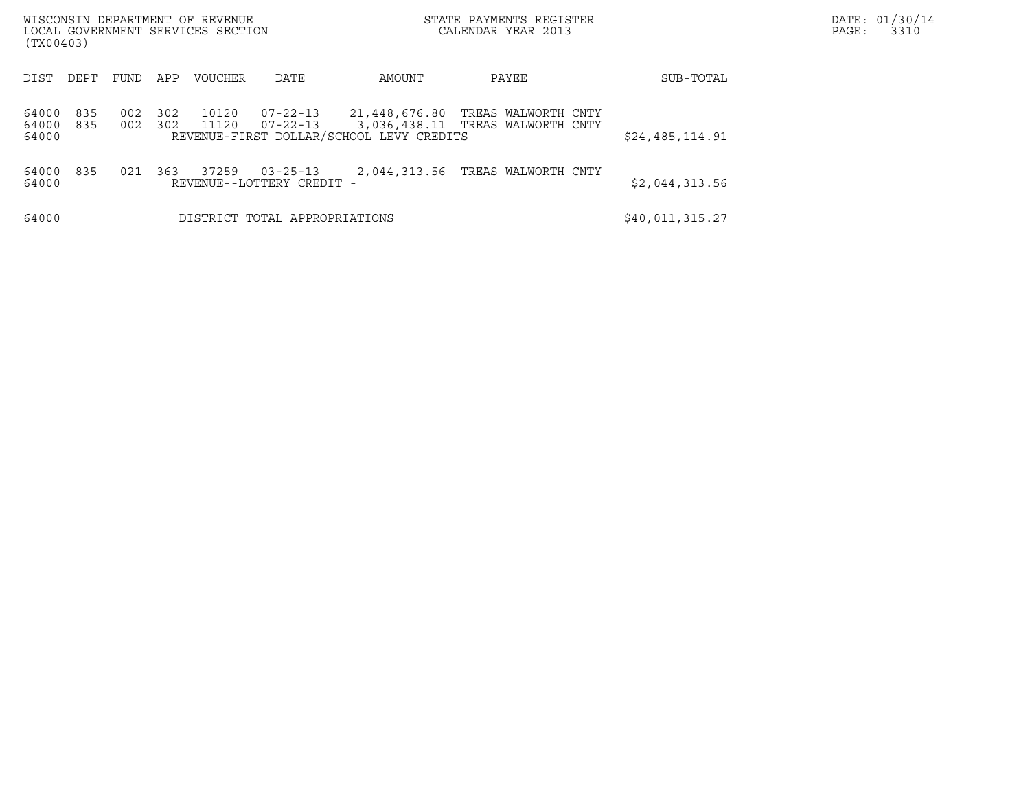WISCONSIN DEPARTMENT OF REVENUE
LOCAL GOVERNMENT SERVICES SECTION
(TX00403)

STATE PAYMENTS REGISTER
CALENDAR YEAR 2013

DATE: 01/30/14

| DIST | DEPT | FUND | APP | VOUCHER | DATE | AMOUNT | PAYEE | SUB-TOTAL |
|---|---|---|---|---|---|---|---|---|
| 64000 | 835 | 002 | 302 | 10120 | 07-22-13 | 21,448,676.80 | TREAS WALWORTH CNTY | |
| 64000 | 835 | 002 | 302 | 11120 | 07-22-13 | 3,036,438.11 | TREAS WALWORTH CNTY | |
| 64000 | | | | REVENUE-FIRST DOLLAR/SCHOOL LEVY CREDITS | | | | $24,485,114.91 |
| 64000 | 835 | 021 | 363 | 37259 | 03-25-13 | 2,044,313.56 | TREAS WALWORTH CNTY | |
| 64000 | | | | REVENUE--LOTTERY CREDIT - | | | | $2,044,313.56 |
| 64000 | | | | DISTRICT TOTAL APPROPRIATIONS | | | | $40,011,315.27 |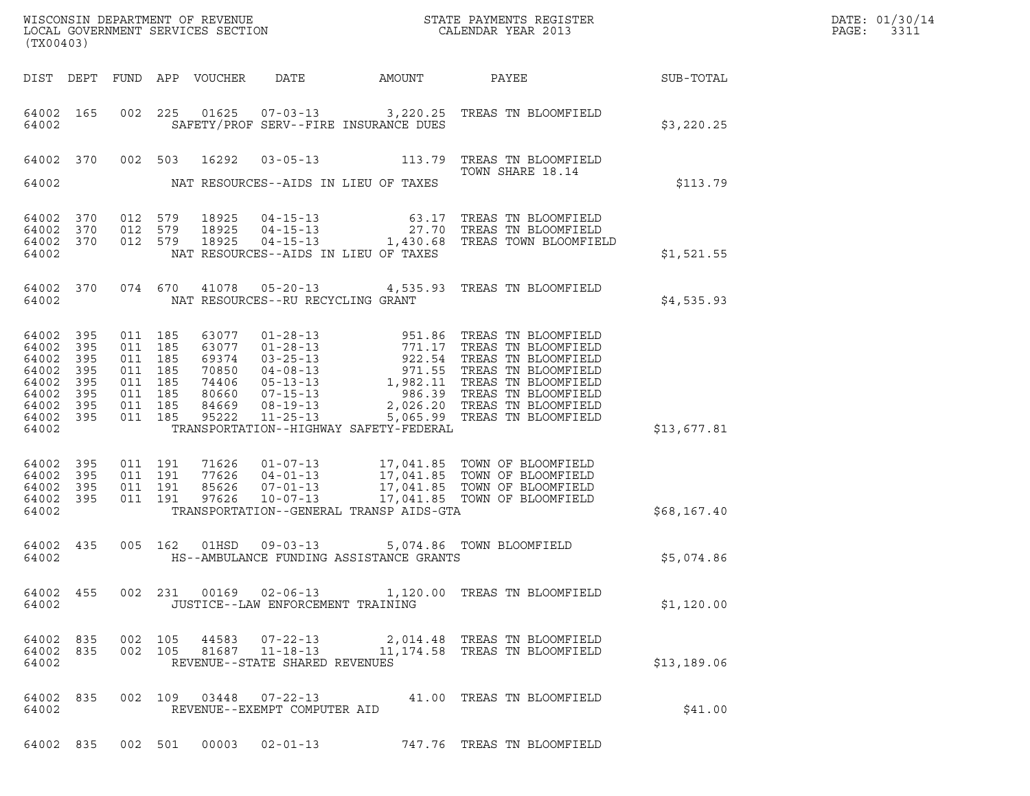WISCONSIN DEPARTMENT OF REVENUE
LOCAL GOVERNMENT SERVICES SECTION
(TX00403)

STATE PAYMENTS REGISTER
CALENDAR YEAR 2013

DATE: 01/30/14
PAGE: 3311

| DIST | DEPT | FUND | APP | VOUCHER | DATE | AMOUNT | PAYEE | SUB-TOTAL |
|---|---|---|---|---|---|---|---|---|
| 64002 | 165 | 002 | 225 | 01625 | 07-03-13 | 3,220.25 | TREAS TN BLOOMFIELD | |
| 64002 | | | | | SAFETY/PROF SERV--FIRE INSURANCE DUES | | | $3,220.25 |
| 64002 | 370 | 002 | 503 | 16292 | 03-05-13 | 113.79 | TREAS TN BLOOMFIELD TOWN SHARE 18.14 | |
| 64002 | | | | | NAT RESOURCES--AIDS IN LIEU OF TAXES | | | $113.79 |
| 64002 | 370 | 012 | 579 | 18925 | 04-15-13 | 63.17 | TREAS TN BLOOMFIELD | |
| 64002 | 370 | 012 | 579 | 18925 | 04-15-13 | 27.70 | TREAS TN BLOOMFIELD | |
| 64002 | 370 | 012 | 579 | 18925 | 04-15-13 | 1,430.68 | TREAS TOWN BLOOMFIELD | |
| 64002 | | | | | NAT RESOURCES--AIDS IN LIEU OF TAXES | | | $1,521.55 |
| 64002 | 370 | 074 | 670 | 41078 | 05-20-13 | 4,535.93 | TREAS TN BLOOMFIELD | |
| 64002 | | | | | NAT RESOURCES--RU RECYCLING GRANT | | | $4,535.93 |
| 64002 | 395 | 011 | 185 | 63077 | 01-28-13 | 951.86 | TREAS TN BLOOMFIELD | |
| 64002 | 395 | 011 | 185 | 63077 | 01-28-13 | 771.17 | TREAS TN BLOOMFIELD | |
| 64002 | 395 | 011 | 185 | 69374 | 03-25-13 | 922.54 | TREAS TN BLOOMFIELD | |
| 64002 | 395 | 011 | 185 | 70850 | 04-08-13 | 971.55 | TREAS TN BLOOMFIELD | |
| 64002 | 395 | 011 | 185 | 74406 | 05-13-13 | 1,982.11 | TREAS TN BLOOMFIELD | |
| 64002 | 395 | 011 | 185 | 80660 | 07-15-13 | 986.39 | TREAS TN BLOOMFIELD | |
| 64002 | 395 | 011 | 185 | 84669 | 08-19-13 | 2,026.20 | TREAS TN BLOOMFIELD | |
| 64002 | 395 | 011 | 185 | 95222 | 11-25-13 | 5,065.99 | TREAS TN BLOOMFIELD | |
| 64002 | | | | | TRANSPORTATION--HIGHWAY SAFETY-FEDERAL | | | $13,677.81 |
| 64002 | 395 | 011 | 191 | 71626 | 01-07-13 | 17,041.85 | TOWN OF BLOOMFIELD | |
| 64002 | 395 | 011 | 191 | 77626 | 04-01-13 | 17,041.85 | TOWN OF BLOOMFIELD | |
| 64002 | 395 | 011 | 191 | 85626 | 07-01-13 | 17,041.85 | TOWN OF BLOOMFIELD | |
| 64002 | 395 | 011 | 191 | 97626 | 10-07-13 | 17,041.85 | TOWN OF BLOOMFIELD | |
| 64002 | | | | | TRANSPORTATION--GENERAL TRANSP AIDS-GTA | | | $68,167.40 |
| 64002 | 435 | 005 | 162 | 01HSD | 09-03-13 | 5,074.86 | TOWN BLOOMFIELD | |
| 64002 | | | | | HS--AMBULANCE FUNDING ASSISTANCE GRANTS | | | $5,074.86 |
| 64002 | 455 | 002 | 231 | 00169 | 02-06-13 | 1,120.00 | TREAS TN BLOOMFIELD | |
| 64002 | | | | | JUSTICE--LAW ENFORCEMENT TRAINING | | | $1,120.00 |
| 64002 | 835 | 002 | 105 | 44583 | 07-22-13 | 2,014.48 | TREAS TN BLOOMFIELD | |
| 64002 | 835 | 002 | 105 | 81687 | 11-18-13 | 11,174.58 | TREAS TN BLOOMFIELD | |
| 64002 | | | | | REVENUE--STATE SHARED REVENUES | | | $13,189.06 |
| 64002 | 835 | 002 | 109 | 03448 | 07-22-13 | 41.00 | TREAS TN BLOOMFIELD | |
| 64002 | | | | | REVENUE--EXEMPT COMPUTER AID | | | $41.00 |
| 64002 | 835 | 002 | 501 | 00003 | 02-01-13 | 747.76 | TREAS TN BLOOMFIELD | |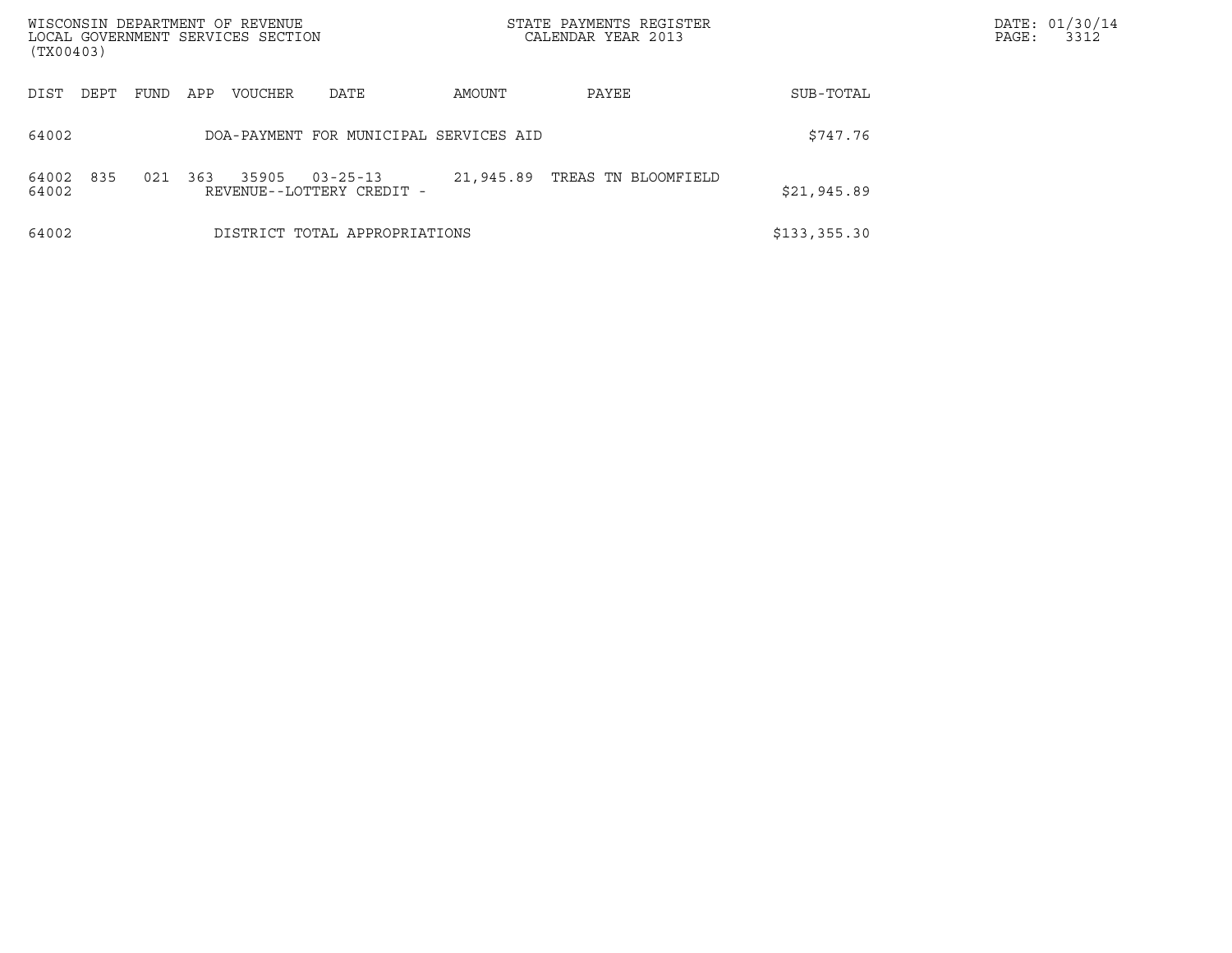| DIST | DEPT | FUND | APP | VOUCHER | DATE | AMOUNT | PAYEE | SUB-TOTAL |
|---|---|---|---|---|---|---|---|---|
| 64002 | | | | DOA-PAYMENT FOR MUNICIPAL SERVICES AID | | | | $747.76 |
| 64002 | 835 | 021 | 363 | 35905 | 03-25-13 | 21,945.89 | TREAS TN BLOOMFIELD | |
| 64002 | | | | REVENUE--LOTTERY CREDIT - | | | | $21,945.89 |
| 64002 | | | | DISTRICT TOTAL APPROPRIATIONS | | | | $133,355.30 |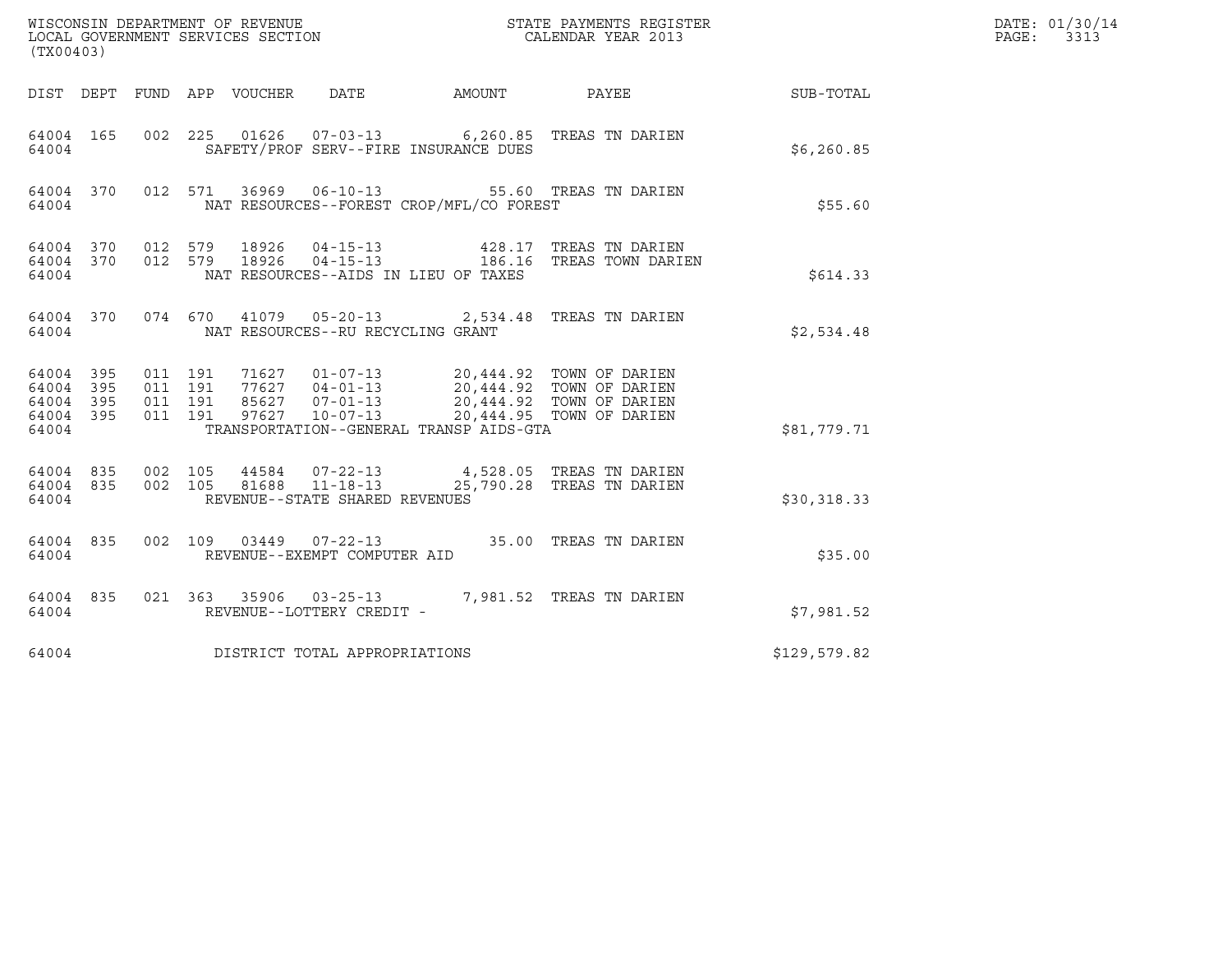WISCONSIN DEPARTMENT OF REVENUE
LOCAL GOVERNMENT SERVICES SECTION
(TX00403)

STATE PAYMENTS REGISTER
CALENDAR YEAR 2013

DATE: 01/30/14

| DIST | DEPT | FUND | APP | VOUCHER | DATE | AMOUNT | PAYEE | SUB-TOTAL |
|---|---|---|---|---|---|---|---|---|
| 64004 | 165 | 002 | 225 | 01626 | 07-03-13 | 6,260.85 | TREAS TN DARIEN | |
| 64004 | | | | SAFETY/PROF SERV--FIRE INSURANCE DUES | | | | $6,260.85 |
| 64004 | 370 | 012 | 571 | 36969 | 06-10-13 | 55.60 | TREAS TN DARIEN | |
| 64004 | | | | NAT RESOURCES--FOREST CROP/MFL/CO FOREST | | | | $55.60 |
| 64004 | 370 | 012 | 579 | 18926 | 04-15-13 | 428.17 | TREAS TN DARIEN | |
| 64004 | 370 | 012 | 579 | 18926 | 04-15-13 | 186.16 | TREAS TOWN DARIEN | |
| 64004 | | | | NAT RESOURCES--AIDS IN LIEU OF TAXES | | | | $614.33 |
| 64004 | 370 | 074 | 670 | 41079 | 05-20-13 | 2,534.48 | TREAS TN DARIEN | |
| 64004 | | | | NAT RESOURCES--RU RECYCLING GRANT | | | | $2,534.48 |
| 64004 | 395 | 011 | 191 | 71627 | 01-07-13 | 20,444.92 | TOWN OF DARIEN | |
| 64004 | 395 | 011 | 191 | 77627 | 04-01-13 | 20,444.92 | TOWN OF DARIEN | |
| 64004 | 395 | 011 | 191 | 85627 | 07-01-13 | 20,444.92 | TOWN OF DARIEN | |
| 64004 | 395 | 011 | 191 | 97627 | 10-07-13 | 20,444.95 | TOWN OF DARIEN | |
| 64004 | | | | TRANSPORTATION--GENERAL TRANSP AIDS-GTA | | | | $81,779.71 |
| 64004 | 835 | 002 | 105 | 44584 | 07-22-13 | 4,528.05 | TREAS TN DARIEN | |
| 64004 | 835 | 002 | 105 | 81688 | 11-18-13 | 25,790.28 | TREAS TN DARIEN | |
| 64004 | | | | REVENUE--STATE SHARED REVENUES | | | | $30,318.33 |
| 64004 | 835 | 002 | 109 | 03449 | 07-22-13 | 35.00 | TREAS TN DARIEN | |
| 64004 | | | | REVENUE--EXEMPT COMPUTER AID | | | | $35.00 |
| 64004 | 835 | 021 | 363 | 35906 | 03-25-13 | 7,981.52 | TREAS TN DARIEN | |
| 64004 | | | | REVENUE--LOTTERY CREDIT - | | | | $7,981.52 |
| 64004 | | | | DISTRICT TOTAL APPROPRIATIONS | | | | $129,579.82 |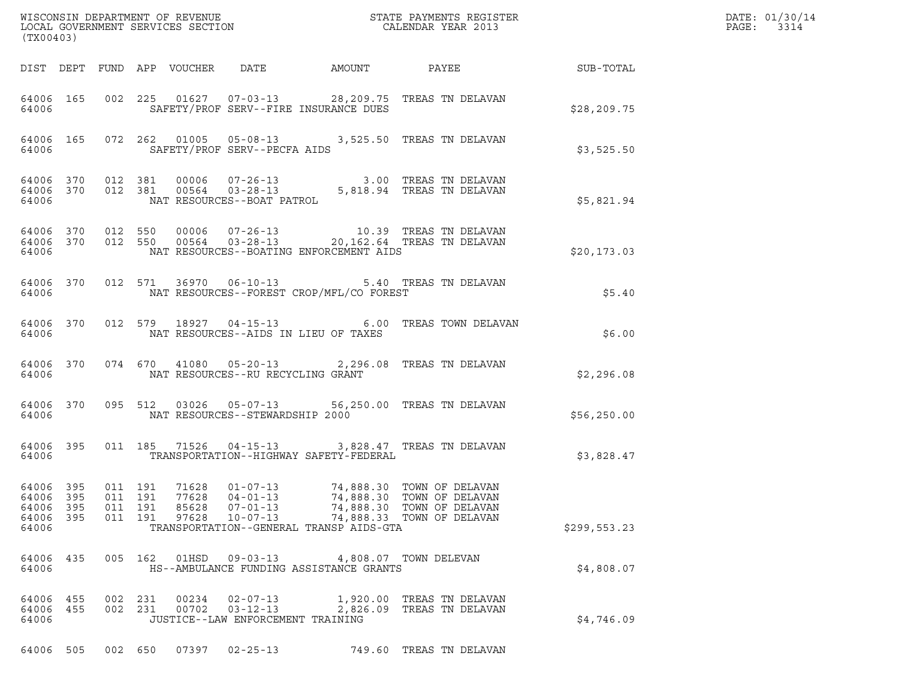WISCONSIN DEPARTMENT OF REVENUE
LOCAL GOVERNMENT SERVICES SECTION
(TX00403)

STATE PAYMENTS REGISTER
CALENDAR YEAR 2013

DATE: 01/30/14
PAGE: 3314

| DIST | DEPT | FUND | APP | VOUCHER | DATE | AMOUNT | PAYEE | SUB-TOTAL |
|---|---|---|---|---|---|---|---|---|
| 64006 | 165 | 002 | 225 | 01627 | 07-03-13 | 28,209.75 | TREAS TN DELAVAN | |
| 64006 | | | | SAFETY/PROF SERV--FIRE INSURANCE DUES | | | | $28,209.75 |
| 64006 | 165 | 072 | 262 | 01005 | 05-08-13 | 3,525.50 | TREAS TN DELAVAN | |
| 64006 | | | | SAFETY/PROF SERV--PECFA AIDS | | | | $3,525.50 |
| 64006 | 370 | 012 | 381 | 00006 | 07-26-13 | 3.00 | TREAS TN DELAVAN | |
| 64006 | 370 | 012 | 381 | 00564 | 03-28-13 | 5,818.94 | TREAS TN DELAVAN | |
| 64006 | | | | NAT RESOURCES--BOAT PATROL | | | | $5,821.94 |
| 64006 | 370 | 012 | 550 | 00006 | 07-26-13 | 10.39 | TREAS TN DELAVAN | |
| 64006 | 370 | 012 | 550 | 00564 | 03-28-13 | 20,162.64 | TREAS TN DELAVAN | |
| 64006 | | | | NAT RESOURCES--BOATING ENFORCEMENT AIDS | | | | $20,173.03 |
| 64006 | 370 | 012 | 571 | 36970 | 06-10-13 | 5.40 | TREAS TN DELAVAN | |
| 64006 | | | | NAT RESOURCES--FOREST CROP/MFL/CO FOREST | | | | $5.40 |
| 64006 | 370 | 012 | 579 | 18927 | 04-15-13 | 6.00 | TREAS TOWN DELAVAN | |
| 64006 | | | | NAT RESOURCES--AIDS IN LIEU OF TAXES | | | | $6.00 |
| 64006 | 370 | 074 | 670 | 41080 | 05-20-13 | 2,296.08 | TREAS TN DELAVAN | |
| 64006 | | | | NAT RESOURCES--RU RECYCLING GRANT | | | | $2,296.08 |
| 64006 | 370 | 095 | 512 | 03026 | 05-07-13 | 56,250.00 | TREAS TN DELAVAN | |
| 64006 | | | | NAT RESOURCES--STEWARDSHIP 2000 | | | | $56,250.00 |
| 64006 | 395 | 011 | 185 | 71526 | 04-15-13 | 3,828.47 | TREAS TN DELAVAN | |
| 64006 | | | | TRANSPORTATION--HIGHWAY SAFETY-FEDERAL | | | | $3,828.47 |
| 64006 | 395 | 011 | 191 | 71628 | 01-07-13 | 74,888.30 | TOWN OF DELAVAN | |
| 64006 | 395 | 011 | 191 | 77628 | 04-01-13 | 74,888.30 | TOWN OF DELAVAN | |
| 64006 | 395 | 011 | 191 | 85628 | 07-01-13 | 74,888.30 | TOWN OF DELAVAN | |
| 64006 | 395 | 011 | 191 | 97628 | 10-07-13 | 74,888.33 | TOWN OF DELAVAN | |
| 64006 | | | | TRANSPORTATION--GENERAL TRANSP AIDS-GTA | | | | $299,553.23 |
| 64006 | 435 | 005 | 162 | 01HSD | 09-03-13 | 4,808.07 | TOWN DELEVAN | |
| 64006 | | | | HS--AMBULANCE FUNDING ASSISTANCE GRANTS | | | | $4,808.07 |
| 64006 | 455 | 002 | 231 | 00234 | 02-07-13 | 1,920.00 | TREAS TN DELAVAN | |
| 64006 | 455 | 002 | 231 | 00702 | 03-12-13 | 2,826.09 | TREAS TN DELAVAN | |
| 64006 | | | | JUSTICE--LAW ENFORCEMENT TRAINING | | | | $4,746.09 |
| 64006 | 505 | 002 | 650 | 07397 | 02-25-13 | 749.60 | TREAS TN DELAVAN | |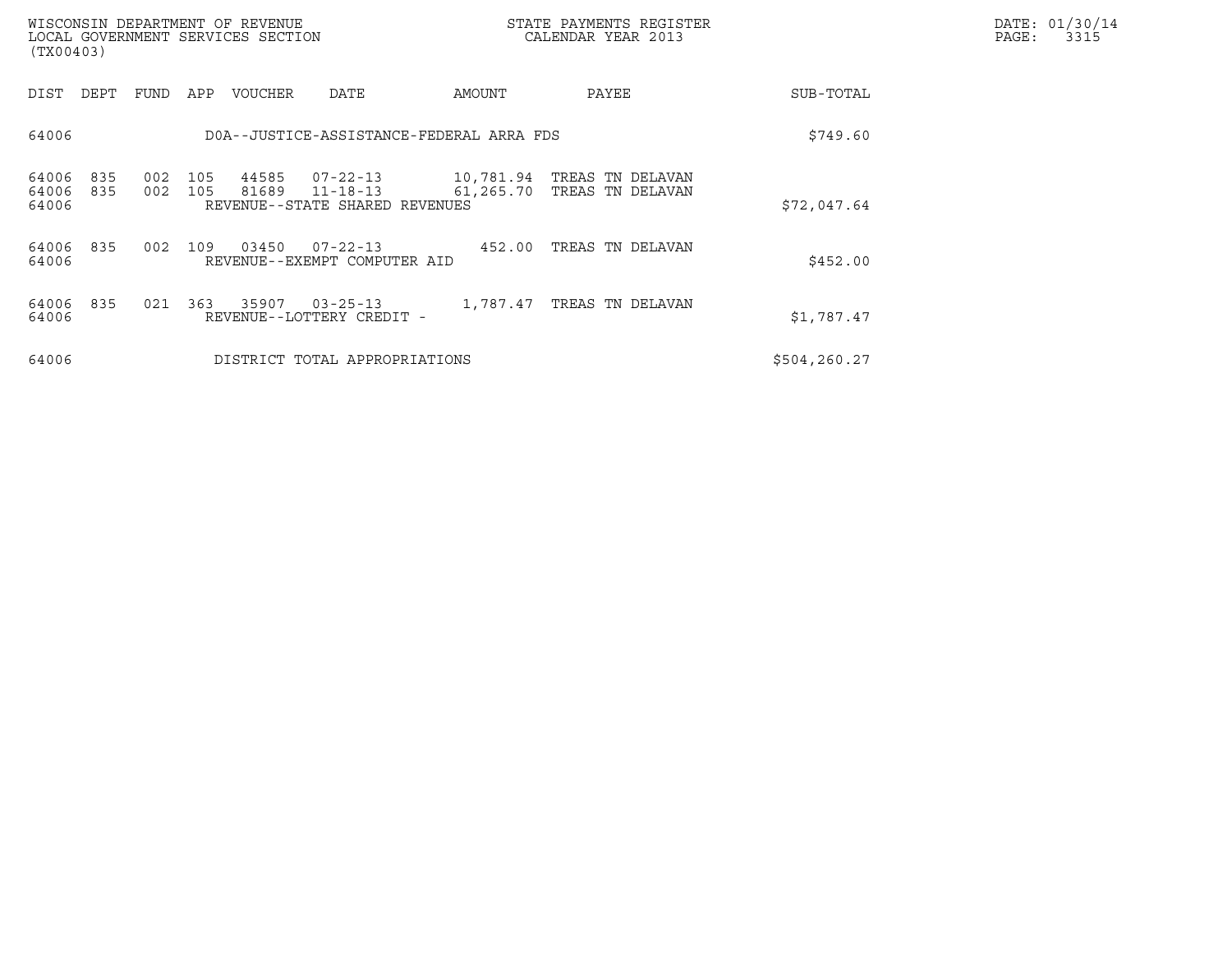| DIST | DEPT | FUND | APP | VOUCHER | DATE | AMOUNT | PAYEE | SUB-TOTAL |
|---|---|---|---|---|---|---|---|---|
| 64006 | | | | D0A--JUSTICE-ASSISTANCE-FEDERAL ARRA FDS | | | | $749.60 |
| 64006 | 835 | 002 | 105 | 44585 | 07-22-13 | 10,781.94 | TREAS TN DELAVAN | |
| 64006 | 835 | 002 | 105 | 81689 | 11-18-13 | 61,265.70 | TREAS TN DELAVAN | |
| 64006 | | | | REVENUE--STATE SHARED REVENUES | | | | $72,047.64 |
| 64006 | 835 | 002 | 109 | 03450 | 07-22-13 | 452.00 | TREAS TN DELAVAN | |
| 64006 | | | | REVENUE--EXEMPT COMPUTER AID | | | | $452.00 |
| 64006 | 835 | 021 | 363 | 35907 | 03-25-13 | 1,787.47 | TREAS TN DELAVAN | |
| 64006 | | | | REVENUE--LOTTERY CREDIT - | | | | $1,787.47 |
| 64006 | | | | DISTRICT TOTAL APPROPRIATIONS | | | | $504,260.27 |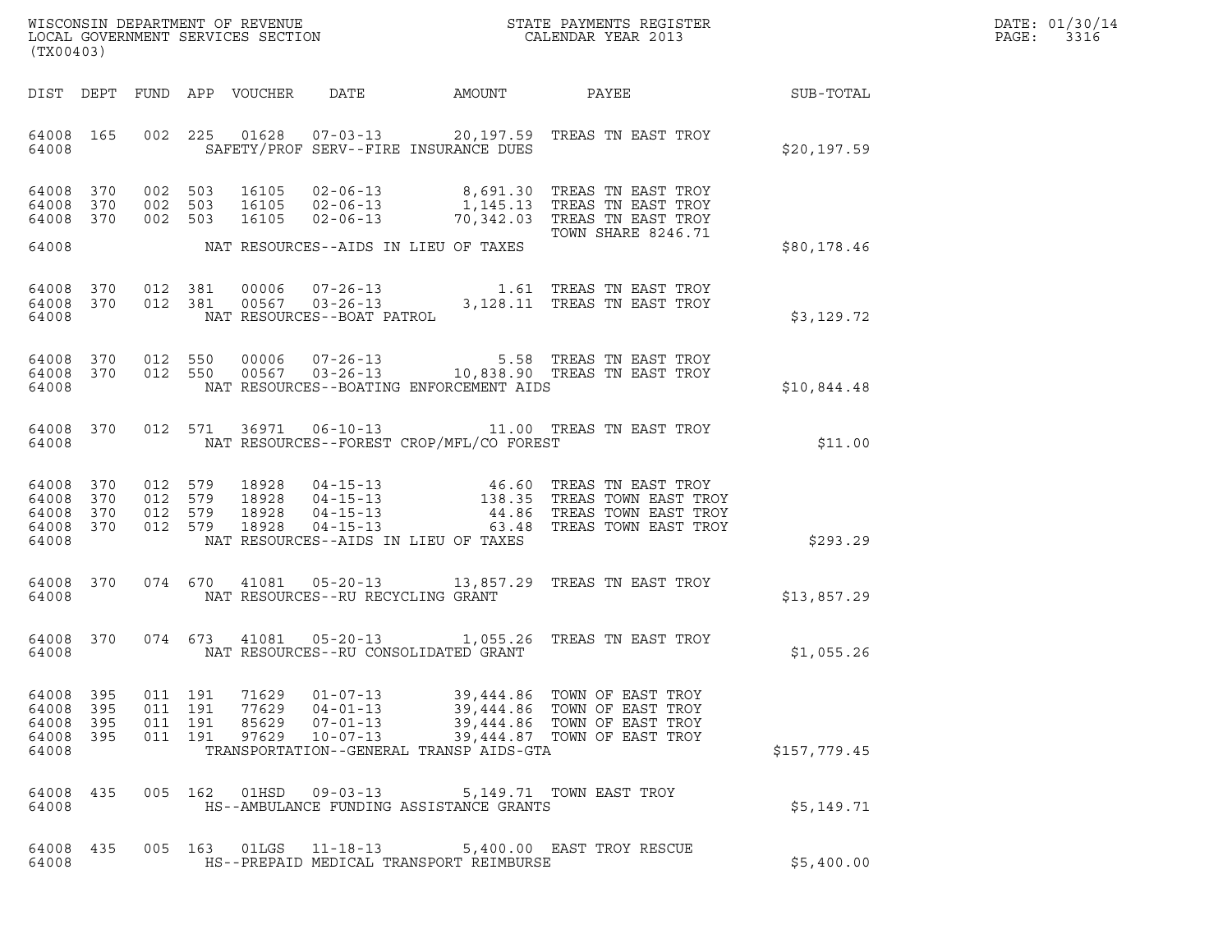WISCONSIN DEPARTMENT OF REVENUE
LOCAL GOVERNMENT SERVICES SECTION
(TX00403)

STATE PAYMENTS REGISTER
CALENDAR YEAR 2013

| DIST | DEPT | FUND | APP | VOUCHER | DATE | AMOUNT | PAYEE | SUB-TOTAL |
|---|---|---|---|---|---|---|---|---|
| 64008 | 165 | 002 | 225 | 01628 | 07-03-13 | 20,197.59 | TREAS TN EAST TROY | |
| 64008 | | | | | SAFETY/PROF SERV--FIRE INSURANCE DUES | | | $20,197.59 |
| 64008 | 370 | 002 | 503 | 16105 | 02-06-13 | 8,691.30 | TREAS TN EAST TROY | |
| 64008 | 370 | 002 | 503 | 16105 | 02-06-13 | 1,145.13 | TREAS TN EAST TROY | |
| 64008 | 370 | 002 | 503 | 16105 | 02-06-13 | 70,342.03 | TREAS TN EAST TROY TOWN SHARE 8246.71 | |
| 64008 | | | | | NAT RESOURCES--AIDS IN LIEU OF TAXES | | | $80,178.46 |
| 64008 | 370 | 012 | 381 | 00006 | 07-26-13 | 1.61 | TREAS TN EAST TROY | |
| 64008 | 370 | 012 | 381 | 00567 | 03-26-13 | 3,128.11 | TREAS TN EAST TROY | |
| 64008 | | | | | NAT RESOURCES--BOAT PATROL | | | $3,129.72 |
| 64008 | 370 | 012 | 550 | 00006 | 07-26-13 | 5.58 | TREAS TN EAST TROY | |
| 64008 | 370 | 012 | 550 | 00567 | 03-26-13 | 10,838.90 | TREAS TN EAST TROY | |
| 64008 | | | | | NAT RESOURCES--BOATING ENFORCEMENT AIDS | | | $10,844.48 |
| 64008 | 370 | 012 | 571 | 36971 | 06-10-13 | 11.00 | TREAS TN EAST TROY | |
| 64008 | | | | | NAT RESOURCES--FOREST CROP/MFL/CO FOREST | | | $11.00 |
| 64008 | 370 | 012 | 579 | 18928 | 04-15-13 | 46.60 | TREAS TN EAST TROY | |
| 64008 | 370 | 012 | 579 | 18928 | 04-15-13 | 138.35 | TREAS TOWN EAST TROY | |
| 64008 | 370 | 012 | 579 | 18928 | 04-15-13 | 44.86 | TREAS TOWN EAST TROY | |
| 64008 | 370 | 012 | 579 | 18928 | 04-15-13 | 63.48 | TREAS TOWN EAST TROY | |
| 64008 | | | | | NAT RESOURCES--AIDS IN LIEU OF TAXES | | | $293.29 |
| 64008 | 370 | 074 | 670 | 41081 | 05-20-13 | 13,857.29 | TREAS TN EAST TROY | |
| 64008 | | | | | NAT RESOURCES--RU RECYCLING GRANT | | | $13,857.29 |
| 64008 | 370 | 074 | 673 | 41081 | 05-20-13 | 1,055.26 | TREAS TN EAST TROY | |
| 64008 | | | | | NAT RESOURCES--RU CONSOLIDATED GRANT | | | $1,055.26 |
| 64008 | 395 | 011 | 191 | 71629 | 01-07-13 | 39,444.86 | TOWN OF EAST TROY | |
| 64008 | 395 | 011 | 191 | 77629 | 04-01-13 | 39,444.86 | TOWN OF EAST TROY | |
| 64008 | 395 | 011 | 191 | 85629 | 07-01-13 | 39,444.86 | TOWN OF EAST TROY | |
| 64008 | 395 | 011 | 191 | 97629 | 10-07-13 | 39,444.87 | TOWN OF EAST TROY | |
| 64008 | | | | | TRANSPORTATION--GENERAL TRANSP AIDS-GTA | | | $157,779.45 |
| 64008 | 435 | 005 | 162 | 01HSD | 09-03-13 | 5,149.71 | TOWN EAST TROY | |
| 64008 | | | | | HS--AMBULANCE FUNDING ASSISTANCE GRANTS | | | $5,149.71 |
| 64008 | 435 | 005 | 163 | 01LGS | 11-18-13 | 5,400.00 | EAST TROY RESCUE | |
| 64008 | | | | | HS--PREPAID MEDICAL TRANSPORT REIMBURSE | | | $5,400.00 |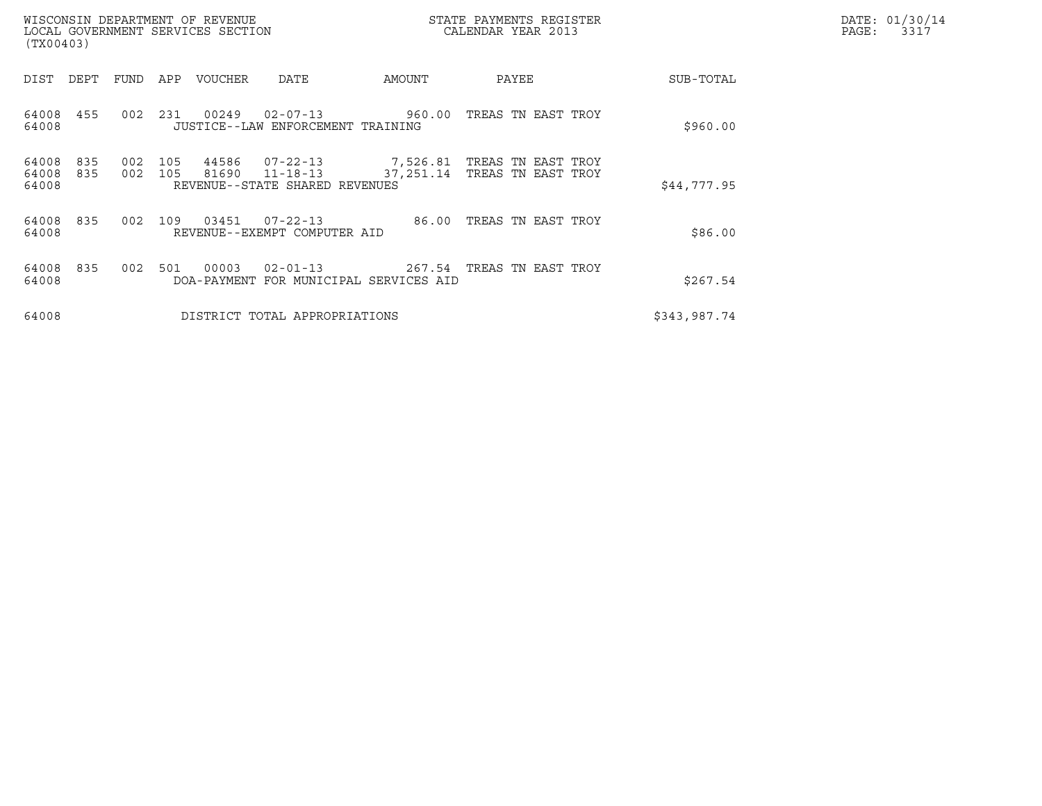WISCONSIN DEPARTMENT OF REVENUE
LOCAL GOVERNMENT SERVICES SECTION
(TX00403)

STATE PAYMENTS REGISTER
CALENDAR YEAR 2013

DATE: 01/30/14
PAGE: 3317

| DIST | DEPT | FUND | APP | VOUCHER | DATE | AMOUNT | PAYEE | SUB-TOTAL |
|---|---|---|---|---|---|---|---|---|
| 64008 | 455 | 002 | 231 | 00249 | 02-07-13 | 960.00 | TREAS TN EAST TROY | |
| 64008 | | | | JUSTICE--LAW ENFORCEMENT TRAINING | | | | $960.00 |
| 64008 | 835 | 002 | 105 | 44586 | 07-22-13 | 7,526.81 | TREAS TN EAST TROY | |
| 64008 | 835 | 002 | 105 | 81690 | 11-18-13 | 37,251.14 | TREAS TN EAST TROY | |
| 64008 | | | | REVENUE--STATE SHARED REVENUES | | | | $44,777.95 |
| 64008 | 835 | 002 | 109 | 03451 | 07-22-13 | 86.00 | TREAS TN EAST TROY | |
| 64008 | | | | REVENUE--EXEMPT COMPUTER AID | | | | $86.00 |
| 64008 | 835 | 002 | 501 | 00003 | 02-01-13 | 267.54 | TREAS TN EAST TROY | |
| 64008 | | | | DOA-PAYMENT FOR MUNICIPAL SERVICES AID | | | | $267.54 |
| 64008 | | | | DISTRICT TOTAL APPROPRIATIONS | | | | $343,987.74 |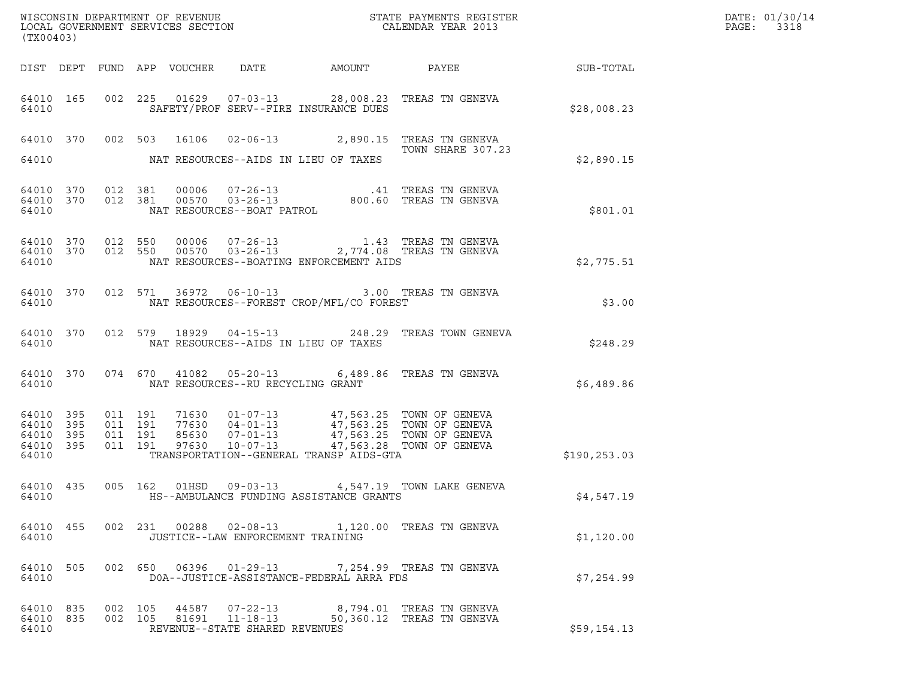WISCONSIN DEPARTMENT OF REVENUE
LOCAL GOVERNMENT SERVICES SECTION
(TX00403)

STATE PAYMENTS REGISTER
CALENDAR YEAR 2013

DATE: 01/30/14
PAGE: 3318

| DIST | DEPT | FUND | APP | VOUCHER | DATE | AMOUNT | PAYEE | SUB-TOTAL |
|---|---|---|---|---|---|---|---|---|
| 64010 | 165 | 002 | 225 | 01629 | 07-03-13 | 28,008.23 | TREAS TN GENEVA | |
| 64010 | | | | SAFETY/PROF SERV--FIRE INSURANCE DUES | | | | $28,008.23 |
| 64010 | 370 | 002 | 503 | 16106 | 02-06-13 | 2,890.15 | TREAS TN GENEVA TOWN SHARE 307.23 | |
| 64010 | | | | NAT RESOURCES--AIDS IN LIEU OF TAXES | | | | $2,890.15 |
| 64010 | 370 | 012 | 381 | 00006 | 07-26-13 | .41 | TREAS TN GENEVA | |
| 64010 | 370 | 012 | 381 | 00570 | 03-26-13 | 800.60 | TREAS TN GENEVA | |
| 64010 | | | | NAT RESOURCES--BOAT PATROL | | | | $801.01 |
| 64010 | 370 | 012 | 550 | 00006 | 07-26-13 | 1.43 | TREAS TN GENEVA | |
| 64010 | 370 | 012 | 550 | 00570 | 03-26-13 | 2,774.08 | TREAS TN GENEVA | |
| 64010 | | | | NAT RESOURCES--BOATING ENFORCEMENT AIDS | | | | $2,775.51 |
| 64010 | 370 | 012 | 571 | 36972 | 06-10-13 | 3.00 | TREAS TN GENEVA | |
| 64010 | | | | NAT RESOURCES--FOREST CROP/MFL/CO FOREST | | | | $3.00 |
| 64010 | 370 | 012 | 579 | 18929 | 04-15-13 | 248.29 | TREAS TOWN GENEVA | |
| 64010 | | | | NAT RESOURCES--AIDS IN LIEU OF TAXES | | | | $248.29 |
| 64010 | 370 | 074 | 670 | 41082 | 05-20-13 | 6,489.86 | TREAS TN GENEVA | |
| 64010 | | | | NAT RESOURCES--RU RECYCLING GRANT | | | | $6,489.86 |
| 64010 | 395 | 011 | 191 | 71630 | 01-07-13 | 47,563.25 | TOWN OF GENEVA | |
| 64010 | 395 | 011 | 191 | 77630 | 04-01-13 | 47,563.25 | TOWN OF GENEVA | |
| 64010 | 395 | 011 | 191 | 85630 | 07-01-13 | 47,563.25 | TOWN OF GENEVA | |
| 64010 | 395 | 011 | 191 | 97630 | 10-07-13 | 47,563.28 | TOWN OF GENEVA | |
| 64010 | | | | TRANSPORTATION--GENERAL TRANSP AIDS-GTA | | | | $190,253.03 |
| 64010 | 435 | 005 | 162 | 01HSD | 09-03-13 | 4,547.19 | TOWN LAKE GENEVA | |
| 64010 | | | | HS--AMBULANCE FUNDING ASSISTANCE GRANTS | | | | $4,547.19 |
| 64010 | 455 | 002 | 231 | 00288 | 02-08-13 | 1,120.00 | TREAS TN GENEVA | |
| 64010 | | | | JUSTICE--LAW ENFORCEMENT TRAINING | | | | $1,120.00 |
| 64010 | 505 | 002 | 650 | 06396 | 01-29-13 | 7,254.99 | TREAS TN GENEVA | |
| 64010 | | | | DOA--JUSTICE-ASSISTANCE-FEDERAL ARRA FDS | | | | $7,254.99 |
| 64010 | 835 | 002 | 105 | 44587 | 07-22-13 | 8,794.01 | TREAS TN GENEVA | |
| 64010 | 835 | 002 | 105 | 81691 | 11-18-13 | 50,360.12 | TREAS TN GENEVA | |
| 64010 | | | | REVENUE--STATE SHARED REVENUES | | | | $59,154.13 |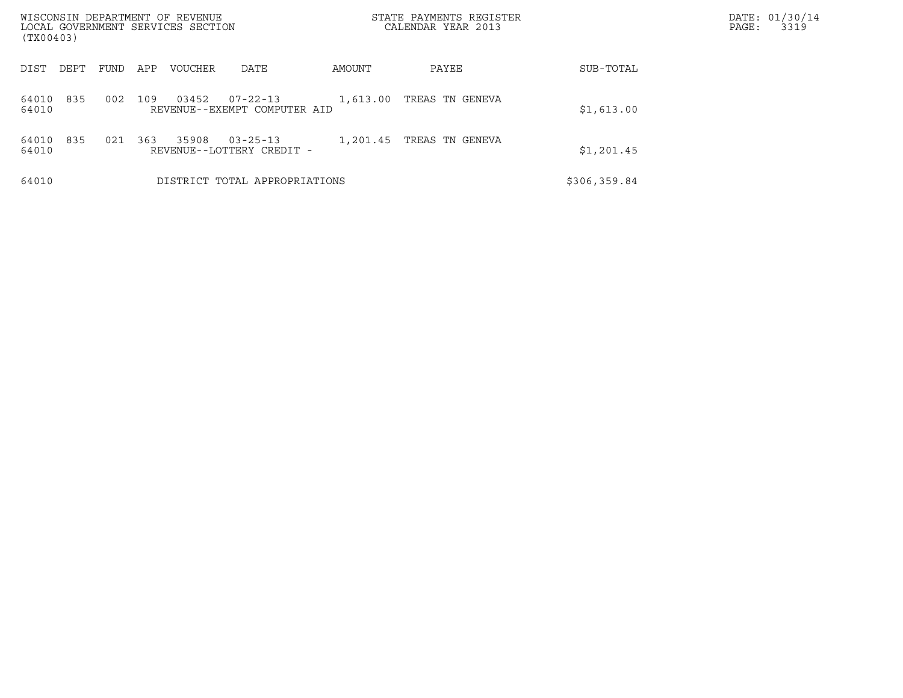WISCONSIN DEPARTMENT OF REVENUE
LOCAL GOVERNMENT SERVICES SECTION
(TX00403)

STATE PAYMENTS REGISTER
CALENDAR YEAR 2013

DATE: 01/30/14
PAGE: 3319

| DIST | DEPT | FUND | APP | VOUCHER | DATE | AMOUNT | PAYEE | SUB-TOTAL |
|---|---|---|---|---|---|---|---|---|
| 64010 | 835 | 002 | 109 | 03452 | 07-22-13 | 1,613.00 | TREAS TN GENEVA | |
| 64010 | | | | REVENUE--EXEMPT COMPUTER AID | | | | $1,613.00 |
| 64010 | 835 | 021 | 363 | 35908 | 03-25-13 | 1,201.45 | TREAS TN GENEVA | |
| 64010 | | | | REVENUE--LOTTERY CREDIT - | | | | $1,201.45 |
| 64010 | | | | DISTRICT TOTAL APPROPRIATIONS | | | | $306,359.84 |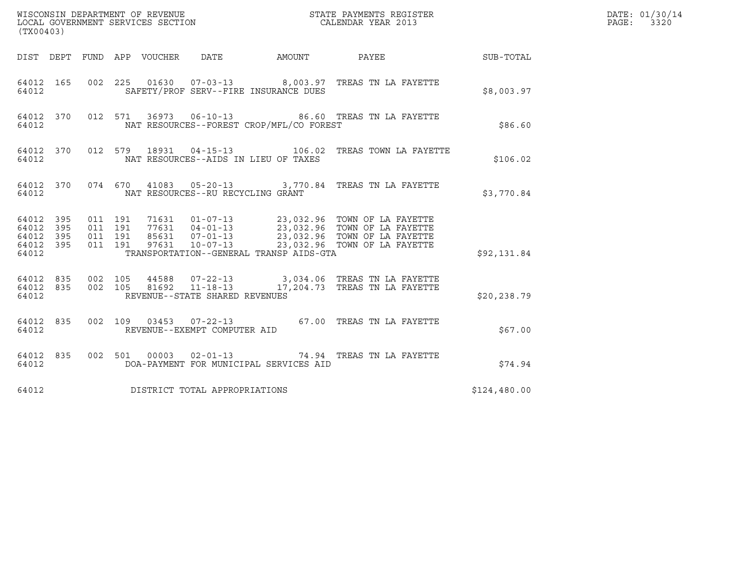WISCONSIN DEPARTMENT OF REVENUE
LOCAL GOVERNMENT SERVICES SECTION
(TX00403)

STATE PAYMENTS REGISTER
CALENDAR YEAR 2013

DATE: 01/30/14

| DIST | DEPT | FUND | APP | VOUCHER | DATE | AMOUNT | PAYEE | SUB-TOTAL |
|---|---|---|---|---|---|---|---|---|
| 64012 | 165 | 002 | 225 | 01630 | 07-03-13 | 8,003.97 | TREAS TN LA FAYETTE | |
| 64012 | | | | | SAFETY/PROF SERV--FIRE INSURANCE DUES | | | $8,003.97 |
| 64012 | 370 | 012 | 571 | 36973 | 06-10-13 | 86.60 | TREAS TN LA FAYETTE | |
| 64012 | | | | | NAT RESOURCES--FOREST CROP/MFL/CO FOREST | | | $86.60 |
| 64012 | 370 | 012 | 579 | 18931 | 04-15-13 | 106.02 | TREAS TOWN LA FAYETTE | |
| 64012 | | | | | NAT RESOURCES--AIDS IN LIEU OF TAXES | | | $106.02 |
| 64012 | 370 | 074 | 670 | 41083 | 05-20-13 | 3,770.84 | TREAS TN LA FAYETTE | |
| 64012 | | | | | NAT RESOURCES--RU RECYCLING GRANT | | | $3,770.84 |
| 64012 | 395 | 011 | 191 | 71631 | 01-07-13 | 23,032.96 | TOWN OF LA FAYETTE | |
| 64012 | 395 | 011 | 191 | 77631 | 04-01-13 | 23,032.96 | TOWN OF LA FAYETTE | |
| 64012 | 395 | 011 | 191 | 85631 | 07-01-13 | 23,032.96 | TOWN OF LA FAYETTE | |
| 64012 | 395 | 011 | 191 | 97631 | 10-07-13 | 23,032.96 | TOWN OF LA FAYETTE | |
| 64012 | | | | | TRANSPORTATION--GENERAL TRANSP AIDS-GTA | | | $92,131.84 |
| 64012 | 835 | 002 | 105 | 44588 | 07-22-13 | 3,034.06 | TREAS TN LA FAYETTE | |
| 64012 | 835 | 002 | 105 | 81692 | 11-18-13 | 17,204.73 | TREAS TN LA FAYETTE | |
| 64012 | | | | | REVENUE--STATE SHARED REVENUES | | | $20,238.79 |
| 64012 | 835 | 002 | 109 | 03453 | 07-22-13 | 67.00 | TREAS TN LA FAYETTE | |
| 64012 | | | | | REVENUE--EXEMPT COMPUTER AID | | | $67.00 |
| 64012 | 835 | 002 | 501 | 00003 | 02-01-13 | 74.94 | TREAS TN LA FAYETTE | |
| 64012 | | | | | DOA-PAYMENT FOR MUNICIPAL SERVICES AID | | | $74.94 |
| 64012 | | | | | DISTRICT TOTAL APPROPRIATIONS | | | $124,480.00 |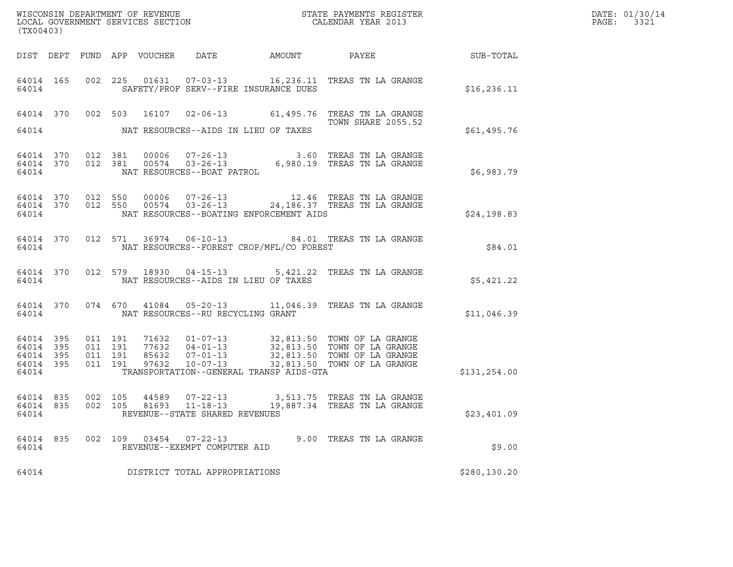WISCONSIN DEPARTMENT OF REVENUE
LOCAL GOVERNMENT SERVICES SECTION
(TX00403)

STATE PAYMENTS REGISTER
CALENDAR YEAR 2013

DATE: 01/30/14
PAGE: 3321

| DIST | DEPT | FUND | APP | VOUCHER | DATE | AMOUNT | PAYEE | SUB-TOTAL |
|---|---|---|---|---|---|---|---|---|
| 64014 | 165 | 002 | 225 | 01631 | 07-03-13 | 16,236.11 | TREAS TN LA GRANGE | |
| 64014 | | | | | SAFETY/PROF SERV--FIRE INSURANCE DUES | | | $16,236.11 |
| 64014 | 370 | 002 | 503 | 16107 | 02-06-13 | 61,495.76 | TREAS TN LA GRANGE TOWN SHARE 2055.52 | |
| 64014 | | | | | NAT RESOURCES--AIDS IN LIEU OF TAXES | | | $61,495.76 |
| 64014 | 370 | 012 | 381 | 00006 | 07-26-13 | 3.60 | TREAS TN LA GRANGE | |
| 64014 | 370 | 012 | 381 | 00574 | 03-26-13 | 6,980.19 | TREAS TN LA GRANGE | |
| 64014 | | | | | NAT RESOURCES--BOAT PATROL | | | $6,983.79 |
| 64014 | 370 | 012 | 550 | 00006 | 07-26-13 | 12.46 | TREAS TN LA GRANGE | |
| 64014 | 370 | 012 | 550 | 00574 | 03-26-13 | 24,186.37 | TREAS TN LA GRANGE | |
| 64014 | | | | | NAT RESOURCES--BOATING ENFORCEMENT AIDS | | | $24,198.83 |
| 64014 | 370 | 012 | 571 | 36974 | 06-10-13 | 84.01 | TREAS TN LA GRANGE | |
| 64014 | | | | | NAT RESOURCES--FOREST CROP/MFL/CO FOREST | | | $84.01 |
| 64014 | 370 | 012 | 579 | 18930 | 04-15-13 | 5,421.22 | TREAS TN LA GRANGE | |
| 64014 | | | | | NAT RESOURCES--AIDS IN LIEU OF TAXES | | | $5,421.22 |
| 64014 | 370 | 074 | 670 | 41084 | 05-20-13 | 11,046.39 | TREAS TN LA GRANGE | |
| 64014 | | | | | NAT RESOURCES--RU RECYCLING GRANT | | | $11,046.39 |
| 64014 | 395 | 011 | 191 | 71632 | 01-07-13 | 32,813.50 | TOWN OF LA GRANGE | |
| 64014 | 395 | 011 | 191 | 77632 | 04-01-13 | 32,813.50 | TOWN OF LA GRANGE | |
| 64014 | 395 | 011 | 191 | 85632 | 07-01-13 | 32,813.50 | TOWN OF LA GRANGE | |
| 64014 | 395 | 011 | 191 | 97632 | 10-07-13 | 32,813.50 | TOWN OF LA GRANGE | |
| 64014 | | | | | TRANSPORTATION--GENERAL TRANSP AIDS-GTA | | | $131,254.00 |
| 64014 | 835 | 002 | 105 | 44589 | 07-22-13 | 3,513.75 | TREAS TN LA GRANGE | |
| 64014 | 835 | 002 | 105 | 81693 | 11-18-13 | 19,887.34 | TREAS TN LA GRANGE | |
| 64014 | | | | | REVENUE--STATE SHARED REVENUES | | | $23,401.09 |
| 64014 | 835 | 002 | 109 | 03454 | 07-22-13 | 9.00 | TREAS TN LA GRANGE | |
| 64014 | | | | | REVENUE--EXEMPT COMPUTER AID | | | $9.00 |
| 64014 | | | | | DISTRICT TOTAL APPROPRIATIONS | | | $280,130.20 |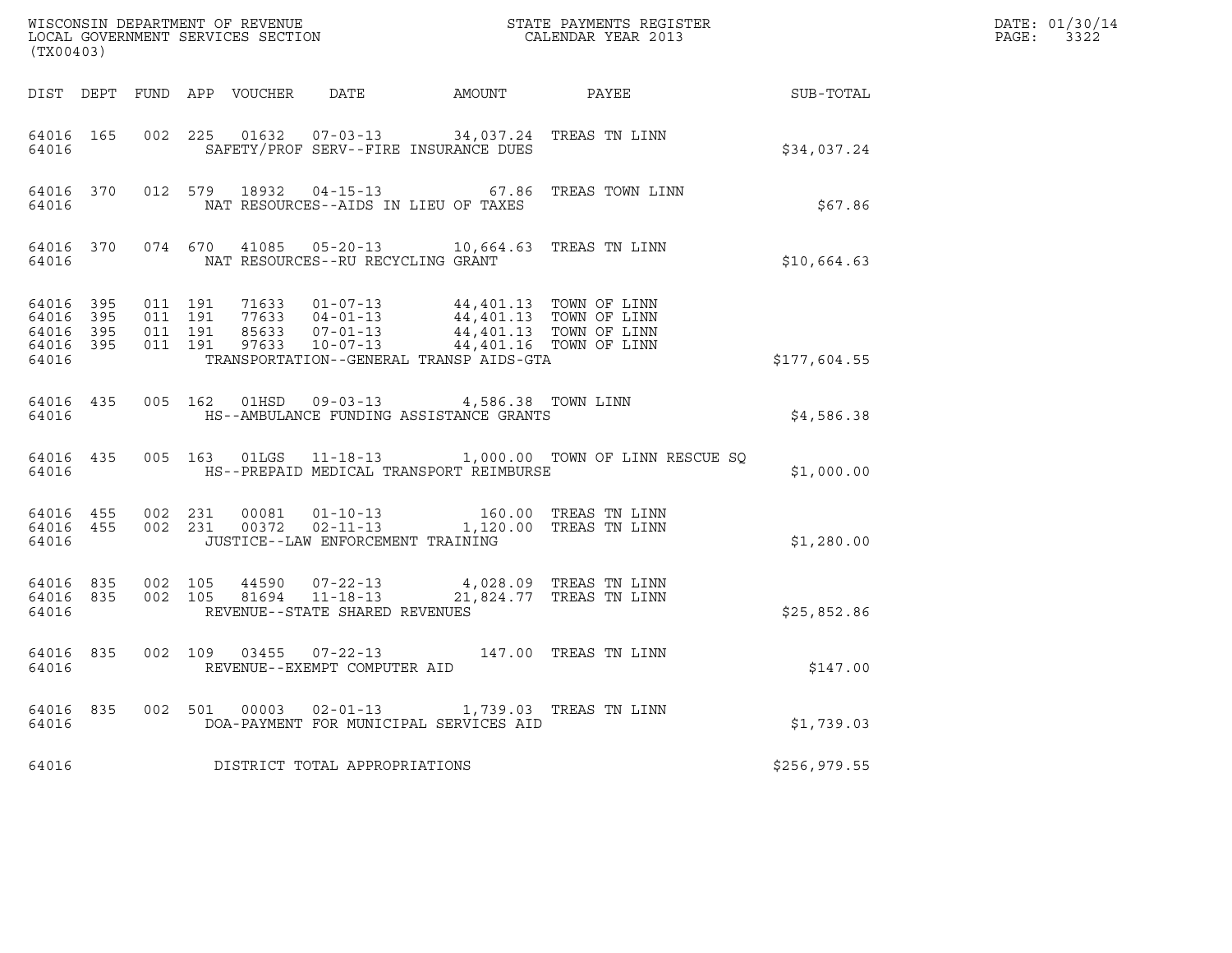WISCONSIN DEPARTMENT OF REVENUE
LOCAL GOVERNMENT SERVICES SECTION
(TX00403)

STATE PAYMENTS REGISTER
CALENDAR YEAR 2013

DATE: 01/30/14
PAGE: 3322

| DIST | DEPT | FUND | APP | VOUCHER | DATE | AMOUNT | PAYEE | SUB-TOTAL |
|---|---|---|---|---|---|---|---|---|
| 64016 | 165 | 002 | 225 | 01632 | 07-03-13 | 34,037.24 | TREAS TN LINN | |
| 64016 | | | | SAFETY/PROF SERV--FIRE INSURANCE DUES | | | | $34,037.24 |
| 64016 | 370 | 012 | 579 | 18932 | 04-15-13 | 67.86 | TREAS TOWN LINN | |
| 64016 | | | | NAT RESOURCES--AIDS IN LIEU OF TAXES | | | | $67.86 |
| 64016 | 370 | 074 | 670 | 41085 | 05-20-13 | 10,664.63 | TREAS TN LINN | |
| 64016 | | | | NAT RESOURCES--RU RECYCLING GRANT | | | | $10,664.63 |
| 64016 | 395 | 011 | 191 | 71633 | 01-07-13 | 44,401.13 | TOWN OF LINN | |
| 64016 | 395 | 011 | 191 | 77633 | 04-01-13 | 44,401.13 | TOWN OF LINN | |
| 64016 | 395 | 011 | 191 | 85633 | 07-01-13 | 44,401.13 | TOWN OF LINN | |
| 64016 | 395 | 011 | 191 | 97633 | 10-07-13 | 44,401.16 | TOWN OF LINN | |
| 64016 | | | | TRANSPORTATION--GENERAL TRANSP AIDS-GTA | | | | $177,604.55 |
| 64016 | 435 | 005 | 162 | 01HSD | 09-03-13 | 4,586.38 | TOWN LINN | |
| 64016 | | | | HS--AMBULANCE FUNDING ASSISTANCE GRANTS | | | | $4,586.38 |
| 64016 | 435 | 005 | 163 | 01LGS | 11-18-13 | 1,000.00 | TOWN OF LINN RESCUE SQ | |
| 64016 | | | | HS--PREPAID MEDICAL TRANSPORT REIMBURSE | | | | $1,000.00 |
| 64016 | 455 | 002 | 231 | 00081 | 01-10-13 | 160.00 | TREAS TN LINN | |
| 64016 | 455 | 002 | 231 | 00372 | 02-11-13 | 1,120.00 | TREAS TN LINN | |
| 64016 | | | | JUSTICE--LAW ENFORCEMENT TRAINING | | | | $1,280.00 |
| 64016 | 835 | 002 | 105 | 44590 | 07-22-13 | 4,028.09 | TREAS TN LINN | |
| 64016 | 835 | 002 | 105 | 81694 | 11-18-13 | 21,824.77 | TREAS TN LINN | |
| 64016 | | | | REVENUE--STATE SHARED REVENUES | | | | $25,852.86 |
| 64016 | 835 | 002 | 109 | 03455 | 07-22-13 | 147.00 | TREAS TN LINN | |
| 64016 | | | | REVENUE--EXEMPT COMPUTER AID | | | | $147.00 |
| 64016 | 835 | 002 | 501 | 00003 | 02-01-13 | 1,739.03 | TREAS TN LINN | |
| 64016 | | | | DOA-PAYMENT FOR MUNICIPAL SERVICES AID | | | | $1,739.03 |
| 64016 | | | | DISTRICT TOTAL APPROPRIATIONS | | | | $256,979.55 |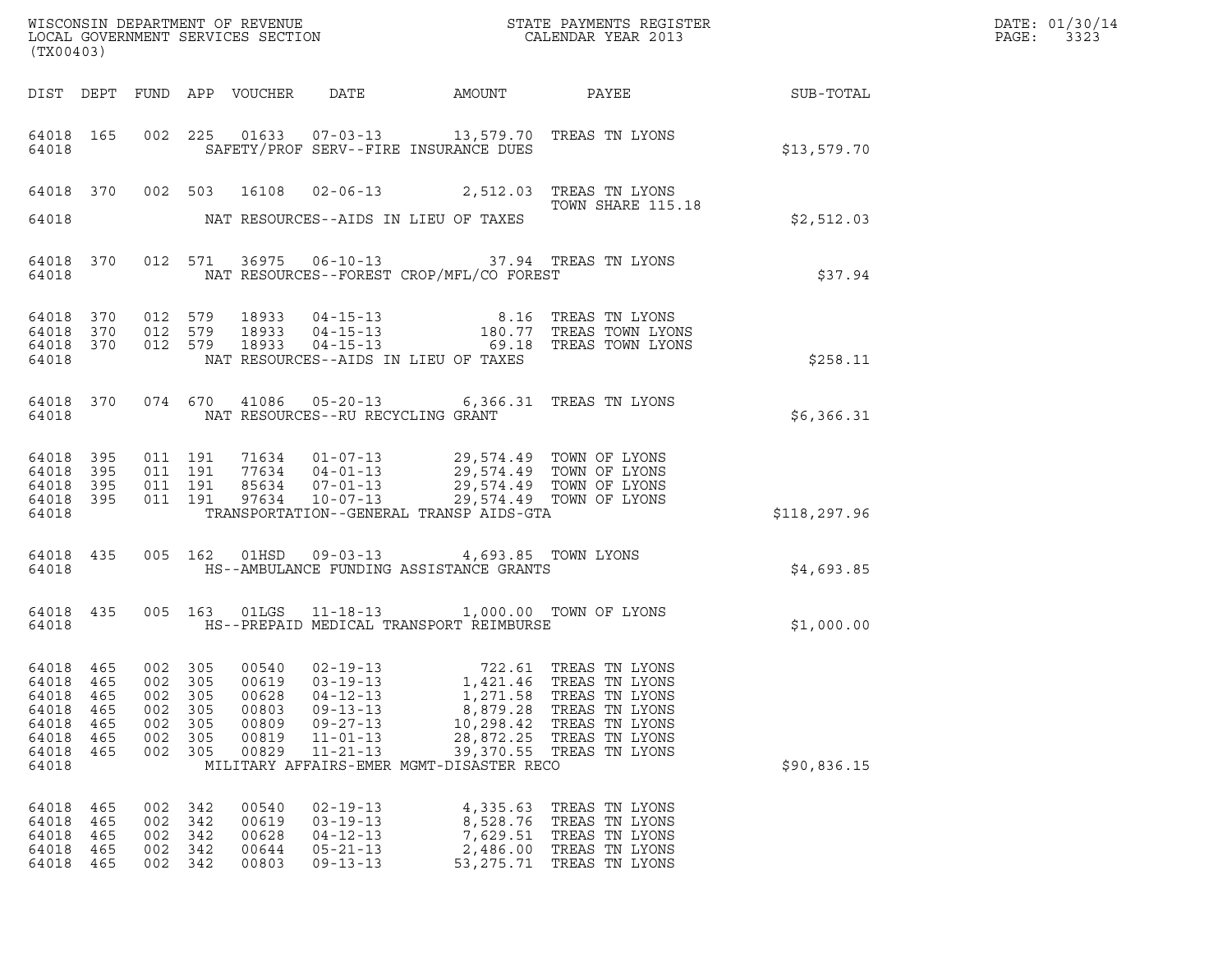WISCONSIN DEPARTMENT OF REVENUE
LOCAL GOVERNMENT SERVICES SECTION
(TX00403)

STATE PAYMENTS REGISTER
CALENDAR YEAR 2013

DATE: 01/30/14
PAGE: 3323

| DIST | DEPT | FUND | APP | VOUCHER | DATE | AMOUNT | PAYEE | SUB-TOTAL |
|---|---|---|---|---|---|---|---|---|
| 64018 | 165 | 002 | 225 | 01633 | 07-03-13 | 13,579.70 | TREAS TN LYONS | |
| 64018 | | | | | SAFETY/PROF SERV--FIRE INSURANCE DUES | | | $13,579.70 |
| 64018 | 370 | 002 | 503 | 16108 | 02-06-13 | 2,512.03 | TREAS TN LYONS TOWN SHARE 115.18 | |
| 64018 | | | | | NAT RESOURCES--AIDS IN LIEU OF TAXES | | | $2,512.03 |
| 64018 | 370 | 012 | 571 | 36975 | 06-10-13 | 37.94 | TREAS TN LYONS | |
| 64018 | | | | | NAT RESOURCES--FOREST CROP/MFL/CO FOREST | | | $37.94 |
| 64018 | 370 | 012 | 579 | 18933 | 04-15-13 | 8.16 | TREAS TN LYONS | |
| 64018 | 370 | 012 | 579 | 18933 | 04-15-13 | 180.77 | TREAS TOWN LYONS | |
| 64018 | 370 | 012 | 579 | 18933 | 04-15-13 | 69.18 | TREAS TOWN LYONS | |
| 64018 | | | | | NAT RESOURCES--AIDS IN LIEU OF TAXES | | | $258.11 |
| 64018 | 370 | 074 | 670 | 41086 | 05-20-13 | 6,366.31 | TREAS TN LYONS | |
| 64018 | | | | | NAT RESOURCES--RU RECYCLING GRANT | | | $6,366.31 |
| 64018 | 395 | 011 | 191 | 71634 | 01-07-13 | 29,574.49 | TOWN OF LYONS | |
| 64018 | 395 | 011 | 191 | 77634 | 04-01-13 | 29,574.49 | TOWN OF LYONS | |
| 64018 | 395 | 011 | 191 | 85634 | 07-01-13 | 29,574.49 | TOWN OF LYONS | |
| 64018 | 395 | 011 | 191 | 97634 | 10-07-13 | 29,574.49 | TOWN OF LYONS | |
| 64018 | | | | | TRANSPORTATION--GENERAL TRANSP AIDS-GTA | | | $118,297.96 |
| 64018 | 435 | 005 | 162 | 01HSD | 09-03-13 | 4,693.85 | TOWN LYONS | |
| 64018 | | | | | HS--AMBULANCE FUNDING ASSISTANCE GRANTS | | | $4,693.85 |
| 64018 | 435 | 005 | 163 | 01LGS | 11-18-13 | 1,000.00 | TOWN OF LYONS | |
| 64018 | | | | | HS--PREPAID MEDICAL TRANSPORT REIMBURSE | | | $1,000.00 |
| 64018 | 465 | 002 | 305 | 00540 | 02-19-13 | 722.61 | TREAS TN LYONS | |
| 64018 | 465 | 002 | 305 | 00619 | 03-19-13 | 1,421.46 | TREAS TN LYONS | |
| 64018 | 465 | 002 | 305 | 00628 | 04-12-13 | 1,271.58 | TREAS TN LYONS | |
| 64018 | 465 | 002 | 305 | 00803 | 09-13-13 | 8,879.28 | TREAS TN LYONS | |
| 64018 | 465 | 002 | 305 | 00809 | 09-27-13 | 10,298.42 | TREAS TN LYONS | |
| 64018 | 465 | 002 | 305 | 00819 | 11-01-13 | 28,872.25 | TREAS TN LYONS | |
| 64018 | 465 | 002 | 305 | 00829 | 11-21-13 | 39,370.55 | TREAS TN LYONS | |
| 64018 | | | | | MILITARY AFFAIRS-EMER MGMT-DISASTER RECO | | | $90,836.15 |
| 64018 | 465 | 002 | 342 | 00540 | 02-19-13 | 4,335.63 | TREAS TN LYONS | |
| 64018 | 465 | 002 | 342 | 00619 | 03-19-13 | 8,528.76 | TREAS TN LYONS | |
| 64018 | 465 | 002 | 342 | 00628 | 04-12-13 | 7,629.51 | TREAS TN LYONS | |
| 64018 | 465 | 002 | 342 | 00644 | 05-21-13 | 2,486.00 | TREAS TN LYONS | |
| 64018 | 465 | 002 | 342 | 00803 | 09-13-13 | 53,275.71 | TREAS TN LYONS | |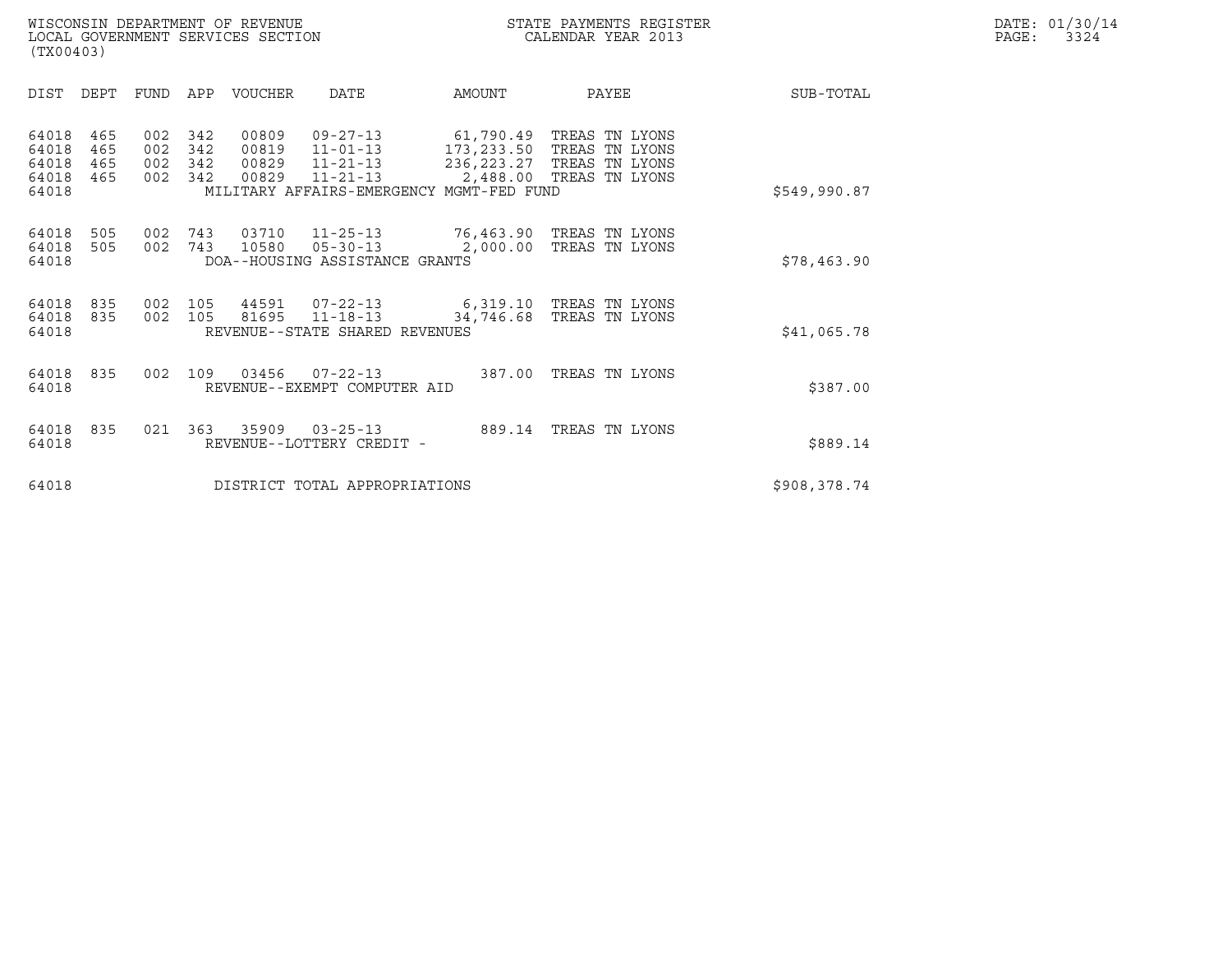WISCONSIN DEPARTMENT OF REVENUE
LOCAL GOVERNMENT SERVICES SECTION
(TX00403)

STATE PAYMENTS REGISTER
CALENDAR YEAR 2013

DATE: 01/30/14
PAGE: 3324

| DIST | DEPT | FUND | APP | VOUCHER | DATE | AMOUNT | PAYEE | SUB-TOTAL |
|---|---|---|---|---|---|---|---|---|
| 64018 | 465 | 002 | 342 | 00809 | 09-27-13 | 61,790.49 | TREAS TN LYONS | |
| 64018 | 465 | 002 | 342 | 00819 | 11-01-13 | 173,233.50 | TREAS TN LYONS | |
| 64018 | 465 | 002 | 342 | 00829 | 11-21-13 | 236,223.27 | TREAS TN LYONS | |
| 64018 | 465 | 002 | 342 | 00829 | 11-21-13 | 2,488.00 | TREAS TN LYONS | |
| 64018 | | | | MILITARY AFFAIRS-EMERGENCY MGMT-FED FUND | | | | $549,990.87 |
| 64018 | 505 | 002 | 743 | 03710 | 11-25-13 | 76,463.90 | TREAS TN LYONS | |
| 64018 | 505 | 002 | 743 | 10580 | 05-30-13 | 2,000.00 | TREAS TN LYONS | |
| 64018 | | | | DOA--HOUSING ASSISTANCE GRANTS | | | | $78,463.90 |
| 64018 | 835 | 002 | 105 | 44591 | 07-22-13 | 6,319.10 | TREAS TN LYONS | |
| 64018 | 835 | 002 | 105 | 81695 | 11-18-13 | 34,746.68 | TREAS TN LYONS | |
| 64018 | | | | REVENUE--STATE SHARED REVENUES | | | | $41,065.78 |
| 64018 | 835 | 002 | 109 | 03456 | 07-22-13 | 387.00 | TREAS TN LYONS | |
| 64018 | | | | REVENUE--EXEMPT COMPUTER AID | | | | $387.00 |
| 64018 | 835 | 021 | 363 | 35909 | 03-25-13 | 889.14 | TREAS TN LYONS | |
| 64018 | | | | REVENUE--LOTTERY CREDIT - | | | | $889.14 |
| 64018 | | | | DISTRICT TOTAL APPROPRIATIONS | | | | $908,378.74 |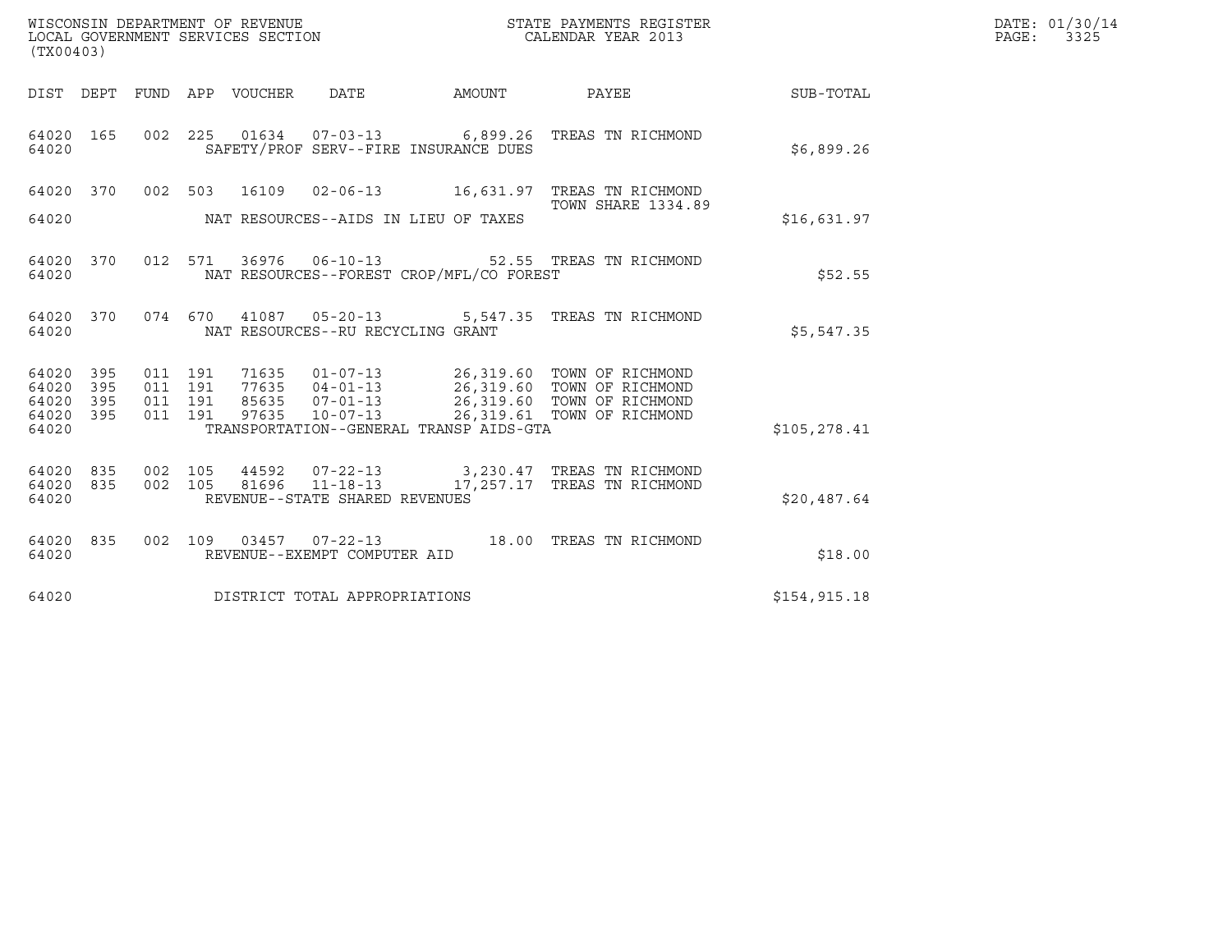WISCONSIN DEPARTMENT OF REVENUE
LOCAL GOVERNMENT SERVICES SECTION
(TX00403)

STATE PAYMENTS REGISTER
CALENDAR YEAR 2013

DATE: 01/30/14
PAGE: 3325

| DIST | DEPT | FUND | APP | VOUCHER | DATE | AMOUNT | PAYEE | SUB-TOTAL |
|---|---|---|---|---|---|---|---|---|
| 64020 | 165 | 002 | 225 | 01634 | 07-03-13 | 6,899.26 | TREAS TN RICHMOND | |
| 64020 | | | | | SAFETY/PROF SERV--FIRE INSURANCE DUES | | | $6,899.26 |
| 64020 | 370 | 002 | 503 | 16109 | 02-06-13 | 16,631.97 | TREAS TN RICHMOND TOWN SHARE 1334.89 | |
| 64020 | | | | | NAT RESOURCES--AIDS IN LIEU OF TAXES | | | $16,631.97 |
| 64020 | 370 | 012 | 571 | 36976 | 06-10-13 | 52.55 | TREAS TN RICHMOND | |
| 64020 | | | | | NAT RESOURCES--FOREST CROP/MFL/CO FOREST | | | $52.55 |
| 64020 | 370 | 074 | 670 | 41087 | 05-20-13 | 5,547.35 | TREAS TN RICHMOND | |
| 64020 | | | | | NAT RESOURCES--RU RECYCLING GRANT | | | $5,547.35 |
| 64020 | 395 | 011 | 191 | 71635 | 01-07-13 | 26,319.60 | TOWN OF RICHMOND | |
| 64020 | 395 | 011 | 191 | 77635 | 04-01-13 | 26,319.60 | TOWN OF RICHMOND | |
| 64020 | 395 | 011 | 191 | 85635 | 07-01-13 | 26,319.60 | TOWN OF RICHMOND | |
| 64020 | 395 | 011 | 191 | 97635 | 10-07-13 | 26,319.61 | TOWN OF RICHMOND | |
| 64020 | | | | | TRANSPORTATION--GENERAL TRANSP AIDS-GTA | | | $105,278.41 |
| 64020 | 835 | 002 | 105 | 44592 | 07-22-13 | 3,230.47 | TREAS TN RICHMOND | |
| 64020 | 835 | 002 | 105 | 81696 | 11-18-13 | 17,257.17 | TREAS TN RICHMOND | |
| 64020 | | | | | REVENUE--STATE SHARED REVENUES | | | $20,487.64 |
| 64020 | 835 | 002 | 109 | 03457 | 07-22-13 | 18.00 | TREAS TN RICHMOND | |
| 64020 | | | | | REVENUE--EXEMPT COMPUTER AID | | | $18.00 |
| 64020 | | | | | DISTRICT TOTAL APPROPRIATIONS | | | $154,915.18 |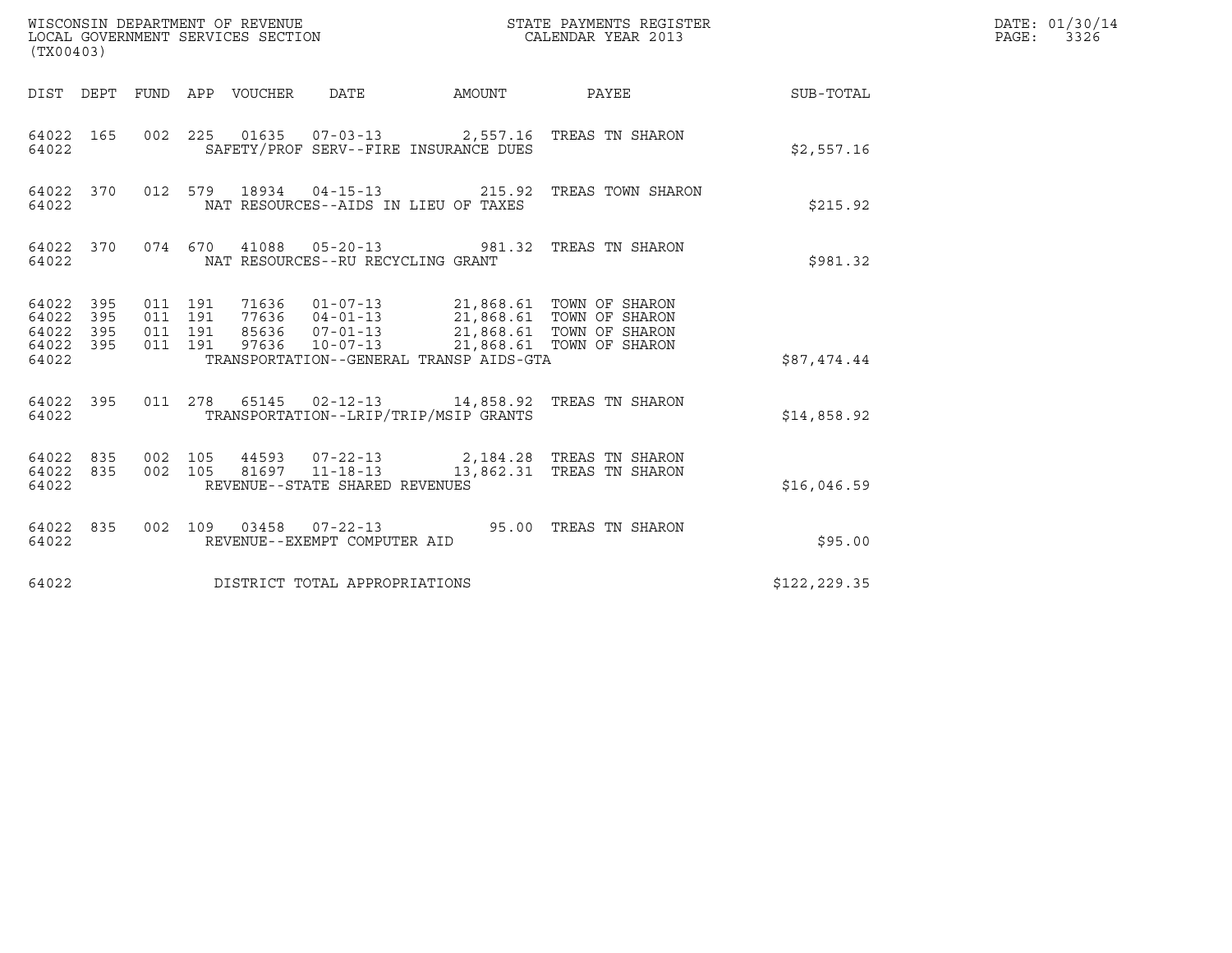WISCONSIN DEPARTMENT OF REVENUE
LOCAL GOVERNMENT SERVICES SECTION
(TX00403)

STATE PAYMENTS REGISTER
CALENDAR YEAR 2013

DATE: 01/30/14
PAGE: 3326

| DIST | DEPT | FUND | APP | VOUCHER | DATE | AMOUNT | PAYEE | SUB-TOTAL |
|---|---|---|---|---|---|---|---|---|
| 64022 | 165 | 002 | 225 | 01635 | 07-03-13 | 2,557.16 | TREAS TN SHARON | |
| 64022 | | | | SAFETY/PROF SERV--FIRE INSURANCE DUES | | | | $2,557.16 |
| 64022 | 370 | 012 | 579 | 18934 | 04-15-13 | 215.92 | TREAS TOWN SHARON | |
| 64022 | | | | NAT RESOURCES--AIDS IN LIEU OF TAXES | | | | $215.92 |
| 64022 | 370 | 074 | 670 | 41088 | 05-20-13 | 981.32 | TREAS TN SHARON | |
| 64022 | | | | NAT RESOURCES--RU RECYCLING GRANT | | | | $981.32 |
| 64022 | 395 | 011 | 191 | 71636 | 01-07-13 | 21,868.61 | TOWN OF SHARON | |
| 64022 | 395 | 011 | 191 | 77636 | 04-01-13 | 21,868.61 | TOWN OF SHARON | |
| 64022 | 395 | 011 | 191 | 85636 | 07-01-13 | 21,868.61 | TOWN OF SHARON | |
| 64022 | 395 | 011 | 191 | 97636 | 10-07-13 | 21,868.61 | TOWN OF SHARON | |
| 64022 | | | | TRANSPORTATION--GENERAL TRANSP AIDS-GTA | | | | $87,474.44 |
| 64022 | 395 | 011 | 278 | 65145 | 02-12-13 | 14,858.92 | TREAS TN SHARON | |
| 64022 | | | | TRANSPORTATION--LRIP/TRIP/MSIP GRANTS | | | | $14,858.92 |
| 64022 | 835 | 002 | 105 | 44593 | 07-22-13 | 2,184.28 | TREAS TN SHARON | |
| 64022 | 835 | 002 | 105 | 81697 | 11-18-13 | 13,862.31 | TREAS TN SHARON | |
| 64022 | | | | REVENUE--STATE SHARED REVENUES | | | | $16,046.59 |
| 64022 | 835 | 002 | 109 | 03458 | 07-22-13 | 95.00 | TREAS TN SHARON | |
| 64022 | | | | REVENUE--EXEMPT COMPUTER AID | | | | $95.00 |
| 64022 | | | | DISTRICT TOTAL APPROPRIATIONS | | | | $122,229.35 |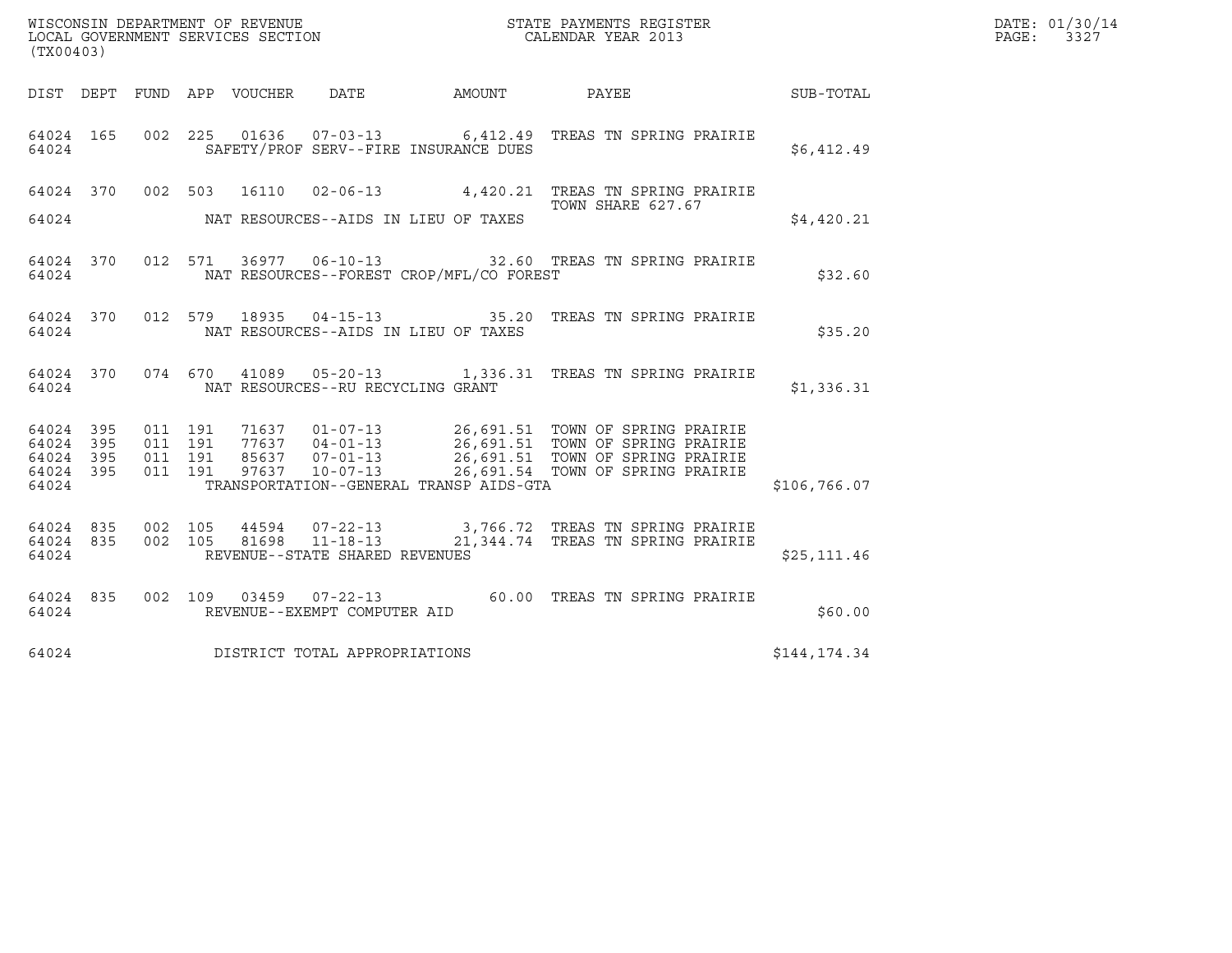WISCONSIN DEPARTMENT OF REVENUE
LOCAL GOVERNMENT SERVICES SECTION
(TX00403)

STATE PAYMENTS REGISTER
CALENDAR YEAR 2013

DATE: 01/30/14
PAGE: 3327

| DIST | DEPT | FUND | APP | VOUCHER | DATE | AMOUNT | PAYEE | SUB-TOTAL |
|---|---|---|---|---|---|---|---|---|
| 64024 | 165 | 002 | 225 | 01636 | 07-03-13 | 6,412.49 | TREAS TN SPRING PRAIRIE | |
| 64024 | | | | SAFETY/PROF SERV--FIRE INSURANCE DUES | | | | $6,412.49 |
| 64024 | 370 | 002 | 503 | 16110 | 02-06-13 | 4,420.21 | TREAS TN SPRING PRAIRIE TOWN SHARE 627.67 | |
| 64024 | | | | NAT RESOURCES--AIDS IN LIEU OF TAXES | | | | $4,420.21 |
| 64024 | 370 | 012 | 571 | 36977 | 06-10-13 | 32.60 | TREAS TN SPRING PRAIRIE | |
| 64024 | | | | NAT RESOURCES--FOREST CROP/MFL/CO FOREST | | | | $32.60 |
| 64024 | 370 | 012 | 579 | 18935 | 04-15-13 | 35.20 | TREAS TN SPRING PRAIRIE | |
| 64024 | | | | NAT RESOURCES--AIDS IN LIEU OF TAXES | | | | $35.20 |
| 64024 | 370 | 074 | 670 | 41089 | 05-20-13 | 1,336.31 | TREAS TN SPRING PRAIRIE | |
| 64024 | | | | NAT RESOURCES--RU RECYCLING GRANT | | | | $1,336.31 |
| 64024 | 395 | 011 | 191 | 71637 | 01-07-13 | 26,691.51 | TOWN OF SPRING PRAIRIE | |
| 64024 | 395 | 011 | 191 | 77637 | 04-01-13 | 26,691.51 | TOWN OF SPRING PRAIRIE | |
| 64024 | 395 | 011 | 191 | 85637 | 07-01-13 | 26,691.51 | TOWN OF SPRING PRAIRIE | |
| 64024 | 395 | 011 | 191 | 97637 | 10-07-13 | 26,691.54 | TOWN OF SPRING PRAIRIE | |
| 64024 | | | | TRANSPORTATION--GENERAL TRANSP AIDS-GTA | | | | $106,766.07 |
| 64024 | 835 | 002 | 105 | 44594 | 07-22-13 | 3,766.72 | TREAS TN SPRING PRAIRIE | |
| 64024 | 835 | 002 | 105 | 81698 | 11-18-13 | 21,344.74 | TREAS TN SPRING PRAIRIE | |
| 64024 | | | | REVENUE--STATE SHARED REVENUES | | | | $25,111.46 |
| 64024 | 835 | 002 | 109 | 03459 | 07-22-13 | 60.00 | TREAS TN SPRING PRAIRIE | |
| 64024 | | | | REVENUE--EXEMPT COMPUTER AID | | | | $60.00 |
| 64024 | | | | DISTRICT TOTAL APPROPRIATIONS | | | | $144,174.34 |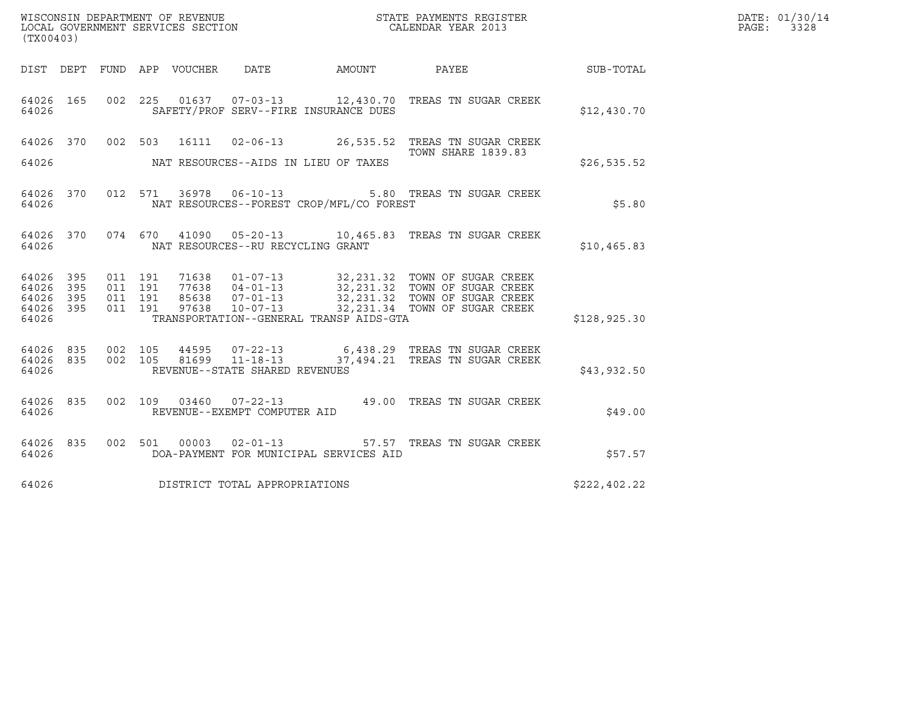WISCONSIN DEPARTMENT OF REVENUE
LOCAL GOVERNMENT SERVICES SECTION
(TX00403)

STATE PAYMENTS REGISTER
CALENDAR YEAR 2013

DATE: 01/30/14
PAGE: 3328

| DIST | DEPT | FUND | APP | VOUCHER | DATE | AMOUNT | PAYEE | SUB-TOTAL |
|---|---|---|---|---|---|---|---|---|
| 64026 | 165 | 002 | 225 | 01637 | 07-03-13 | 12,430.70 | TREAS TN SUGAR CREEK | |
| 64026 | | | | SAFETY/PROF SERV--FIRE INSURANCE DUES | | | | $12,430.70 |
| 64026 | 370 | 002 | 503 | 16111 | 02-06-13 | 26,535.52 | TREAS TN SUGAR CREEK TOWN SHARE 1839.83 | |
| 64026 | | | | NAT RESOURCES--AIDS IN LIEU OF TAXES | | | | $26,535.52 |
| 64026 | 370 | 012 | 571 | 36978 | 06-10-13 | 5.80 | TREAS TN SUGAR CREEK | |
| 64026 | | | | NAT RESOURCES--FOREST CROP/MFL/CO FOREST | | | | $5.80 |
| 64026 | 370 | 074 | 670 | 41090 | 05-20-13 | 10,465.83 | TREAS TN SUGAR CREEK | |
| 64026 | | | | NAT RESOURCES--RU RECYCLING GRANT | | | | $10,465.83 |
| 64026 | 395 | 011 | 191 | 71638 | 01-07-13 | 32,231.32 | TOWN OF SUGAR CREEK | |
| 64026 | 395 | 011 | 191 | 77638 | 04-01-13 | 32,231.32 | TOWN OF SUGAR CREEK | |
| 64026 | 395 | 011 | 191 | 85638 | 07-01-13 | 32,231.32 | TOWN OF SUGAR CREEK | |
| 64026 | 395 | 011 | 191 | 97638 | 10-07-13 | 32,231.34 | TOWN OF SUGAR CREEK | |
| 64026 | | | | TRANSPORTATION--GENERAL TRANSP AIDS-GTA | | | | $128,925.30 |
| 64026 | 835 | 002 | 105 | 44595 | 07-22-13 | 6,438.29 | TREAS TN SUGAR CREEK | |
| 64026 | 835 | 002 | 105 | 81699 | 11-18-13 | 37,494.21 | TREAS TN SUGAR CREEK | |
| 64026 | | | | REVENUE--STATE SHARED REVENUES | | | | $43,932.50 |
| 64026 | 835 | 002 | 109 | 03460 | 07-22-13 | 49.00 | TREAS TN SUGAR CREEK | |
| 64026 | | | | REVENUE--EXEMPT COMPUTER AID | | | | $49.00 |
| 64026 | 835 | 002 | 501 | 00003 | 02-01-13 | 57.57 | TREAS TN SUGAR CREEK | |
| 64026 | | | | DOA-PAYMENT FOR MUNICIPAL SERVICES AID | | | | $57.57 |
| 64026 | | | | DISTRICT TOTAL APPROPRIATIONS | | | | $222,402.22 |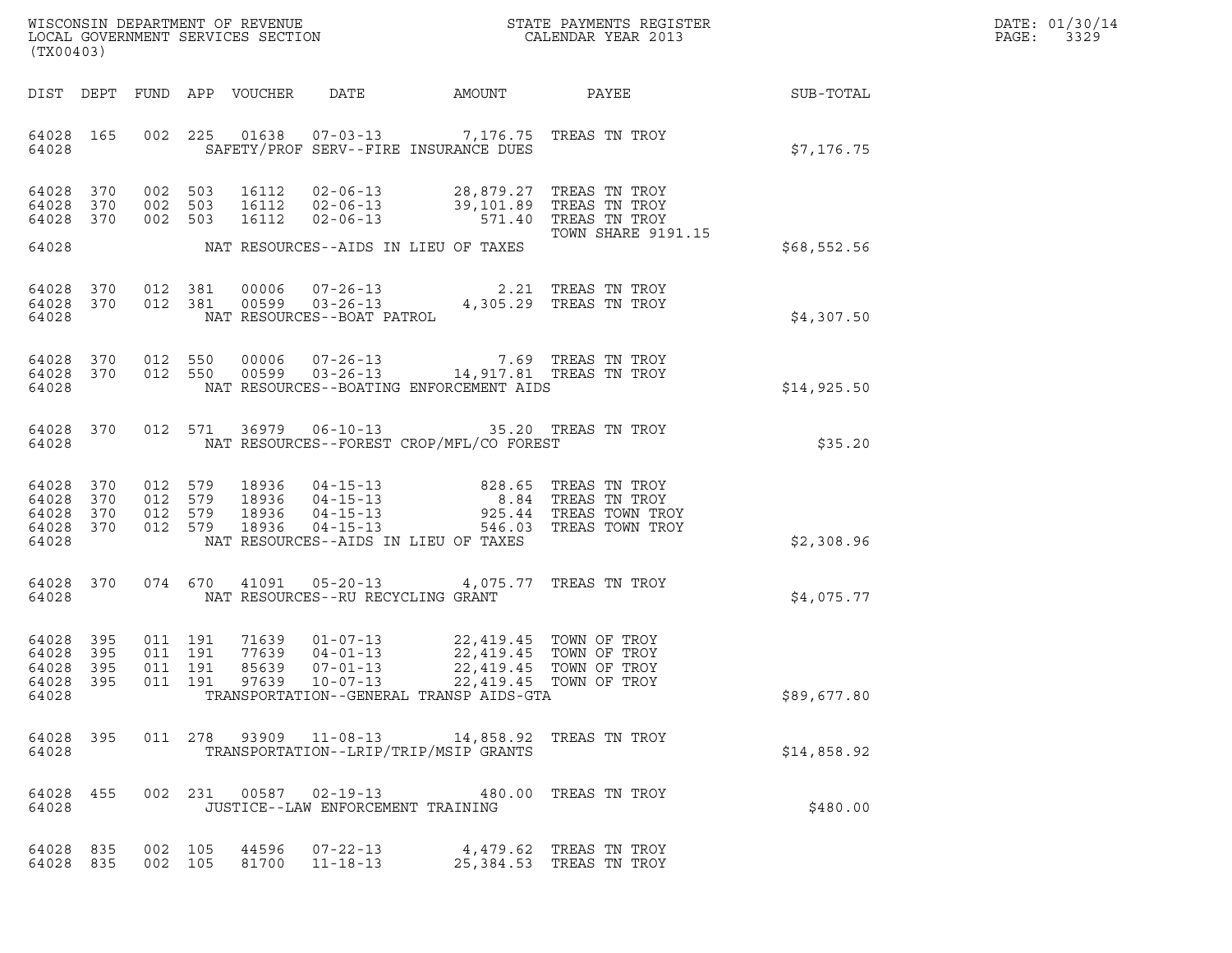WISCONSIN DEPARTMENT OF REVENUE
LOCAL GOVERNMENT SERVICES SECTION
(TX00403)

STATE PAYMENTS REGISTER
CALENDAR YEAR 2013

DATE: 01/30/14
PAGE: 3329

| DIST | DEPT | FUND | APP | VOUCHER | DATE | AMOUNT | PAYEE | SUB-TOTAL |
|---|---|---|---|---|---|---|---|---|
| 64028 | 165 | 002 | 225 | 01638 | 07-03-13 | 7,176.75 | TREAS TN TROY | |
| 64028 | | | | | SAFETY/PROF SERV--FIRE INSURANCE DUES | | | $7,176.75 |
| 64028 | 370 | 002 | 503 | 16112 | 02-06-13 | 28,879.27 | TREAS TN TROY | |
| 64028 | 370 | 002 | 503 | 16112 | 02-06-13 | 39,101.89 | TREAS TN TROY | |
| 64028 | 370 | 002 | 503 | 16112 | 02-06-13 | 571.40 | TREAS TN TROY | |
| | | | | | | | TOWN SHARE 9191.15 | |
| 64028 | | | | | NAT RESOURCES--AIDS IN LIEU OF TAXES | | | $68,552.56 |
| 64028 | 370 | 012 | 381 | 00006 | 07-26-13 | 2.21 | TREAS TN TROY | |
| 64028 | 370 | 012 | 381 | 00599 | 03-26-13 | 4,305.29 | TREAS TN TROY | |
| 64028 | | | | | NAT RESOURCES--BOAT PATROL | | | $4,307.50 |
| 64028 | 370 | 012 | 550 | 00006 | 07-26-13 | 7.69 | TREAS TN TROY | |
| 64028 | 370 | 012 | 550 | 00599 | 03-26-13 | 14,917.81 | TREAS TN TROY | |
| 64028 | | | | | NAT RESOURCES--BOATING ENFORCEMENT AIDS | | | $14,925.50 |
| 64028 | 370 | 012 | 571 | 36979 | 06-10-13 | 35.20 | TREAS TN TROY | |
| 64028 | | | | | NAT RESOURCES--FOREST CROP/MFL/CO FOREST | | | $35.20 |
| 64028 | 370 | 012 | 579 | 18936 | 04-15-13 | 828.65 | TREAS TN TROY | |
| 64028 | 370 | 012 | 579 | 18936 | 04-15-13 | 8.84 | TREAS TN TROY | |
| 64028 | 370 | 012 | 579 | 18936 | 04-15-13 | 925.44 | TREAS TOWN TROY | |
| 64028 | 370 | 012 | 579 | 18936 | 04-15-13 | 546.03 | TREAS TOWN TROY | |
| 64028 | | | | | NAT RESOURCES--AIDS IN LIEU OF TAXES | | | $2,308.96 |
| 64028 | 370 | 074 | 670 | 41091 | 05-20-13 | 4,075.77 | TREAS TN TROY | |
| 64028 | | | | | NAT RESOURCES--RU RECYCLING GRANT | | | $4,075.77 |
| 64028 | 395 | 011 | 191 | 71639 | 01-07-13 | 22,419.45 | TOWN OF TROY | |
| 64028 | 395 | 011 | 191 | 77639 | 04-01-13 | 22,419.45 | TOWN OF TROY | |
| 64028 | 395 | 011 | 191 | 85639 | 07-01-13 | 22,419.45 | TOWN OF TROY | |
| 64028 | 395 | 011 | 191 | 97639 | 10-07-13 | 22,419.45 | TOWN OF TROY | |
| 64028 | | | | | TRANSPORTATION--GENERAL TRANSP AIDS-GTA | | | $89,677.80 |
| 64028 | 395 | 011 | 278 | 93909 | 11-08-13 | 14,858.92 | TREAS TN TROY | |
| 64028 | | | | | TRANSPORTATION--LRIP/TRIP/MSIP GRANTS | | | $14,858.92 |
| 64028 | 455 | 002 | 231 | 00587 | 02-19-13 | 480.00 | TREAS TN TROY | |
| 64028 | | | | | JUSTICE--LAW ENFORCEMENT TRAINING | | | $480.00 |
| 64028 | 835 | 002 | 105 | 44596 | 07-22-13 | 4,479.62 | TREAS TN TROY | |
| 64028 | 835 | 002 | 105 | 81700 | 11-18-13 | 25,384.53 | TREAS TN TROY | |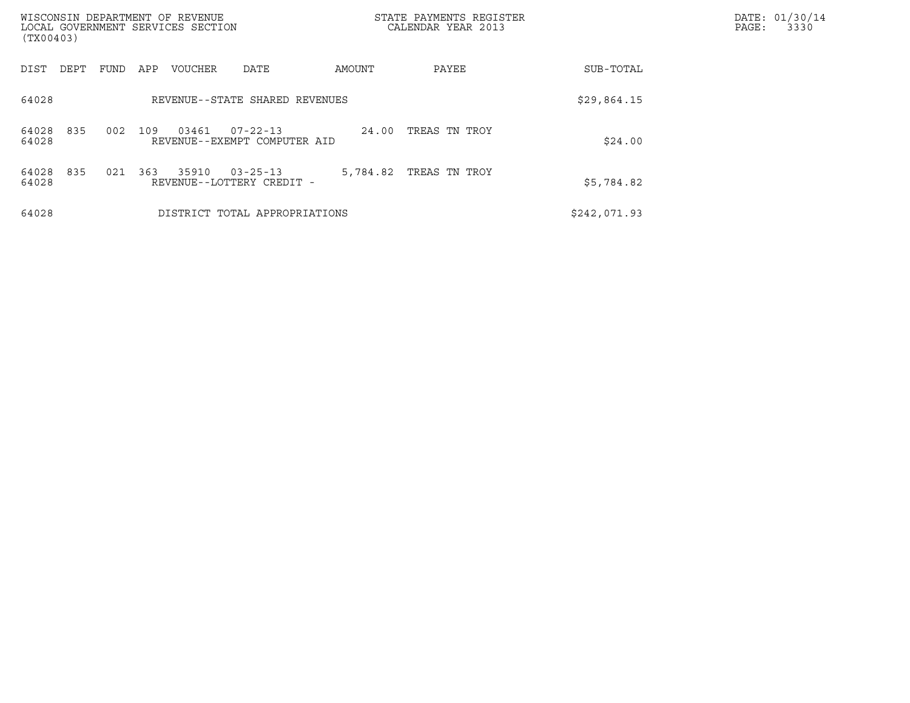WISCONSIN DEPARTMENT OF REVENUE
LOCAL GOVERNMENT SERVICES SECTION
(TX00403)

STATE PAYMENTS REGISTER
CALENDAR YEAR 2013

DATE: 01/30/14

| DIST | DEPT | FUND | APP | VOUCHER | DATE | AMOUNT | PAYEE | SUB-TOTAL |
|---|---|---|---|---|---|---|---|---|
| 64028 | | | | REVENUE--STATE SHARED REVENUES | | | | $29,864.15 |
| 64028 | 835 | 002 | 109 | 03461 | 07-22-13 | 24.00 | TREAS TN TROY | |
| 64028 | | | | REVENUE--EXEMPT COMPUTER AID | | | | $24.00 |
| 64028 | 835 | 021 | 363 | 35910 | 03-25-13 | 5,784.82 | TREAS TN TROY | |
| 64028 | | | | REVENUE--LOTTERY CREDIT - | | | | $5,784.82 |
| 64028 | | | | DISTRICT TOTAL APPROPRIATIONS | | | | $242,071.93 |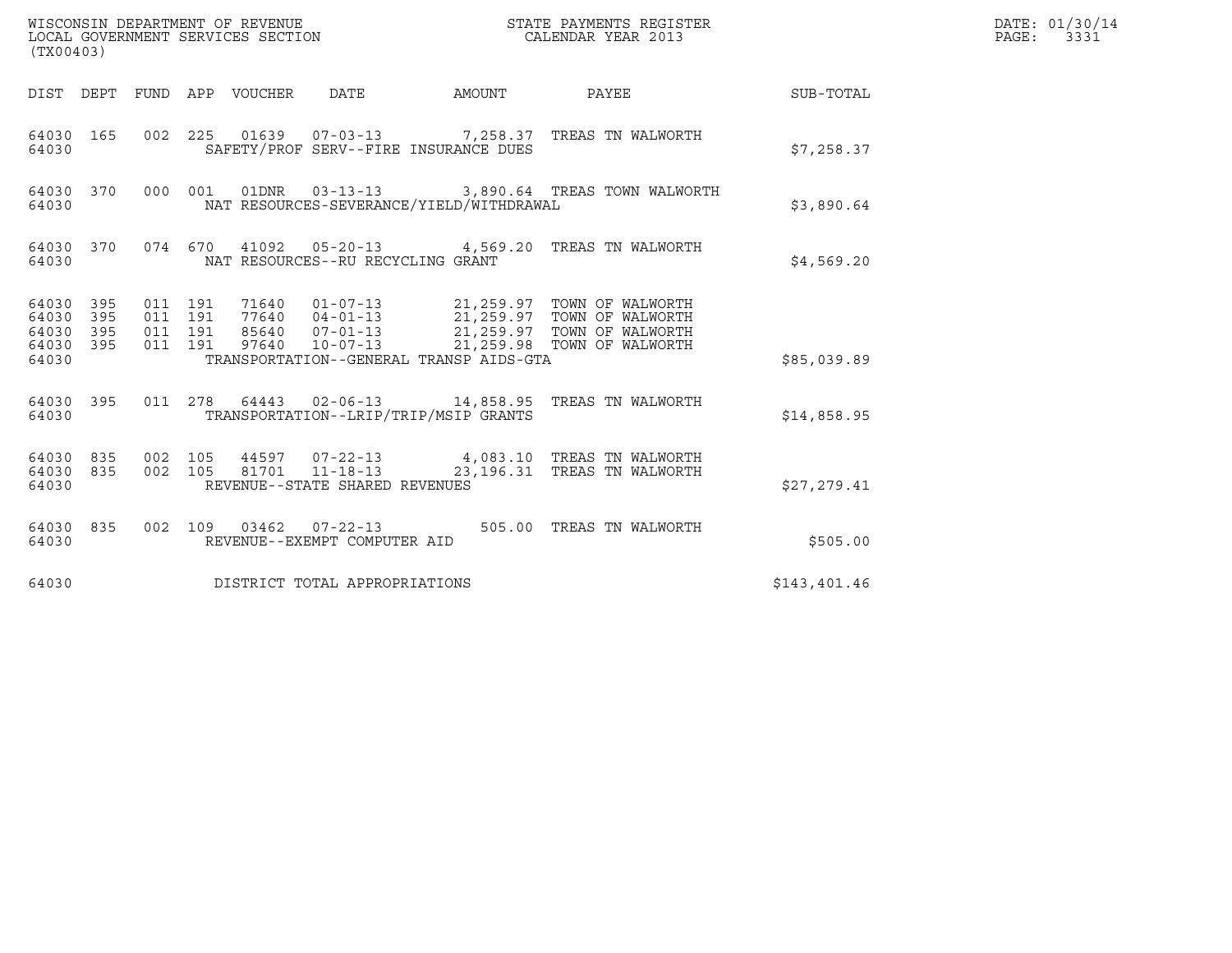WISCONSIN DEPARTMENT OF REVENUE
LOCAL GOVERNMENT SERVICES SECTION
(TX00403)

STATE PAYMENTS REGISTER
CALENDAR YEAR 2013

DATE: 01/30/14
PAGE: 3331

| DIST | DEPT | FUND | APP | VOUCHER | DATE | AMOUNT | PAYEE | SUB-TOTAL |
|---|---|---|---|---|---|---|---|---|
| 64030 | 165 | 002 | 225 | 01639 | 07-03-13 | 7,258.37 | TREAS TN WALWORTH | |
| 64030 | | | | SAFETY/PROF SERV--FIRE INSURANCE DUES | | | | $7,258.37 |
| 64030 | 370 | 000 | 001 | 01DNR | 03-13-13 | 3,890.64 | TREAS TOWN WALWORTH | |
| 64030 | | | | NAT RESOURCES-SEVERANCE/YIELD/WITHDRAWAL | | | | $3,890.64 |
| 64030 | 370 | 074 | 670 | 41092 | 05-20-13 | 4,569.20 | TREAS TN WALWORTH | |
| 64030 | | | | NAT RESOURCES--RU RECYCLING GRANT | | | | $4,569.20 |
| 64030 | 395 | 011 | 191 | 71640 | 01-07-13 | 21,259.97 | TOWN OF WALWORTH | |
| 64030 | 395 | 011 | 191 | 77640 | 04-01-13 | 21,259.97 | TOWN OF WALWORTH | |
| 64030 | 395 | 011 | 191 | 85640 | 07-01-13 | 21,259.97 | TOWN OF WALWORTH | |
| 64030 | 395 | 011 | 191 | 97640 | 10-07-13 | 21,259.98 | TOWN OF WALWORTH | |
| 64030 | | | | TRANSPORTATION--GENERAL TRANSP AIDS-GTA | | | | $85,039.89 |
| 64030 | 395 | 011 | 278 | 64443 | 02-06-13 | 14,858.95 | TREAS TN WALWORTH | |
| 64030 | | | | TRANSPORTATION--LRIP/TRIP/MSIP GRANTS | | | | $14,858.95 |
| 64030 | 835 | 002 | 105 | 44597 | 07-22-13 | 4,083.10 | TREAS TN WALWORTH | |
| 64030 | 835 | 002 | 105 | 81701 | 11-18-13 | 23,196.31 | TREAS TN WALWORTH | |
| 64030 | | | | REVENUE--STATE SHARED REVENUES | | | | $27,279.41 |
| 64030 | 835 | 002 | 109 | 03462 | 07-22-13 | 505.00 | TREAS TN WALWORTH | |
| 64030 | | | | REVENUE--EXEMPT COMPUTER AID | | | | $505.00 |
| 64030 | | | | DISTRICT TOTAL APPROPRIATIONS | | | | $143,401.46 |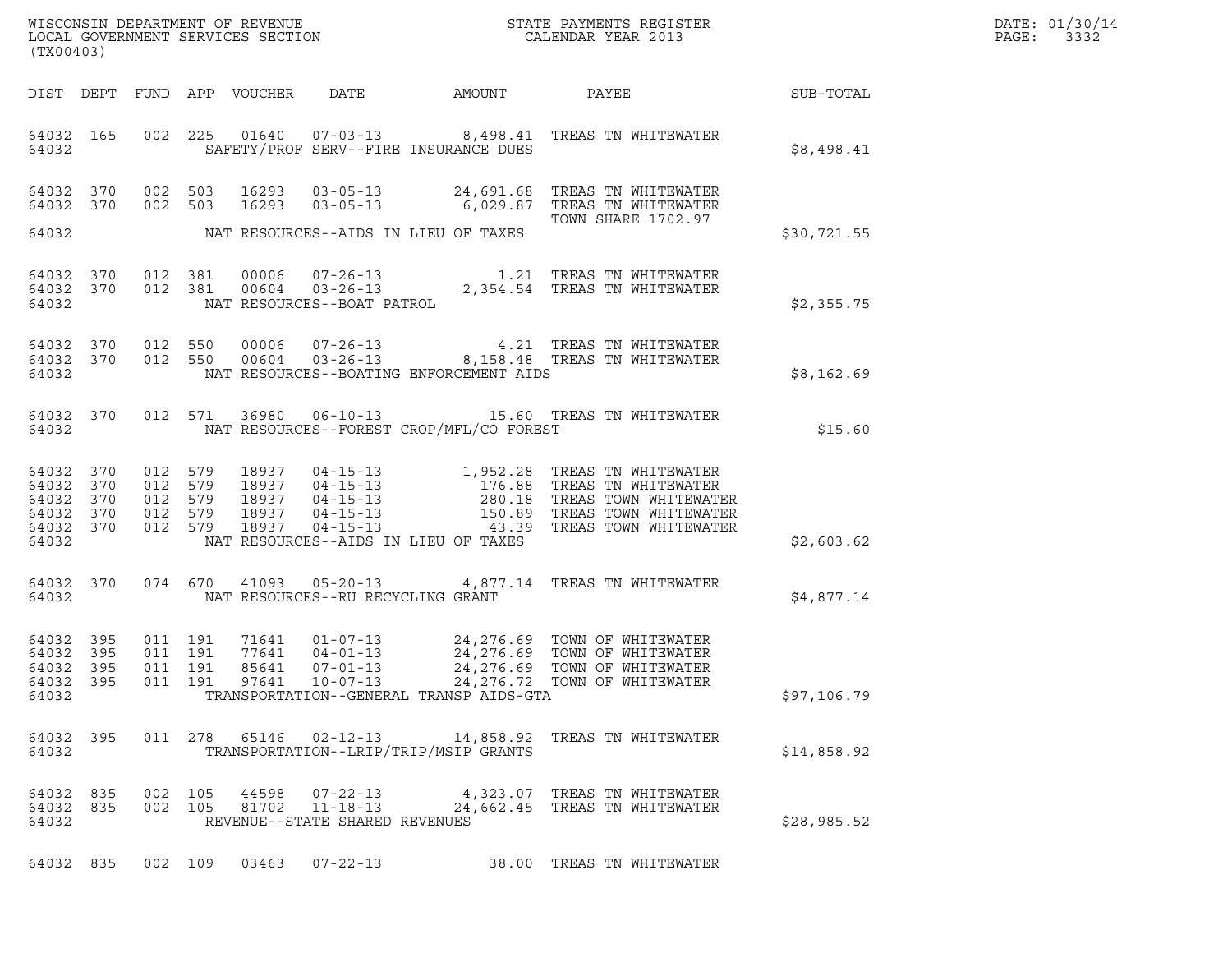WISCONSIN DEPARTMENT OF REVENUE
LOCAL GOVERNMENT SERVICES SECTION
(TX00403)

STATE PAYMENTS REGISTER
CALENDAR YEAR 2013

DATE: 01/30/14
PAGE: 3332

| DIST | DEPT | FUND | APP | VOUCHER | DATE | AMOUNT | PAYEE | SUB-TOTAL |
|---|---|---|---|---|---|---|---|---|
| 64032 | 165 | 002 | 225 | 01640 | 07-03-13 | 8,498.41 | TREAS TN WHITEWATER | |
| 64032 | | | | | SAFETY/PROF SERV--FIRE INSURANCE DUES | | | $8,498.41 |
| 64032 | 370 | 002 | 503 | 16293 | 03-05-13 | 24,691.68 | TREAS TN WHITEWATER | |
| 64032 | 370 | 002 | 503 | 16293 | 03-05-13 | 6,029.87 | TREAS TN WHITEWATER TOWN SHARE 1702.97 | |
| 64032 | | | | | NAT RESOURCES--AIDS IN LIEU OF TAXES | | | $30,721.55 |
| 64032 | 370 | 012 | 381 | 00006 | 07-26-13 | 1.21 | TREAS TN WHITEWATER | |
| 64032 | 370 | 012 | 381 | 00604 | 03-26-13 | 2,354.54 | TREAS TN WHITEWATER | |
| 64032 | | | | | NAT RESOURCES--BOAT PATROL | | | $2,355.75 |
| 64032 | 370 | 012 | 550 | 00006 | 07-26-13 | 4.21 | TREAS TN WHITEWATER | |
| 64032 | 370 | 012 | 550 | 00604 | 03-26-13 | 8,158.48 | TREAS TN WHITEWATER | |
| 64032 | | | | | NAT RESOURCES--BOATING ENFORCEMENT AIDS | | | $8,162.69 |
| 64032 | 370 | 012 | 571 | 36980 | 06-10-13 | 15.60 | TREAS TN WHITEWATER | |
| 64032 | | | | | NAT RESOURCES--FOREST CROP/MFL/CO FOREST | | | $15.60 |
| 64032 | 370 | 012 | 579 | 18937 | 04-15-13 | 1,952.28 | TREAS TN WHITEWATER | |
| 64032 | 370 | 012 | 579 | 18937 | 04-15-13 | 176.88 | TREAS TN WHITEWATER | |
| 64032 | 370 | 012 | 579 | 18937 | 04-15-13 | 280.18 | TREAS TOWN WHITEWATER | |
| 64032 | 370 | 012 | 579 | 18937 | 04-15-13 | 150.89 | TREAS TOWN WHITEWATER | |
| 64032 | 370 | 012 | 579 | 18937 | 04-15-13 | 43.39 | TREAS TOWN WHITEWATER | |
| 64032 | | | | | NAT RESOURCES--AIDS IN LIEU OF TAXES | | | $2,603.62 |
| 64032 | 370 | 074 | 670 | 41093 | 05-20-13 | 4,877.14 | TREAS TN WHITEWATER | |
| 64032 | | | | | NAT RESOURCES--RU RECYCLING GRANT | | | $4,877.14 |
| 64032 | 395 | 011 | 191 | 71641 | 01-07-13 | 24,276.69 | TOWN OF WHITEWATER | |
| 64032 | 395 | 011 | 191 | 77641 | 04-01-13 | 24,276.69 | TOWN OF WHITEWATER | |
| 64032 | 395 | 011 | 191 | 85641 | 07-01-13 | 24,276.69 | TOWN OF WHITEWATER | |
| 64032 | 395 | 011 | 191 | 97641 | 10-07-13 | 24,276.72 | TOWN OF WHITEWATER | |
| 64032 | | | | | TRANSPORTATION--GENERAL TRANSP AIDS-GTA | | | $97,106.79 |
| 64032 | 395 | 011 | 278 | 65146 | 02-12-13 | 14,858.92 | TREAS TN WHITEWATER | |
| 64032 | | | | | TRANSPORTATION--LRIP/TRIP/MSIP GRANTS | | | $14,858.92 |
| 64032 | 835 | 002 | 105 | 44598 | 07-22-13 | 4,323.07 | TREAS TN WHITEWATER | |
| 64032 | 835 | 002 | 105 | 81702 | 11-18-13 | 24,662.45 | TREAS TN WHITEWATER | |
| 64032 | | | | | REVENUE--STATE SHARED REVENUES | | | $28,985.52 |
| 64032 | 835 | 002 | 109 | 03463 | 07-22-13 | 38.00 | TREAS TN WHITEWATER | |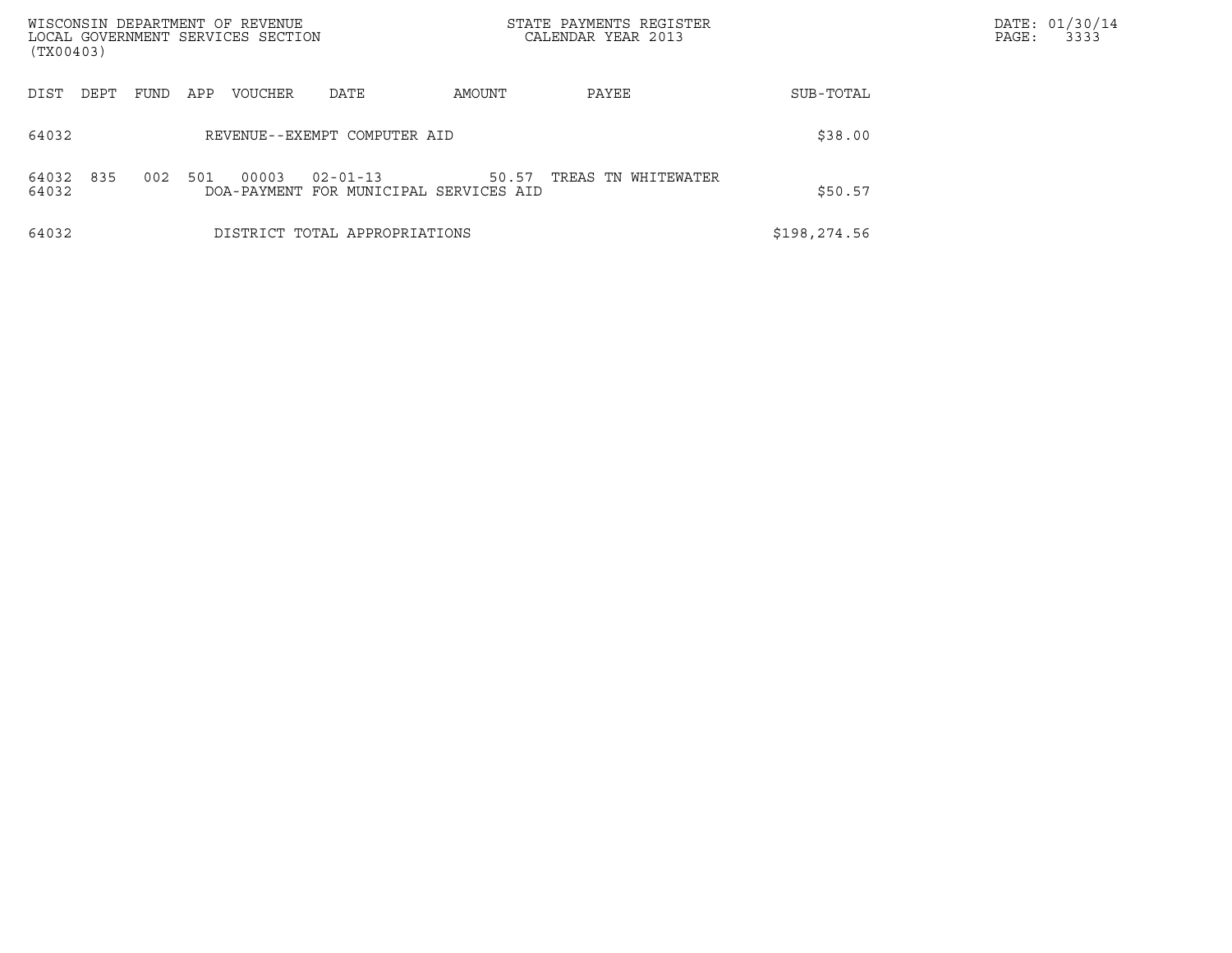WISCONSIN DEPARTMENT OF REVENUE
LOCAL GOVERNMENT SERVICES SECTION
(TX00403)

STATE PAYMENTS REGISTER
CALENDAR YEAR 2013

DATE: 01/30/14

| DIST | DEPT | FUND | APP | VOUCHER | DATE | AMOUNT | PAYEE | SUB-TOTAL |
|---|---|---|---|---|---|---|---|---|
| 64032 | | | | REVENUE--EXEMPT COMPUTER AID | | | | $38.00 |
| 64032 | 835 | 002 | 501 | 00003 | 02-01-13 | 50.57 | TREAS TN WHITEWATER | |
| 64032 | | | | DOA-PAYMENT FOR MUNICIPAL SERVICES AID | | | | $50.57 |
| 64032 | | | | DISTRICT TOTAL APPROPRIATIONS | | | | $198,274.56 |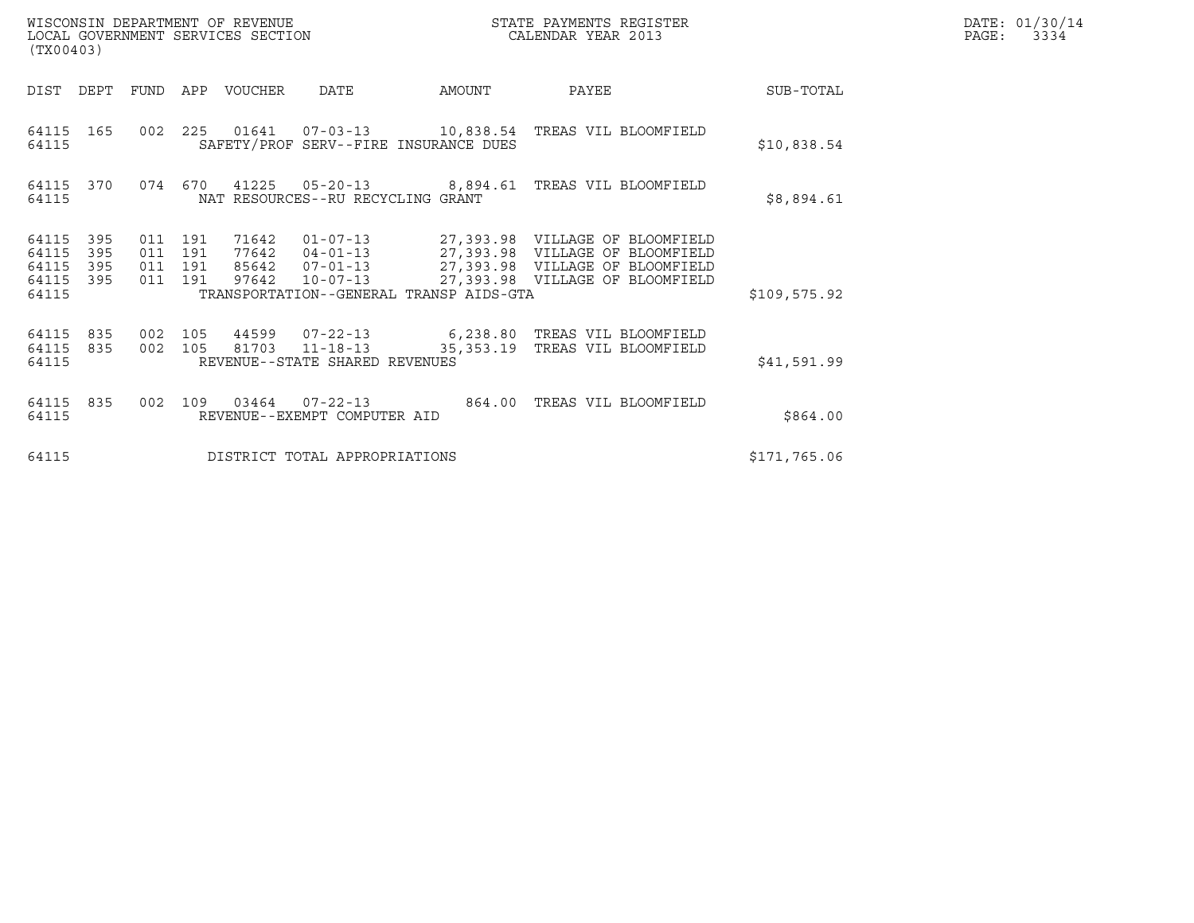WISCONSIN DEPARTMENT OF REVENUE
LOCAL GOVERNMENT SERVICES SECTION
(TX00403)

STATE PAYMENTS REGISTER
CALENDAR YEAR 2013

DATE: 01/30/14
PAGE: 3334

| DIST | DEPT | FUND | APP | VOUCHER | DATE | AMOUNT | PAYEE | SUB-TOTAL |
|---|---|---|---|---|---|---|---|---|
| 64115 | 165 | 002 | 225 | 01641 | 07-03-13 | 10,838.54 | TREAS VIL BLOOMFIELD | |
| 64115 | | | | SAFETY/PROF SERV--FIRE INSURANCE DUES | | | | $10,838.54 |
| 64115 | 370 | 074 | 670 | 41225 | 05-20-13 | 8,894.61 | TREAS VIL BLOOMFIELD | |
| 64115 | | | | NAT RESOURCES--RU RECYCLING GRANT | | | | $8,894.61 |
| 64115 | 395 | 011 | 191 | 71642 | 01-07-13 | 27,393.98 | VILLAGE OF BLOOMFIELD | |
| 64115 | 395 | 011 | 191 | 77642 | 04-01-13 | 27,393.98 | VILLAGE OF BLOOMFIELD | |
| 64115 | 395 | 011 | 191 | 85642 | 07-01-13 | 27,393.98 | VILLAGE OF BLOOMFIELD | |
| 64115 | 395 | 011 | 191 | 97642 | 10-07-13 | 27,393.98 | VILLAGE OF BLOOMFIELD | |
| 64115 | | | | TRANSPORTATION--GENERAL TRANSP AIDS-GTA | | | | $109,575.92 |
| 64115 | 835 | 002 | 105 | 44599 | 07-22-13 | 6,238.80 | TREAS VIL BLOOMFIELD | |
| 64115 | 835 | 002 | 105 | 81703 | 11-18-13 | 35,353.19 | TREAS VIL BLOOMFIELD | |
| 64115 | | | | REVENUE--STATE SHARED REVENUES | | | | $41,591.99 |
| 64115 | 835 | 002 | 109 | 03464 | 07-22-13 | 864.00 | TREAS VIL BLOOMFIELD | |
| 64115 | | | | REVENUE--EXEMPT COMPUTER AID | | | | $864.00 |
| 64115 | | | | DISTRICT TOTAL APPROPRIATIONS | | | | $171,765.06 |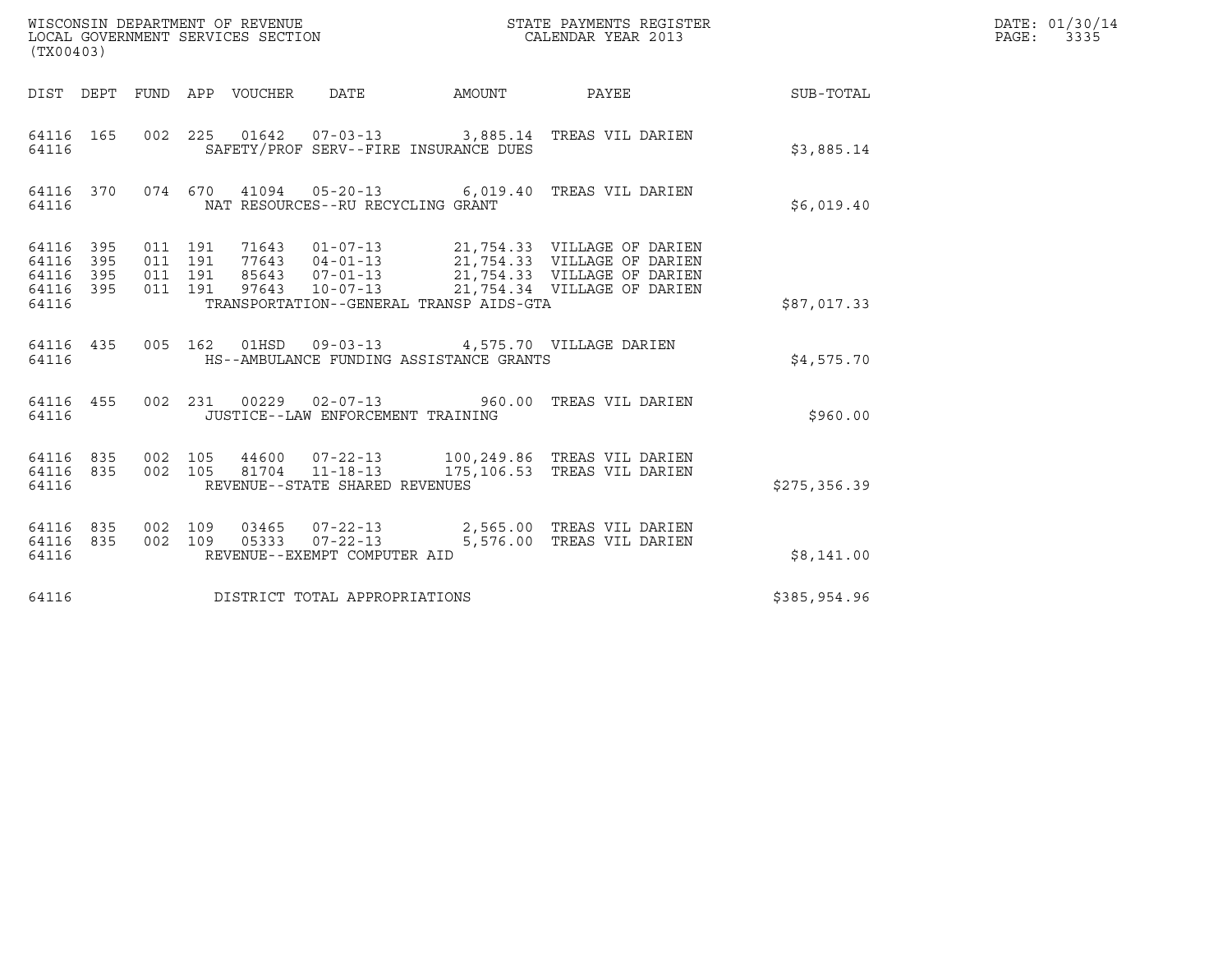WISCONSIN DEPARTMENT OF REVENUE
LOCAL GOVERNMENT SERVICES SECTION
(TX00403)

STATE PAYMENTS REGISTER
CALENDAR YEAR 2013

| DIST | DEPT | FUND | APP | VOUCHER | DATE | AMOUNT | PAYEE | SUB-TOTAL |
|---|---|---|---|---|---|---|---|---|
| 64116 | 165 | 002 | 225 | 01642 | 07-03-13 | 3,885.14 | TREAS VIL DARIEN | |
| 64116 | | | | SAFETY/PROF SERV--FIRE INSURANCE DUES | | | | $3,885.14 |
| 64116 | 370 | 074 | 670 | 41094 | 05-20-13 | 6,019.40 | TREAS VIL DARIEN | |
| 64116 | | | | NAT RESOURCES--RU RECYCLING GRANT | | | | $6,019.40 |
| 64116 | 395 | 011 | 191 | 71643 | 01-07-13 | 21,754.33 | VILLAGE OF DARIEN | |
| 64116 | 395 | 011 | 191 | 77643 | 04-01-13 | 21,754.33 | VILLAGE OF DARIEN | |
| 64116 | 395 | 011 | 191 | 85643 | 07-01-13 | 21,754.33 | VILLAGE OF DARIEN | |
| 64116 | 395 | 011 | 191 | 97643 | 10-07-13 | 21,754.34 | VILLAGE OF DARIEN | |
| 64116 | | | | TRANSPORTATION--GENERAL TRANSP AIDS-GTA | | | | $87,017.33 |
| 64116 | 435 | 005 | 162 | 01HSD | 09-03-13 | 4,575.70 | VILLAGE DARIEN | |
| 64116 | | | | HS--AMBULANCE FUNDING ASSISTANCE GRANTS | | | | $4,575.70 |
| 64116 | 455 | 002 | 231 | 00229 | 02-07-13 | 960.00 | TREAS VIL DARIEN | |
| 64116 | | | | JUSTICE--LAW ENFORCEMENT TRAINING | | | | $960.00 |
| 64116 | 835 | 002 | 105 | 44600 | 07-22-13 | 100,249.86 | TREAS VIL DARIEN | |
| 64116 | 835 | 002 | 105 | 81704 | 11-18-13 | 175,106.53 | TREAS VIL DARIEN | |
| 64116 | | | | REVENUE--STATE SHARED REVENUES | | | | $275,356.39 |
| 64116 | 835 | 002 | 109 | 03465 | 07-22-13 | 2,565.00 | TREAS VIL DARIEN | |
| 64116 | 835 | 002 | 109 | 05333 | 07-22-13 | 5,576.00 | TREAS VIL DARIEN | |
| 64116 | | | | REVENUE--EXEMPT COMPUTER AID | | | | $8,141.00 |
| 64116 | | | | DISTRICT TOTAL APPROPRIATIONS | | | | $385,954.96 |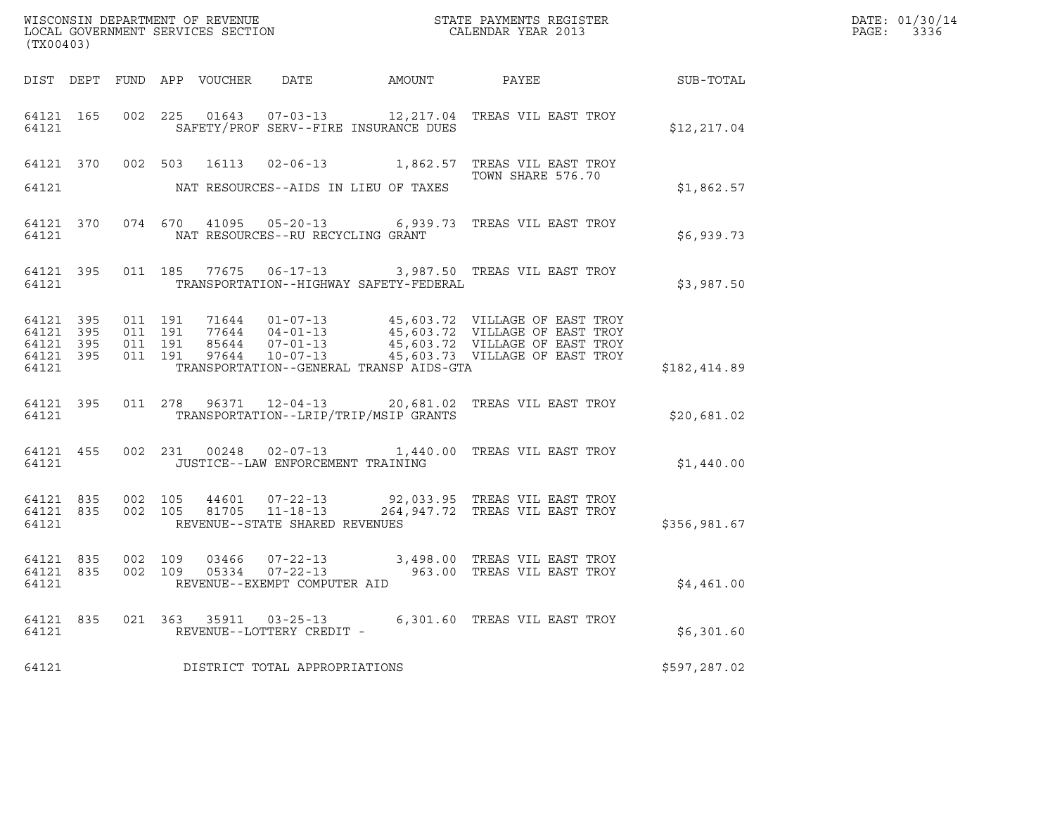WISCONSIN DEPARTMENT OF REVENUE
LOCAL GOVERNMENT SERVICES SECTION
(TX00403)

STATE PAYMENTS REGISTER
CALENDAR YEAR 2013

DATE: 01/30/14

| DIST | DEPT | FUND | APP | VOUCHER | DATE | AMOUNT | PAYEE | SUB-TOTAL |
|---|---|---|---|---|---|---|---|---|
| 64121 | 165 | 002 | 225 | 01643 | 07-03-13 | 12,217.04 | TREAS VIL EAST TROY | |
| 64121 | | | | | SAFETY/PROF SERV--FIRE INSURANCE DUES | | | $12,217.04 |
| 64121 | 370 | 002 | 503 | 16113 | 02-06-13 | 1,862.57 | TREAS VIL EAST TROY TOWN SHARE 576.70 | |
| 64121 | | | | | NAT RESOURCES--AIDS IN LIEU OF TAXES | | | $1,862.57 |
| 64121 | 370 | 074 | 670 | 41095 | 05-20-13 | 6,939.73 | TREAS VIL EAST TROY | |
| 64121 | | | | | NAT RESOURCES--RU RECYCLING GRANT | | | $6,939.73 |
| 64121 | 395 | 011 | 185 | 77675 | 06-17-13 | 3,987.50 | TREAS VIL EAST TROY | |
| 64121 | | | | | TRANSPORTATION--HIGHWAY SAFETY-FEDERAL | | | $3,987.50 |
| 64121 | 395 | 011 | 191 | 71644 | 01-07-13 | 45,603.72 | VILLAGE OF EAST TROY | |
| 64121 | 395 | 011 | 191 | 77644 | 04-01-13 | 45,603.72 | VILLAGE OF EAST TROY | |
| 64121 | 395 | 011 | 191 | 85644 | 07-01-13 | 45,603.72 | VILLAGE OF EAST TROY | |
| 64121 | 395 | 011 | 191 | 97644 | 10-07-13 | 45,603.73 | VILLAGE OF EAST TROY | |
| 64121 | | | | | TRANSPORTATION--GENERAL TRANSP AIDS-GTA | | | $182,414.89 |
| 64121 | 395 | 011 | 278 | 96371 | 12-04-13 | 20,681.02 | TREAS VIL EAST TROY | |
| 64121 | | | | | TRANSPORTATION--LRIP/TRIP/MSIP GRANTS | | | $20,681.02 |
| 64121 | 455 | 002 | 231 | 00248 | 02-07-13 | 1,440.00 | TREAS VIL EAST TROY | |
| 64121 | | | | | JUSTICE--LAW ENFORCEMENT TRAINING | | | $1,440.00 |
| 64121 | 835 | 002 | 105 | 44601 | 07-22-13 | 92,033.95 | TREAS VIL EAST TROY | |
| 64121 | 835 | 002 | 105 | 81705 | 11-18-13 | 264,947.72 | TREAS VIL EAST TROY | |
| 64121 | | | | | REVENUE--STATE SHARED REVENUES | | | $356,981.67 |
| 64121 | 835 | 002 | 109 | 03466 | 07-22-13 | 3,498.00 | TREAS VIL EAST TROY | |
| 64121 | 835 | 002 | 109 | 05334 | 07-22-13 | 963.00 | TREAS VIL EAST TROY | |
| 64121 | | | | | REVENUE--EXEMPT COMPUTER AID | | | $4,461.00 |
| 64121 | 835 | 021 | 363 | 35911 | 03-25-13 | 6,301.60 | TREAS VIL EAST TROY | |
| 64121 | | | | | REVENUE--LOTTERY CREDIT - | | | $6,301.60 |
| 64121 | | | | | DISTRICT TOTAL APPROPRIATIONS | | | $597,287.02 |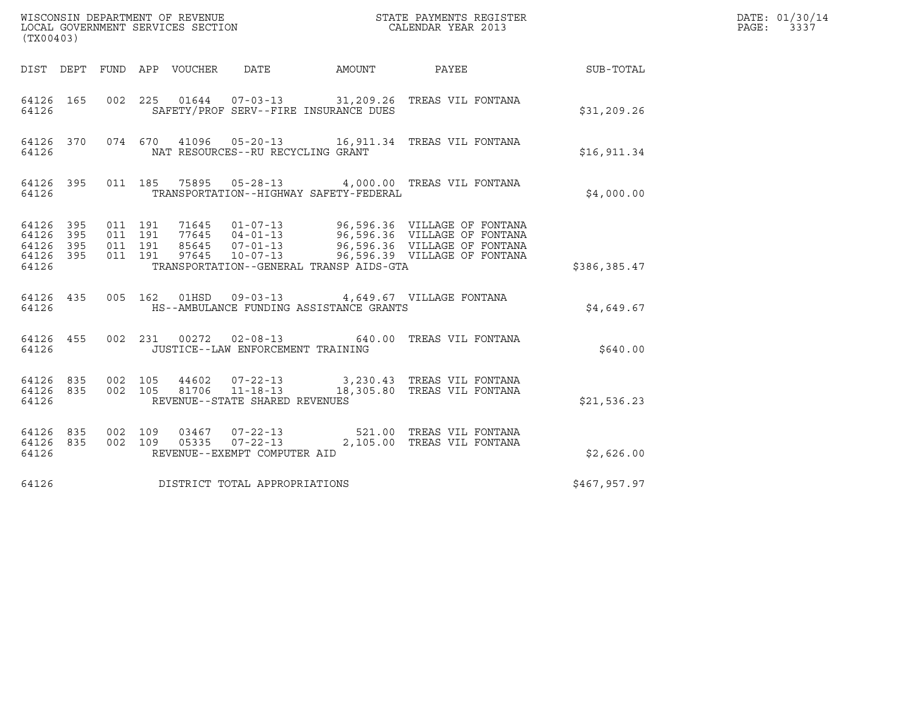WISCONSIN DEPARTMENT OF REVENUE
LOCAL GOVERNMENT SERVICES SECTION
(TX00403)

STATE PAYMENTS REGISTER
CALENDAR YEAR 2013

DATE: 01/30/14
PAGE: 3337

| DIST | DEPT | FUND | APP | VOUCHER | DATE | AMOUNT | PAYEE | SUB-TOTAL |
|---|---|---|---|---|---|---|---|---|
| 64126 | 165 | 002 | 225 | 01644 | 07-03-13 | 31,209.26 | TREAS VIL FONTANA | |
| 64126 | | | | SAFETY/PROF SERV--FIRE INSURANCE DUES | | | | $31,209.26 |
| 64126 | 370 | 074 | 670 | 41096 | 05-20-13 | 16,911.34 | TREAS VIL FONTANA | |
| 64126 | | | | NAT RESOURCES--RU RECYCLING GRANT | | | | $16,911.34 |
| 64126 | 395 | 011 | 185 | 75895 | 05-28-13 | 4,000.00 | TREAS VIL FONTANA | |
| 64126 | | | | TRANSPORTATION--HIGHWAY SAFETY-FEDERAL | | | | $4,000.00 |
| 64126 | 395 | 011 | 191 | 71645 | 01-07-13 | 96,596.36 | VILLAGE OF FONTANA | |
| 64126 | 395 | 011 | 191 | 77645 | 04-01-13 | 96,596.36 | VILLAGE OF FONTANA | |
| 64126 | 395 | 011 | 191 | 85645 | 07-01-13 | 96,596.36 | VILLAGE OF FONTANA | |
| 64126 | 395 | 011 | 191 | 97645 | 10-07-13 | 96,596.39 | VILLAGE OF FONTANA | |
| 64126 | | | | TRANSPORTATION--GENERAL TRANSP AIDS-GTA | | | | $386,385.47 |
| 64126 | 435 | 005 | 162 | 01HSD | 09-03-13 | 4,649.67 | VILLAGE FONTANA | |
| 64126 | | | | HS--AMBULANCE FUNDING ASSISTANCE GRANTS | | | | $4,649.67 |
| 64126 | 455 | 002 | 231 | 00272 | 02-08-13 | 640.00 | TREAS VIL FONTANA | |
| 64126 | | | | JUSTICE--LAW ENFORCEMENT TRAINING | | | | $640.00 |
| 64126 | 835 | 002 | 105 | 44602 | 07-22-13 | 3,230.43 | TREAS VIL FONTANA | |
| 64126 | 835 | 002 | 105 | 81706 | 11-18-13 | 18,305.80 | TREAS VIL FONTANA | |
| 64126 | | | | REVENUE--STATE SHARED REVENUES | | | | $21,536.23 |
| 64126 | 835 | 002 | 109 | 03467 | 07-22-13 | 521.00 | TREAS VIL FONTANA | |
| 64126 | 835 | 002 | 109 | 05335 | 07-22-13 | 2,105.00 | TREAS VIL FONTANA | |
| 64126 | | | | REVENUE--EXEMPT COMPUTER AID | | | | $2,626.00 |
| 64126 | | | | DISTRICT TOTAL APPROPRIATIONS | | | | $467,957.97 |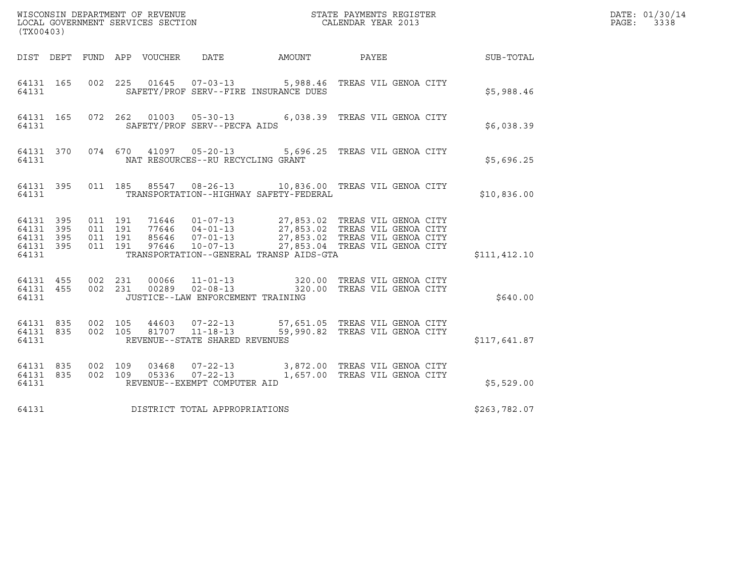WISCONSIN DEPARTMENT OF REVENUE
LOCAL GOVERNMENT SERVICES SECTION
(TX00403)

STATE PAYMENTS REGISTER
CALENDAR YEAR 2013

DATE: 01/30/14
PAGE: 3338

| DIST | DEPT | FUND | APP | VOUCHER | DATE | AMOUNT | PAYEE | SUB-TOTAL |
|---|---|---|---|---|---|---|---|---|
| 64131 | 165 | 002 | 225 | 01645 | 07-03-13 | 5,988.46 | TREAS VIL GENOA CITY | |
| 64131 | | | | SAFETY/PROF SERV--FIRE INSURANCE DUES | | | | $5,988.46 |
| 64131 | 165 | 072 | 262 | 01003 | 05-30-13 | 6,038.39 | TREAS VIL GENOA CITY | |
| 64131 | | | | SAFETY/PROF SERV--PECFA AIDS | | | | $6,038.39 |
| 64131 | 370 | 074 | 670 | 41097 | 05-20-13 | 5,696.25 | TREAS VIL GENOA CITY | |
| 64131 | | | | NAT RESOURCES--RU RECYCLING GRANT | | | | $5,696.25 |
| 64131 | 395 | 011 | 185 | 85547 | 08-26-13 | 10,836.00 | TREAS VIL GENOA CITY | |
| 64131 | | | | TRANSPORTATION--HIGHWAY SAFETY-FEDERAL | | | | $10,836.00 |
| 64131 | 395 | 011 | 191 | 71646 | 01-07-13 | 27,853.02 | TREAS VIL GENOA CITY | |
| 64131 | 395 | 011 | 191 | 77646 | 04-01-13 | 27,853.02 | TREAS VIL GENOA CITY | |
| 64131 | 395 | 011 | 191 | 85646 | 07-01-13 | 27,853.02 | TREAS VIL GENOA CITY | |
| 64131 | 395 | 011 | 191 | 97646 | 10-07-13 | 27,853.04 | TREAS VIL GENOA CITY | |
| 64131 | | | | TRANSPORTATION--GENERAL TRANSP AIDS-GTA | | | | $111,412.10 |
| 64131 | 455 | 002 | 231 | 00066 | 11-01-13 | 320.00 | TREAS VIL GENOA CITY | |
| 64131 | 455 | 002 | 231 | 00289 | 02-08-13 | 320.00 | TREAS VIL GENOA CITY | |
| 64131 | | | | JUSTICE--LAW ENFORCEMENT TRAINING | | | | $640.00 |
| 64131 | 835 | 002 | 105 | 44603 | 07-22-13 | 57,651.05 | TREAS VIL GENOA CITY | |
| 64131 | 835 | 002 | 105 | 81707 | 11-18-13 | 59,990.82 | TREAS VIL GENOA CITY | |
| 64131 | | | | REVENUE--STATE SHARED REVENUES | | | | $117,641.87 |
| 64131 | 835 | 002 | 109 | 03468 | 07-22-13 | 3,872.00 | TREAS VIL GENOA CITY | |
| 64131 | 835 | 002 | 109 | 05336 | 07-22-13 | 1,657.00 | TREAS VIL GENOA CITY | |
| 64131 | | | | REVENUE--EXEMPT COMPUTER AID | | | | $5,529.00 |
| 64131 | | | | DISTRICT TOTAL APPROPRIATIONS | | | | $263,782.07 |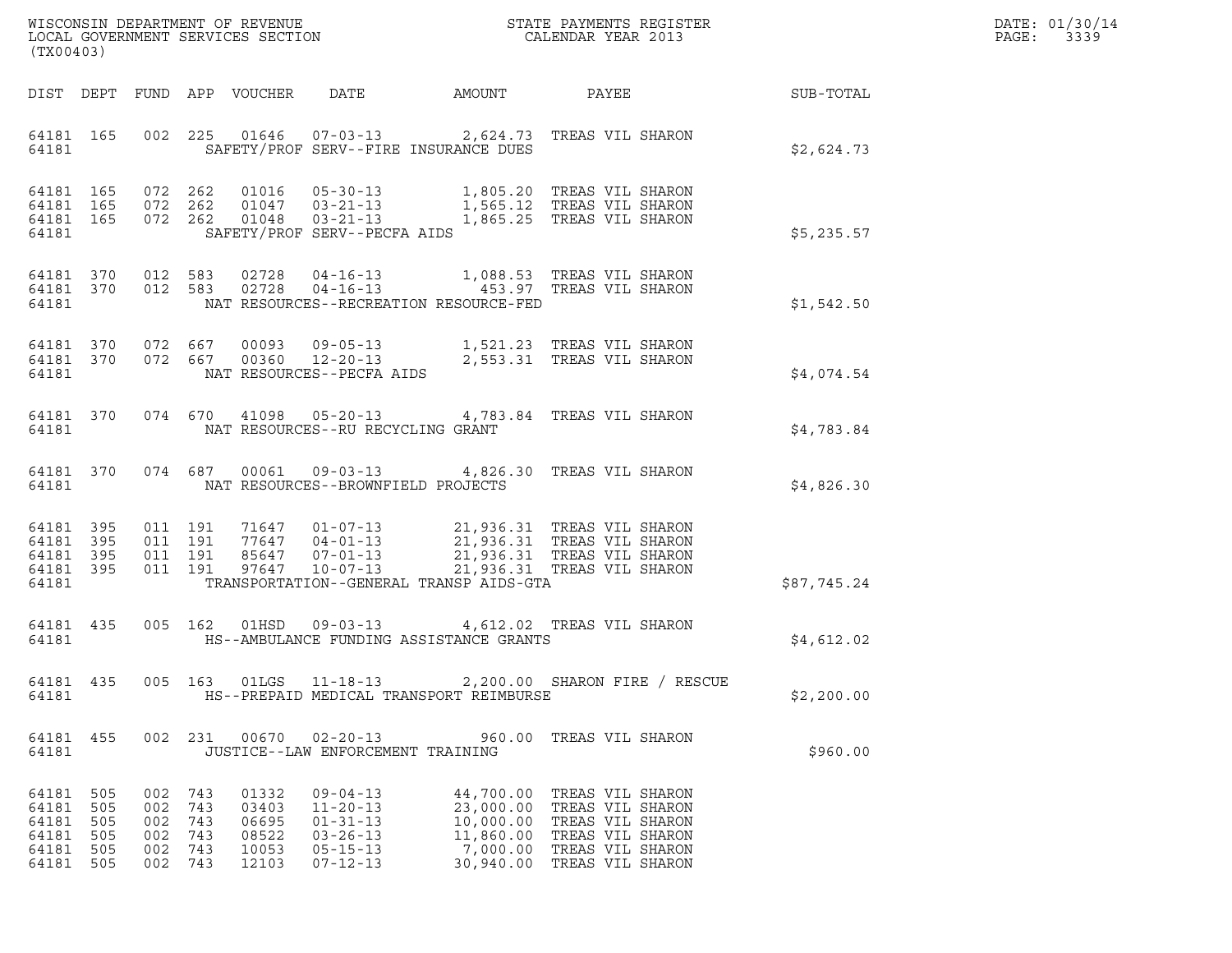WISCONSIN DEPARTMENT OF REVENUE
LOCAL GOVERNMENT SERVICES SECTION
(TX00403)

STATE PAYMENTS REGISTER
CALENDAR YEAR 2013

DATE: 01/30/14
PAGE: 3339

| DIST | DEPT | FUND | APP | VOUCHER | DATE | AMOUNT | PAYEE | SUB-TOTAL |
|---|---|---|---|---|---|---|---|---|
| 64181 | 165 | 002 | 225 | 01646 | 07-03-13 | 2,624.73 | TREAS VIL SHARON | |
| 64181 | | | | | SAFETY/PROF SERV--FIRE INSURANCE DUES | | | $2,624.73 |
| 64181 | 165 | 072 | 262 | 01016 | 05-30-13 | 1,805.20 | TREAS VIL SHARON | |
| 64181 | 165 | 072 | 262 | 01047 | 03-21-13 | 1,565.12 | TREAS VIL SHARON | |
| 64181 | 165 | 072 | 262 | 01048 | 03-21-13 | 1,865.25 | TREAS VIL SHARON | |
| 64181 | | | | | SAFETY/PROF SERV--PECFA AIDS | | | $5,235.57 |
| 64181 | 370 | 012 | 583 | 02728 | 04-16-13 | 1,088.53 | TREAS VIL SHARON | |
| 64181 | 370 | 012 | 583 | 02728 | 04-16-13 | 453.97 | TREAS VIL SHARON | |
| 64181 | | | | | NAT RESOURCES--RECREATION RESOURCE-FED | | | $1,542.50 |
| 64181 | 370 | 072 | 667 | 00093 | 09-05-13 | 1,521.23 | TREAS VIL SHARON | |
| 64181 | 370 | 072 | 667 | 00360 | 12-20-13 | 2,553.31 | TREAS VIL SHARON | |
| 64181 | | | | | NAT RESOURCES--PECFA AIDS | | | $4,074.54 |
| 64181 | 370 | 074 | 670 | 41098 | 05-20-13 | 4,783.84 | TREAS VIL SHARON | |
| 64181 | | | | | NAT RESOURCES--RU RECYCLING GRANT | | | $4,783.84 |
| 64181 | 370 | 074 | 687 | 00061 | 09-03-13 | 4,826.30 | TREAS VIL SHARON | |
| 64181 | | | | | NAT RESOURCES--BROWNFIELD PROJECTS | | | $4,826.30 |
| 64181 | 395 | 011 | 191 | 71647 | 01-07-13 | 21,936.31 | TREAS VIL SHARON | |
| 64181 | 395 | 011 | 191 | 77647 | 04-01-13 | 21,936.31 | TREAS VIL SHARON | |
| 64181 | 395 | 011 | 191 | 85647 | 07-01-13 | 21,936.31 | TREAS VIL SHARON | |
| 64181 | 395 | 011 | 191 | 97647 | 10-07-13 | 21,936.31 | TREAS VIL SHARON | |
| 64181 | | | | | TRANSPORTATION--GENERAL TRANSP AIDS-GTA | | | $87,745.24 |
| 64181 | 435 | 005 | 162 | 01HSD | 09-03-13 | 4,612.02 | TREAS VIL SHARON | |
| 64181 | | | | | HS--AMBULANCE FUNDING ASSISTANCE GRANTS | | | $4,612.02 |
| 64181 | 435 | 005 | 163 | 01LGS | 11-18-13 | 2,200.00 | SHARON FIRE / RESCUE | |
| 64181 | | | | | HS--PREPAID MEDICAL TRANSPORT REIMBURSE | | | $2,200.00 |
| 64181 | 455 | 002 | 231 | 00670 | 02-20-13 | 960.00 | TREAS VIL SHARON | |
| 64181 | | | | | JUSTICE--LAW ENFORCEMENT TRAINING | | | $960.00 |
| 64181 | 505 | 002 | 743 | 01332 | 09-04-13 | 44,700.00 | TREAS VIL SHARON | |
| 64181 | 505 | 002 | 743 | 03403 | 11-20-13 | 23,000.00 | TREAS VIL SHARON | |
| 64181 | 505 | 002 | 743 | 06695 | 01-31-13 | 10,000.00 | TREAS VIL SHARON | |
| 64181 | 505 | 002 | 743 | 08522 | 03-26-13 | 11,860.00 | TREAS VIL SHARON | |
| 64181 | 505 | 002 | 743 | 10053 | 05-15-13 | 7,000.00 | TREAS VIL SHARON | |
| 64181 | 505 | 002 | 743 | 12103 | 07-12-13 | 30,940.00 | TREAS VIL SHARON | |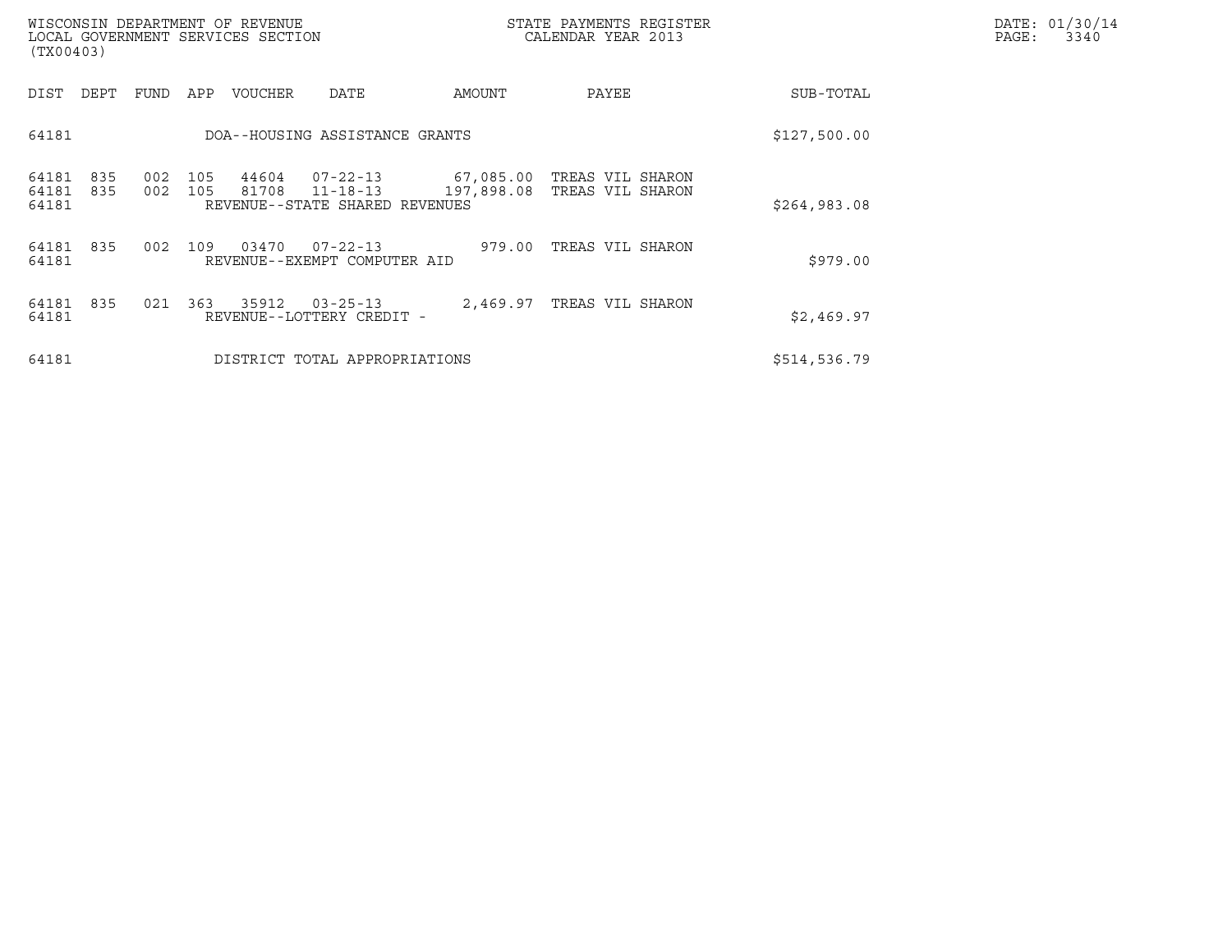WISCONSIN DEPARTMENT OF REVENUE
LOCAL GOVERNMENT SERVICES SECTION
(TX00403)

STATE PAYMENTS REGISTER
CALENDAR YEAR 2013

DATE: 01/30/14
PAGE: 3340

| DIST | DEPT | FUND | APP | VOUCHER | DATE | AMOUNT | PAYEE | SUB-TOTAL |
|---|---|---|---|---|---|---|---|---|
| 64181 | | | | DOA--HOUSING ASSISTANCE GRANTS | | | | $127,500.00 |
| 64181 | 835 | 002 | 105 | 44604 | 07-22-13 | 67,085.00 | TREAS VIL SHARON | |
| 64181 | 835 | 002 | 105 | 81708 | 11-18-13 | 197,898.08 | TREAS VIL SHARON | |
| 64181 | | | | REVENUE--STATE SHARED REVENUES | | | | $264,983.08 |
| 64181 | 835 | 002 | 109 | 03470 | 07-22-13 | 979.00 | TREAS VIL SHARON | |
| 64181 | | | | REVENUE--EXEMPT COMPUTER AID | | | | $979.00 |
| 64181 | 835 | 021 | 363 | 35912 | 03-25-13 | 2,469.97 | TREAS VIL SHARON | |
| 64181 | | | | REVENUE--LOTTERY CREDIT - | | | | $2,469.97 |
| 64181 | | | | DISTRICT TOTAL APPROPRIATIONS | | | | $514,536.79 |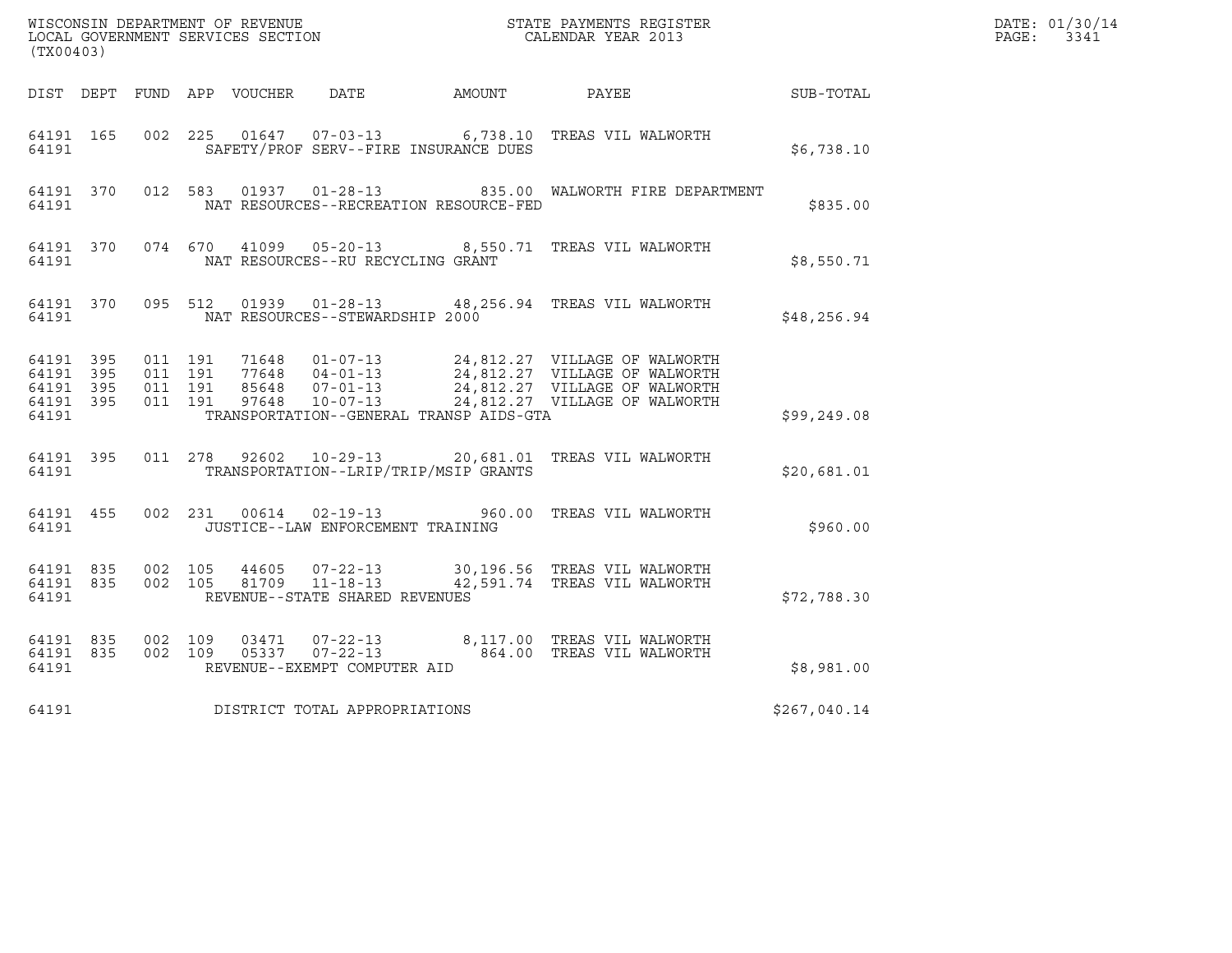WISCONSIN DEPARTMENT OF REVENUE
LOCAL GOVERNMENT SERVICES SECTION
(TX00403)

STATE PAYMENTS REGISTER
CALENDAR YEAR 2013

DATE: 01/30/14
PAGE: 3341

| DIST | DEPT | FUND | APP | VOUCHER | DATE | AMOUNT | PAYEE | SUB-TOTAL |
|---|---|---|---|---|---|---|---|---|
| 64191 | 165 | 002 | 225 | 01647 | 07-03-13 | 6,738.10 | TREAS VIL WALWORTH | |
| 64191 | | | | | SAFETY/PROF SERV--FIRE INSURANCE DUES | | | $6,738.10 |
| 64191 | 370 | 012 | 583 | 01937 | 01-28-13 | 835.00 | WALWORTH FIRE DEPARTMENT | |
| 64191 | | | | | NAT RESOURCES--RECREATION RESOURCE-FED | | | $835.00 |
| 64191 | 370 | 074 | 670 | 41099 | 05-20-13 | 8,550.71 | TREAS VIL WALWORTH | |
| 64191 | | | | | NAT RESOURCES--RU RECYCLING GRANT | | | $8,550.71 |
| 64191 | 370 | 095 | 512 | 01939 | 01-28-13 | 48,256.94 | TREAS VIL WALWORTH | |
| 64191 | | | | | NAT RESOURCES--STEWARDSHIP 2000 | | | $48,256.94 |
| 64191 | 395 | 011 | 191 | 71648 | 01-07-13 | 24,812.27 | VILLAGE OF WALWORTH | |
| 64191 | 395 | 011 | 191 | 77648 | 04-01-13 | 24,812.27 | VILLAGE OF WALWORTH | |
| 64191 | 395 | 011 | 191 | 85648 | 07-01-13 | 24,812.27 | VILLAGE OF WALWORTH | |
| 64191 | 395 | 011 | 191 | 97648 | 10-07-13 | 24,812.27 | VILLAGE OF WALWORTH | |
| 64191 | | | | | TRANSPORTATION--GENERAL TRANSP AIDS-GTA | | | $99,249.08 |
| 64191 | 395 | 011 | 278 | 92602 | 10-29-13 | 20,681.01 | TREAS VIL WALWORTH | |
| 64191 | | | | | TRANSPORTATION--LRIP/TRIP/MSIP GRANTS | | | $20,681.01 |
| 64191 | 455 | 002 | 231 | 00614 | 02-19-13 | 960.00 | TREAS VIL WALWORTH | |
| 64191 | | | | | JUSTICE--LAW ENFORCEMENT TRAINING | | | $960.00 |
| 64191 | 835 | 002 | 105 | 44605 | 07-22-13 | 30,196.56 | TREAS VIL WALWORTH | |
| 64191 | 835 | 002 | 105 | 81709 | 11-18-13 | 42,591.74 | TREAS VIL WALWORTH | |
| 64191 | | | | | REVENUE--STATE SHARED REVENUES | | | $72,788.30 |
| 64191 | 835 | 002 | 109 | 03471 | 07-22-13 | 8,117.00 | TREAS VIL WALWORTH | |
| 64191 | 835 | 002 | 109 | 05337 | 07-22-13 | 864.00 | TREAS VIL WALWORTH | |
| 64191 | | | | | REVENUE--EXEMPT COMPUTER AID | | | $8,981.00 |
| 64191 | | | | | DISTRICT TOTAL APPROPRIATIONS | | | $267,040.14 |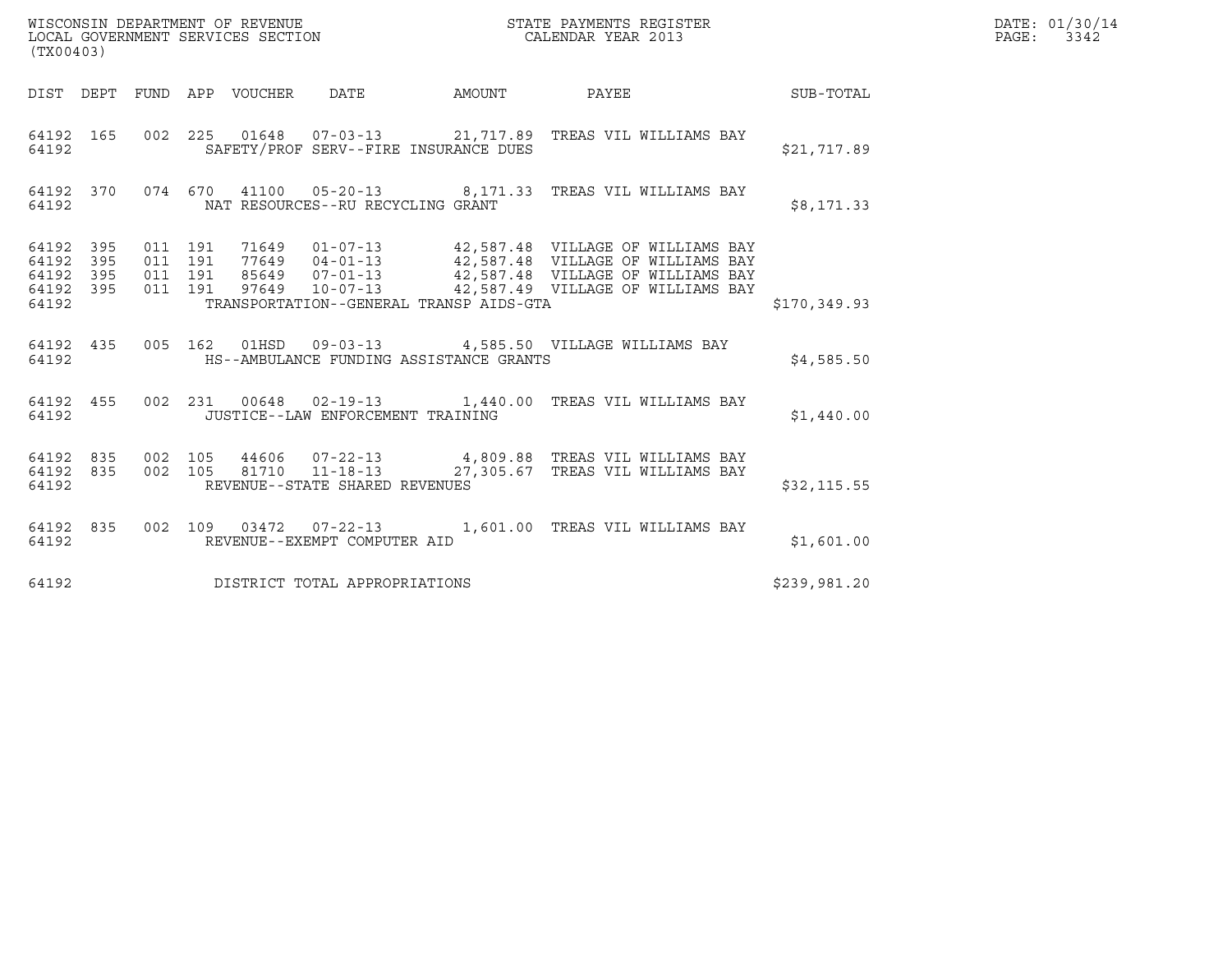WISCONSIN DEPARTMENT OF REVENUE
LOCAL GOVERNMENT SERVICES SECTION
(TX00403)

STATE PAYMENTS REGISTER
CALENDAR YEAR 2013

DATE: 01/30/14
PAGE: 3342

| DIST | DEPT | FUND | APP | VOUCHER | DATE | AMOUNT | PAYEE | SUB-TOTAL |
|---|---|---|---|---|---|---|---|---|
| 64192 | 165 | 002 | 225 | 01648 | 07-03-13 | 21,717.89 | TREAS VIL WILLIAMS BAY | |
| 64192 | | | | SAFETY/PROF SERV--FIRE INSURANCE DUES | | | | $21,717.89 |
| 64192 | 370 | 074 | 670 | 41100 | 05-20-13 | 8,171.33 | TREAS VIL WILLIAMS BAY | |
| 64192 | | | | NAT RESOURCES--RU RECYCLING GRANT | | | | $8,171.33 |
| 64192 | 395 | 011 | 191 | 71649 | 01-07-13 | 42,587.48 | VILLAGE OF WILLIAMS BAY | |
| 64192 | 395 | 011 | 191 | 77649 | 04-01-13 | 42,587.48 | VILLAGE OF WILLIAMS BAY | |
| 64192 | 395 | 011 | 191 | 85649 | 07-01-13 | 42,587.48 | VILLAGE OF WILLIAMS BAY | |
| 64192 | 395 | 011 | 191 | 97649 | 10-07-13 | 42,587.49 | VILLAGE OF WILLIAMS BAY | |
| 64192 | | | | TRANSPORTATION--GENERAL TRANSP AIDS-GTA | | | | $170,349.93 |
| 64192 | 435 | 005 | 162 | 01HSD | 09-03-13 | 4,585.50 | VILLAGE WILLIAMS BAY | |
| 64192 | | | | HS--AMBULANCE FUNDING ASSISTANCE GRANTS | | | | $4,585.50 |
| 64192 | 455 | 002 | 231 | 00648 | 02-19-13 | 1,440.00 | TREAS VIL WILLIAMS BAY | |
| 64192 | | | | JUSTICE--LAW ENFORCEMENT TRAINING | | | | $1,440.00 |
| 64192 | 835 | 002 | 105 | 44606 | 07-22-13 | 4,809.88 | TREAS VIL WILLIAMS BAY | |
| 64192 | 835 | 002 | 105 | 81710 | 11-18-13 | 27,305.67 | TREAS VIL WILLIAMS BAY | |
| 64192 | | | | REVENUE--STATE SHARED REVENUES | | | | $32,115.55 |
| 64192 | 835 | 002 | 109 | 03472 | 07-22-13 | 1,601.00 | TREAS VIL WILLIAMS BAY | |
| 64192 | | | | REVENUE--EXEMPT COMPUTER AID | | | | $1,601.00 |
| 64192 | | | | DISTRICT TOTAL APPROPRIATIONS | | | | $239,981.20 |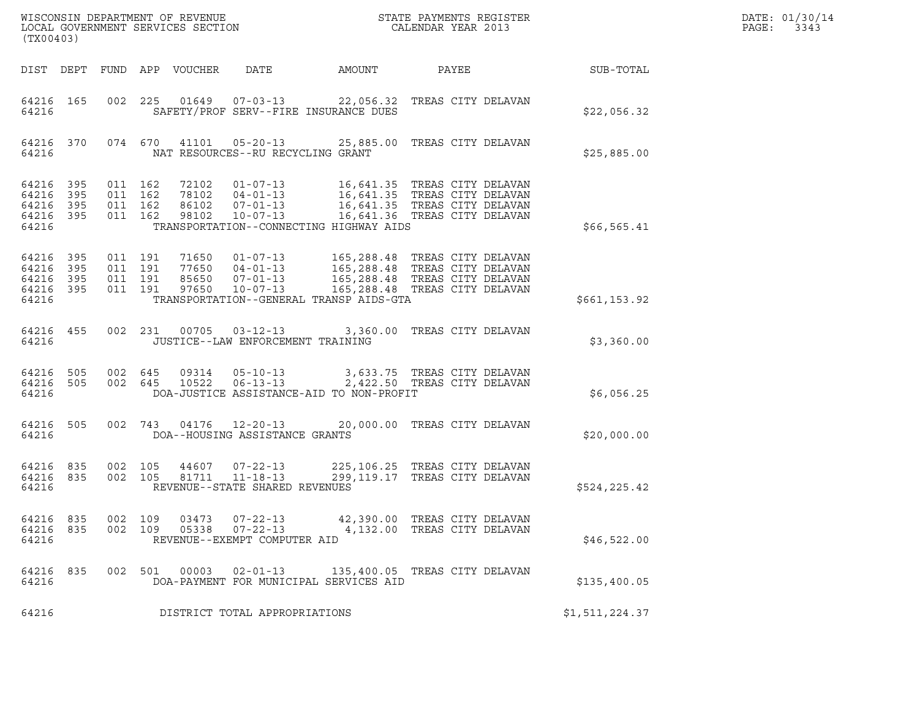WISCONSIN DEPARTMENT OF REVENUE
LOCAL GOVERNMENT SERVICES SECTION
(TX00403)

STATE PAYMENTS REGISTER
CALENDAR YEAR 2013

DATE: 01/30/14
PAGE: 3343

| DIST | DEPT | FUND | APP | VOUCHER | DATE | AMOUNT | PAYEE | SUB-TOTAL |
|---|---|---|---|---|---|---|---|---|
| 64216 | 165 | 002 | 225 | 01649 | 07-03-13 | 22,056.32 | TREAS CITY DELAVAN | |
| 64216 | | | | SAFETY/PROF SERV--FIRE INSURANCE DUES | | | | $22,056.32 |
| 64216 | 370 | 074 | 670 | 41101 | 05-20-13 | 25,885.00 | TREAS CITY DELAVAN | |
| 64216 | | | | NAT RESOURCES--RU RECYCLING GRANT | | | | $25,885.00 |
| 64216 | 395 | 011 | 162 | 72102 | 01-07-13 | 16,641.35 | TREAS CITY DELAVAN | |
| 64216 | 395 | 011 | 162 | 78102 | 04-01-13 | 16,641.35 | TREAS CITY DELAVAN | |
| 64216 | 395 | 011 | 162 | 86102 | 07-01-13 | 16,641.35 | TREAS CITY DELAVAN | |
| 64216 | 395 | 011 | 162 | 98102 | 10-07-13 | 16,641.36 | TREAS CITY DELAVAN | |
| 64216 | | | | TRANSPORTATION--CONNECTING HIGHWAY AIDS | | | | $66,565.41 |
| 64216 | 395 | 011 | 191 | 71650 | 01-07-13 | 165,288.48 | TREAS CITY DELAVAN | |
| 64216 | 395 | 011 | 191 | 77650 | 04-01-13 | 165,288.48 | TREAS CITY DELAVAN | |
| 64216 | 395 | 011 | 191 | 85650 | 07-01-13 | 165,288.48 | TREAS CITY DELAVAN | |
| 64216 | 395 | 011 | 191 | 97650 | 10-07-13 | 165,288.48 | TREAS CITY DELAVAN | |
| 64216 | | | | TRANSPORTATION--GENERAL TRANSP AIDS-GTA | | | | $661,153.92 |
| 64216 | 455 | 002 | 231 | 00705 | 03-12-13 | 3,360.00 | TREAS CITY DELAVAN | |
| 64216 | | | | JUSTICE--LAW ENFORCEMENT TRAINING | | | | $3,360.00 |
| 64216 | 505 | 002 | 645 | 09314 | 05-10-13 | 3,633.75 | TREAS CITY DELAVAN | |
| 64216 | 505 | 002 | 645 | 10522 | 06-13-13 | 2,422.50 | TREAS CITY DELAVAN | |
| 64216 | | | | DOA-JUSTICE ASSISTANCE-AID TO NON-PROFIT | | | | $6,056.25 |
| 64216 | 505 | 002 | 743 | 04176 | 12-20-13 | 20,000.00 | TREAS CITY DELAVAN | |
| 64216 | | | | DOA--HOUSING ASSISTANCE GRANTS | | | | $20,000.00 |
| 64216 | 835 | 002 | 105 | 44607 | 07-22-13 | 225,106.25 | TREAS CITY DELAVAN | |
| 64216 | 835 | 002 | 105 | 81711 | 11-18-13 | 299,119.17 | TREAS CITY DELAVAN | |
| 64216 | | | | REVENUE--STATE SHARED REVENUES | | | | $524,225.42 |
| 64216 | 835 | 002 | 109 | 03473 | 07-22-13 | 42,390.00 | TREAS CITY DELAVAN | |
| 64216 | 835 | 002 | 109 | 05338 | 07-22-13 | 4,132.00 | TREAS CITY DELAVAN | |
| 64216 | | | | REVENUE--EXEMPT COMPUTER AID | | | | $46,522.00 |
| 64216 | 835 | 002 | 501 | 00003 | 02-01-13 | 135,400.05 | TREAS CITY DELAVAN | |
| 64216 | | | | DOA-PAYMENT FOR MUNICIPAL SERVICES AID | | | | $135,400.05 |
| 64216 | | | | DISTRICT TOTAL APPROPRIATIONS | | | | $1,511,224.37 |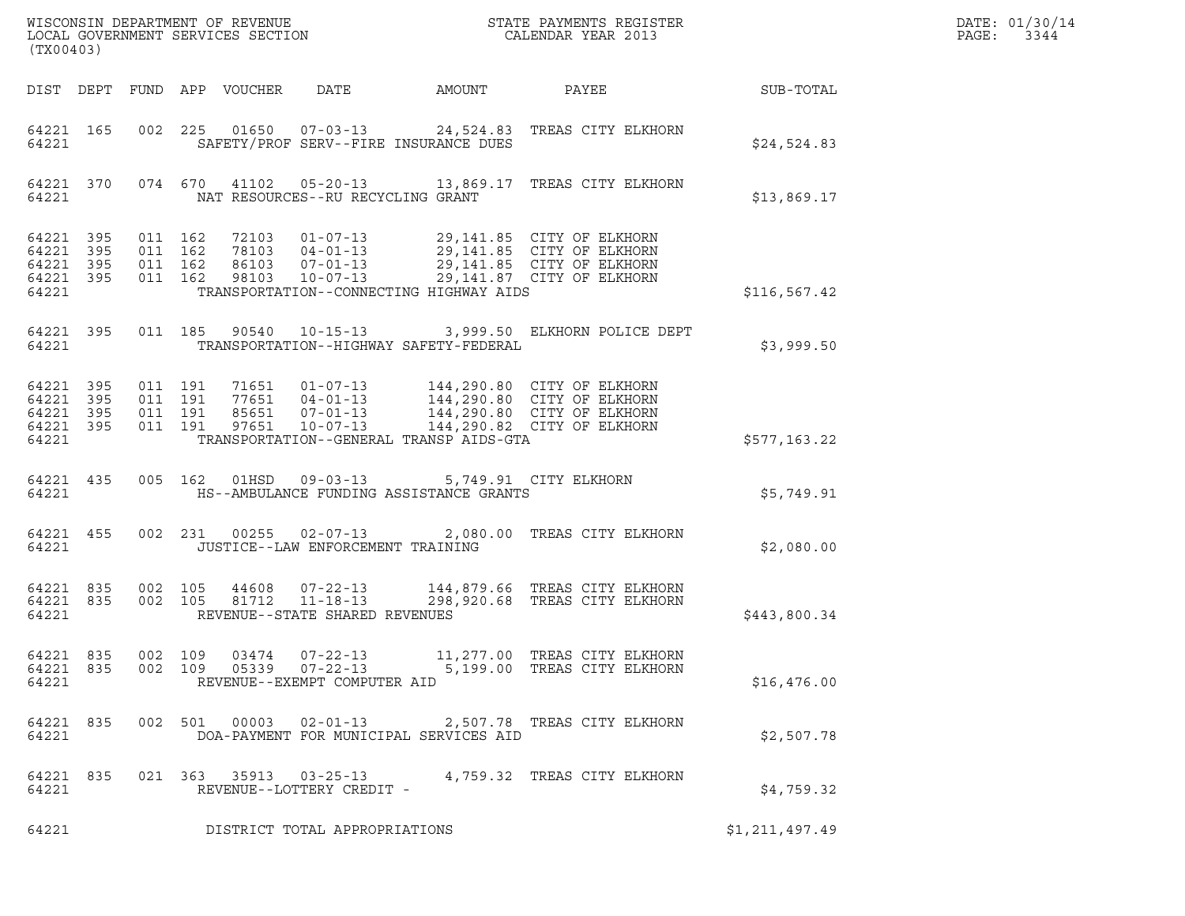WISCONSIN DEPARTMENT OF REVENUE
LOCAL GOVERNMENT SERVICES SECTION
(TX00403)

STATE PAYMENTS REGISTER
CALENDAR YEAR 2013

DATE: 01/30/14
PAGE: 3344

| DIST | DEPT | FUND | APP | VOUCHER | DATE | AMOUNT | PAYEE | SUB-TOTAL |
|---|---|---|---|---|---|---|---|---|
| 64221 | 165 | 002 | 225 | 01650 | 07-03-13 | 24,524.83 | TREAS CITY ELKHORN | |
| 64221 | | | | SAFETY/PROF SERV--FIRE INSURANCE DUES | | | | $24,524.83 |
| 64221 | 370 | 074 | 670 | 41102 | 05-20-13 | 13,869.17 | TREAS CITY ELKHORN | |
| 64221 | | | | NAT RESOURCES--RU RECYCLING GRANT | | | | $13,869.17 |
| 64221 | 395 | 011 | 162 | 72103 | 01-07-13 | 29,141.85 | CITY OF ELKHORN | |
| 64221 | 395 | 011 | 162 | 78103 | 04-01-13 | 29,141.85 | CITY OF ELKHORN | |
| 64221 | 395 | 011 | 162 | 86103 | 07-01-13 | 29,141.85 | CITY OF ELKHORN | |
| 64221 | 395 | 011 | 162 | 98103 | 10-07-13 | 29,141.87 | CITY OF ELKHORN | |
| 64221 | | | | TRANSPORTATION--CONNECTING HIGHWAY AIDS | | | | $116,567.42 |
| 64221 | 395 | 011 | 185 | 90540 | 10-15-13 | 3,999.50 | ELKHORN POLICE DEPT | |
| 64221 | | | | TRANSPORTATION--HIGHWAY SAFETY-FEDERAL | | | | $3,999.50 |
| 64221 | 395 | 011 | 191 | 71651 | 01-07-13 | 144,290.80 | CITY OF ELKHORN | |
| 64221 | 395 | 011 | 191 | 77651 | 04-01-13 | 144,290.80 | CITY OF ELKHORN | |
| 64221 | 395 | 011 | 191 | 85651 | 07-01-13 | 144,290.80 | CITY OF ELKHORN | |
| 64221 | 395 | 011 | 191 | 97651 | 10-07-13 | 144,290.82 | CITY OF ELKHORN | |
| 64221 | | | | TRANSPORTATION--GENERAL TRANSP AIDS-GTA | | | | $577,163.22 |
| 64221 | 435 | 005 | 162 | 01HSD | 09-03-13 | 5,749.91 | CITY ELKHORN | |
| 64221 | | | | HS--AMBULANCE FUNDING ASSISTANCE GRANTS | | | | $5,749.91 |
| 64221 | 455 | 002 | 231 | 00255 | 02-07-13 | 2,080.00 | TREAS CITY ELKHORN | |
| 64221 | | | | JUSTICE--LAW ENFORCEMENT TRAINING | | | | $2,080.00 |
| 64221 | 835 | 002 | 105 | 44608 | 07-22-13 | 144,879.66 | TREAS CITY ELKHORN | |
| 64221 | 835 | 002 | 105 | 81712 | 11-18-13 | 298,920.68 | TREAS CITY ELKHORN | |
| 64221 | | | | REVENUE--STATE SHARED REVENUES | | | | $443,800.34 |
| 64221 | 835 | 002 | 109 | 03474 | 07-22-13 | 11,277.00 | TREAS CITY ELKHORN | |
| 64221 | 835 | 002 | 109 | 05339 | 07-22-13 | 5,199.00 | TREAS CITY ELKHORN | |
| 64221 | | | | REVENUE--EXEMPT COMPUTER AID | | | | $16,476.00 |
| 64221 | 835 | 002 | 501 | 00003 | 02-01-13 | 2,507.78 | TREAS CITY ELKHORN | |
| 64221 | | | | DOA-PAYMENT FOR MUNICIPAL SERVICES AID | | | | $2,507.78 |
| 64221 | 835 | 021 | 363 | 35913 | 03-25-13 | 4,759.32 | TREAS CITY ELKHORN | |
| 64221 | | | | REVENUE--LOTTERY CREDIT - | | | | $4,759.32 |
| 64221 | | | | DISTRICT TOTAL APPROPRIATIONS | | | | $1,211,497.49 |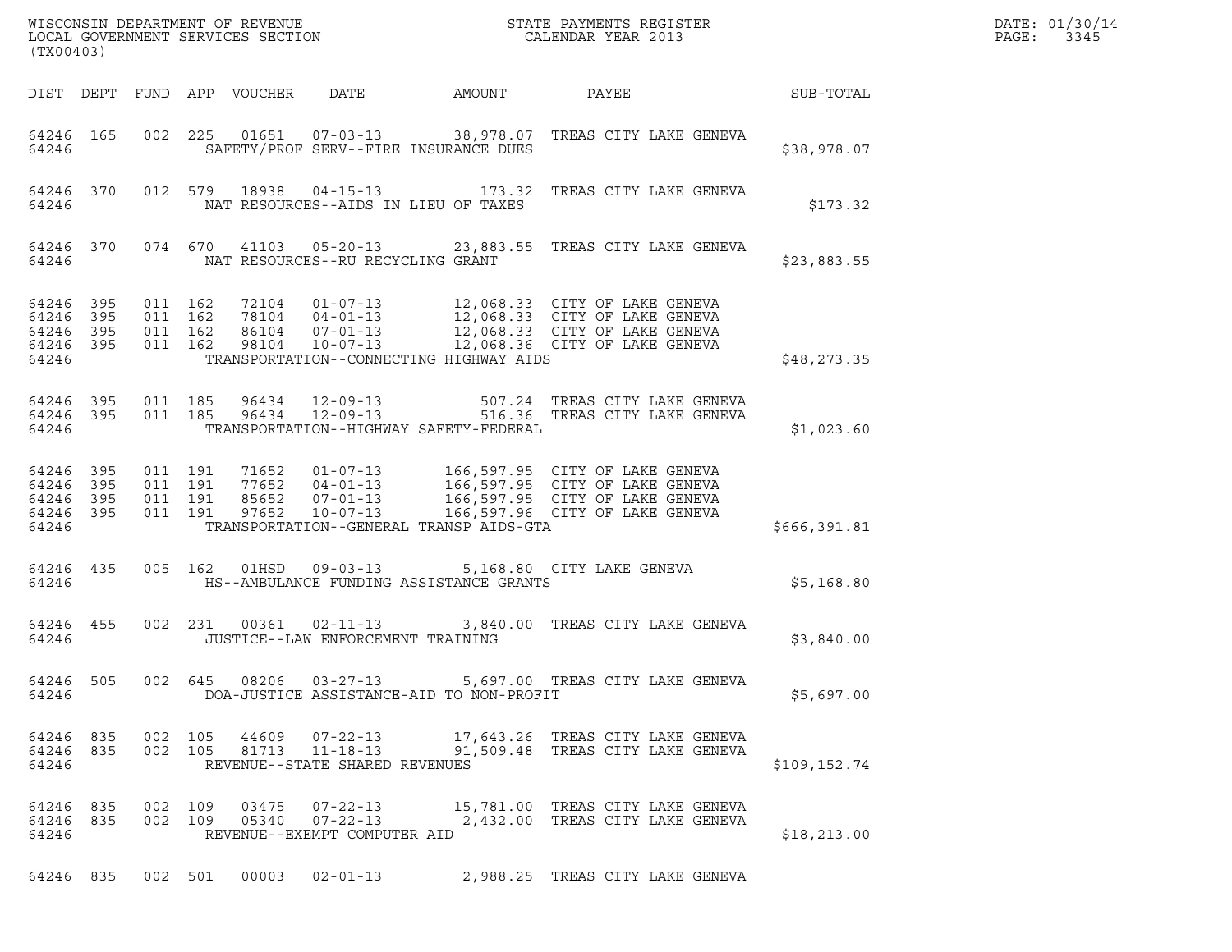WISCONSIN DEPARTMENT OF REVENUE
LOCAL GOVERNMENT SERVICES SECTION
(TX00403)

STATE PAYMENTS REGISTER
CALENDAR YEAR 2013

DATE: 01/30/14
PAGE: 3345

| DIST | DEPT | FUND | APP | VOUCHER | DATE | AMOUNT | PAYEE | SUB-TOTAL |
|---|---|---|---|---|---|---|---|---|
| 64246 | 165 | 002 | 225 | 01651 | 07-03-13 | 38,978.07 | TREAS CITY LAKE GENEVA | |
| 64246 | | | | | SAFETY/PROF SERV--FIRE INSURANCE DUES | | | $38,978.07 |
| 64246 | 370 | 012 | 579 | 18938 | 04-15-13 | 173.32 | TREAS CITY LAKE GENEVA | |
| 64246 | | | | | NAT RESOURCES--AIDS IN LIEU OF TAXES | | | $173.32 |
| 64246 | 370 | 074 | 670 | 41103 | 05-20-13 | 23,883.55 | TREAS CITY LAKE GENEVA | |
| 64246 | | | | | NAT RESOURCES--RU RECYCLING GRANT | | | $23,883.55 |
| 64246 | 395 | 011 | 162 | 72104 | 01-07-13 | 12,068.33 | CITY OF LAKE GENEVA | |
| 64246 | 395 | 011 | 162 | 78104 | 04-01-13 | 12,068.33 | CITY OF LAKE GENEVA | |
| 64246 | 395 | 011 | 162 | 86104 | 07-01-13 | 12,068.33 | CITY OF LAKE GENEVA | |
| 64246 | 395 | 011 | 162 | 98104 | 10-07-13 | 12,068.36 | CITY OF LAKE GENEVA | |
| 64246 | | | | | TRANSPORTATION--CONNECTING HIGHWAY AIDS | | | $48,273.35 |
| 64246 | 395 | 011 | 185 | 96434 | 12-09-13 | 507.24 | TREAS CITY LAKE GENEVA | |
| 64246 | 395 | 011 | 185 | 96434 | 12-09-13 | 516.36 | TREAS CITY LAKE GENEVA | |
| 64246 | | | | | TRANSPORTATION--HIGHWAY SAFETY-FEDERAL | | | $1,023.60 |
| 64246 | 395 | 011 | 191 | 71652 | 01-07-13 | 166,597.95 | CITY OF LAKE GENEVA | |
| 64246 | 395 | 011 | 191 | 77652 | 04-01-13 | 166,597.95 | CITY OF LAKE GENEVA | |
| 64246 | 395 | 011 | 191 | 85652 | 07-01-13 | 166,597.95 | CITY OF LAKE GENEVA | |
| 64246 | 395 | 011 | 191 | 97652 | 10-07-13 | 166,597.96 | CITY OF LAKE GENEVA | |
| 64246 | | | | | TRANSPORTATION--GENERAL TRANSP AIDS-GTA | | | $666,391.81 |
| 64246 | 435 | 005 | 162 | 01HSD | 09-03-13 | 5,168.80 | CITY LAKE GENEVA | |
| 64246 | | | | | HS--AMBULANCE FUNDING ASSISTANCE GRANTS | | | $5,168.80 |
| 64246 | 455 | 002 | 231 | 00361 | 02-11-13 | 3,840.00 | TREAS CITY LAKE GENEVA | |
| 64246 | | | | | JUSTICE--LAW ENFORCEMENT TRAINING | | | $3,840.00 |
| 64246 | 505 | 002 | 645 | 08206 | 03-27-13 | 5,697.00 | TREAS CITY LAKE GENEVA | |
| 64246 | | | | | DOA-JUSTICE ASSISTANCE-AID TO NON-PROFIT | | | $5,697.00 |
| 64246 | 835 | 002 | 105 | 44609 | 07-22-13 | 17,643.26 | TREAS CITY LAKE GENEVA | |
| 64246 | 835 | 002 | 105 | 81713 | 11-18-13 | 91,509.48 | TREAS CITY LAKE GENEVA | |
| 64246 | | | | | REVENUE--STATE SHARED REVENUES | | | $109,152.74 |
| 64246 | 835 | 002 | 109 | 03475 | 07-22-13 | 15,781.00 | TREAS CITY LAKE GENEVA | |
| 64246 | 835 | 002 | 109 | 05340 | 07-22-13 | 2,432.00 | TREAS CITY LAKE GENEVA | |
| 64246 | | | | | REVENUE--EXEMPT COMPUTER AID | | | $18,213.00 |
| 64246 | 835 | 002 | 501 | 00003 | 02-01-13 | 2,988.25 | TREAS CITY LAKE GENEVA | |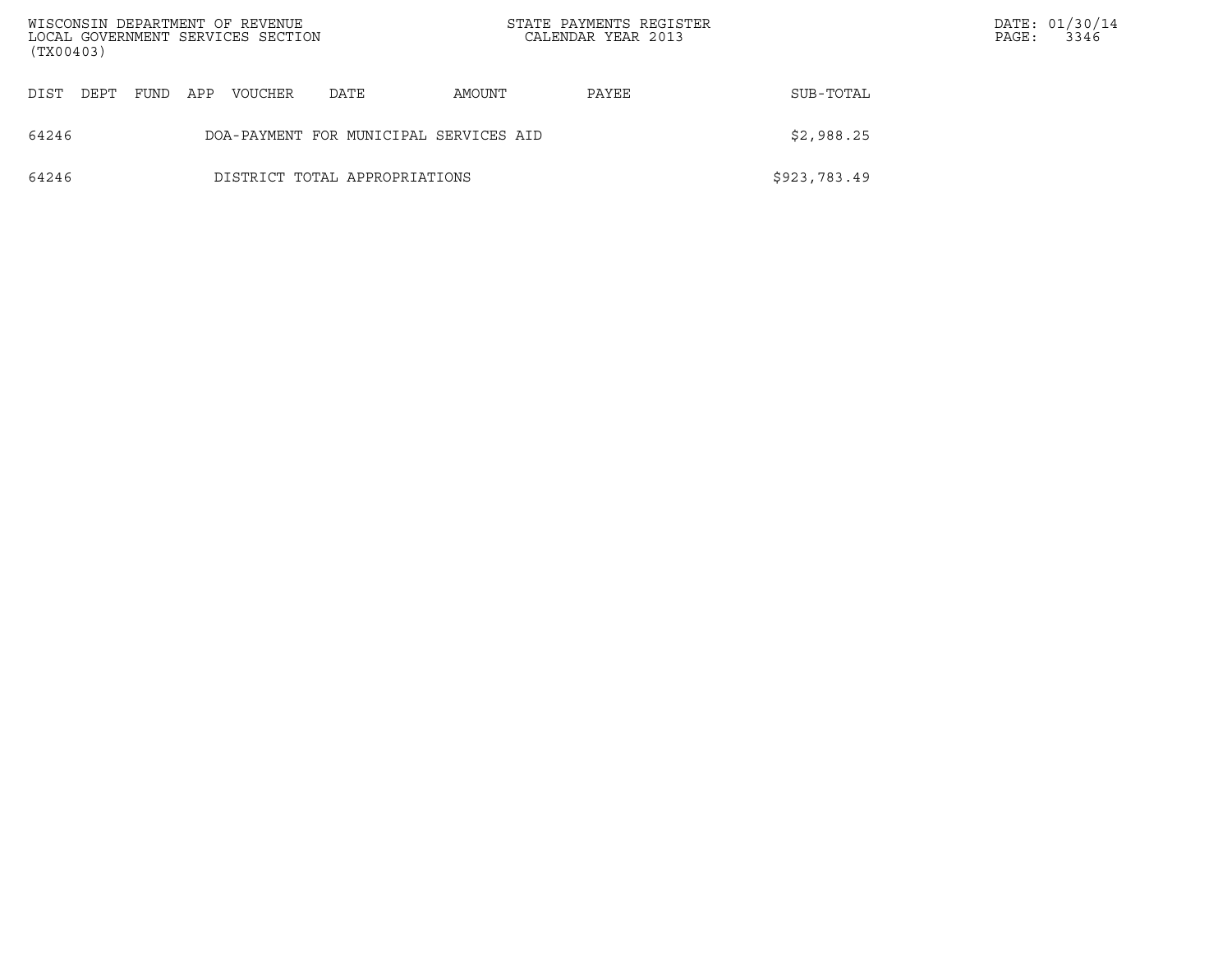| DIST | DEPT | FUND | APP | VOUCHER | DATE | AMOUNT | PAYEE | SUB-TOTAL |
|---|---|---|---|---|---|---|---|---|
| 64246 | | | | DOA-PAYMENT FOR MUNICIPAL SERVICES AID | | | | $2,988.25 |
| 64246 | | | | DISTRICT TOTAL APPROPRIATIONS | | | | $923,783.49 |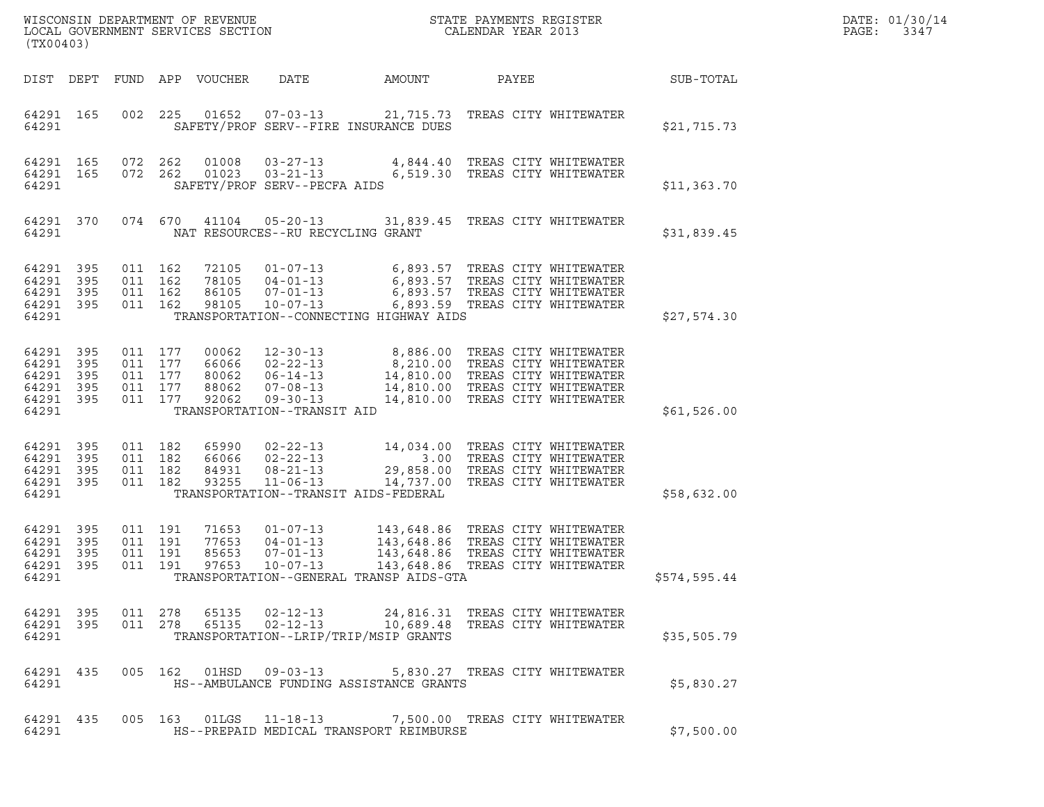WISCONSIN DEPARTMENT OF REVENUE
LOCAL GOVERNMENT SERVICES SECTION
(TX00403)

STATE PAYMENTS REGISTER
CALENDAR YEAR 2013

| DIST | DEPT | FUND | APP | VOUCHER | DATE | AMOUNT | PAYEE | SUB-TOTAL |
|---|---|---|---|---|---|---|---|---|
| 64291 | 165 | 002 | 225 | 01652 | 07-03-13 | 21,715.73 | TREAS CITY WHITEWATER | |
| 64291 | | | | | SAFETY/PROF SERV--FIRE INSURANCE DUES | | | $21,715.73 |
| 64291 | 165 | 072 | 262 | 01008 | 03-27-13 | 4,844.40 | TREAS CITY WHITEWATER | |
| 64291 | 165 | 072 | 262 | 01023 | 03-21-13 | 6,519.30 | TREAS CITY WHITEWATER | |
| 64291 | | | | | SAFETY/PROF SERV--PECFA AIDS | | | $11,363.70 |
| 64291 | 370 | 074 | 670 | 41104 | 05-20-13 | 31,839.45 | TREAS CITY WHITEWATER | |
| 64291 | | | | | NAT RESOURCES--RU RECYCLING GRANT | | | $31,839.45 |
| 64291 | 395 | 011 | 162 | 72105 | 01-07-13 | 6,893.57 | TREAS CITY WHITEWATER | |
| 64291 | 395 | 011 | 162 | 78105 | 04-01-13 | 6,893.57 | TREAS CITY WHITEWATER | |
| 64291 | 395 | 011 | 162 | 86105 | 07-01-13 | 6,893.57 | TREAS CITY WHITEWATER | |
| 64291 | 395 | 011 | 162 | 98105 | 10-07-13 | 6,893.59 | TREAS CITY WHITEWATER | |
| 64291 | | | | | TRANSPORTATION--CONNECTING HIGHWAY AIDS | | | $27,574.30 |
| 64291 | 395 | 011 | 177 | 00062 | 12-30-13 | 8,886.00 | TREAS CITY WHITEWATER | |
| 64291 | 395 | 011 | 177 | 66066 | 02-22-13 | 8,210.00 | TREAS CITY WHITEWATER | |
| 64291 | 395 | 011 | 177 | 80062 | 06-14-13 | 14,810.00 | TREAS CITY WHITEWATER | |
| 64291 | 395 | 011 | 177 | 88062 | 07-08-13 | 14,810.00 | TREAS CITY WHITEWATER | |
| 64291 | 395 | 011 | 177 | 92062 | 09-30-13 | 14,810.00 | TREAS CITY WHITEWATER | |
| 64291 | | | | | TRANSPORTATION--TRANSIT AID | | | $61,526.00 |
| 64291 | 395 | 011 | 182 | 65990 | 02-22-13 | 14,034.00 | TREAS CITY WHITEWATER | |
| 64291 | 395 | 011 | 182 | 66066 | 02-22-13 | 3.00 | TREAS CITY WHITEWATER | |
| 64291 | 395 | 011 | 182 | 84931 | 08-21-13 | 29,858.00 | TREAS CITY WHITEWATER | |
| 64291 | 395 | 011 | 182 | 93255 | 11-06-13 | 14,737.00 | TREAS CITY WHITEWATER | |
| 64291 | | | | | TRANSPORTATION--TRANSIT AIDS-FEDERAL | | | $58,632.00 |
| 64291 | 395 | 011 | 191 | 71653 | 01-07-13 | 143,648.86 | TREAS CITY WHITEWATER | |
| 64291 | 395 | 011 | 191 | 77653 | 04-01-13 | 143,648.86 | TREAS CITY WHITEWATER | |
| 64291 | 395 | 011 | 191 | 85653 | 07-01-13 | 143,648.86 | TREAS CITY WHITEWATER | |
| 64291 | 395 | 011 | 191 | 97653 | 10-07-13 | 143,648.86 | TREAS CITY WHITEWATER | |
| 64291 | | | | | TRANSPORTATION--GENERAL TRANSP AIDS-GTA | | | $574,595.44 |
| 64291 | 395 | 011 | 278 | 65135 | 02-12-13 | 24,816.31 | TREAS CITY WHITEWATER | |
| 64291 | 395 | 011 | 278 | 65135 | 02-12-13 | 10,689.48 | TREAS CITY WHITEWATER | |
| 64291 | | | | | TRANSPORTATION--LRIP/TRIP/MSIP GRANTS | | | $35,505.79 |
| 64291 | 435 | 005 | 162 | 01HSD | 09-03-13 | 5,830.27 | TREAS CITY WHITEWATER | |
| 64291 | | | | | HS--AMBULANCE FUNDING ASSISTANCE GRANTS | | | $5,830.27 |
| 64291 | 435 | 005 | 163 | 01LGS | 11-18-13 | 7,500.00 | TREAS CITY WHITEWATER | |
| 64291 | | | | | HS--PREPAID MEDICAL TRANSPORT REIMBURSE | | | $7,500.00 |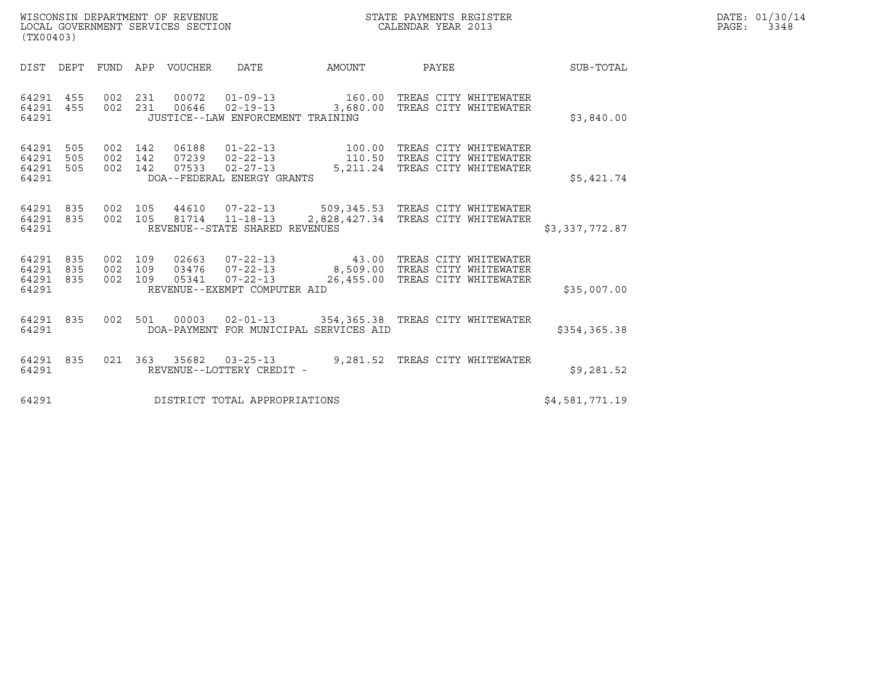WISCONSIN DEPARTMENT OF REVENUE
LOCAL GOVERNMENT SERVICES SECTION
(TX00403)

STATE PAYMENTS REGISTER
CALENDAR YEAR 2013

DATE: 01/30/14
PAGE: 3348

| DIST | DEPT | FUND | APP | VOUCHER | DATE | AMOUNT | PAYEE | SUB-TOTAL |
|---|---|---|---|---|---|---|---|---|
| 64291 | 455 | 002 | 231 | 00072 | 01-09-13 | 160.00 | TREAS CITY WHITEWATER | |
| 64291 | 455 | 002 | 231 | 00646 | 02-19-13 | 3,680.00 | TREAS CITY WHITEWATER | |
| 64291 | | | | JUSTICE--LAW ENFORCEMENT TRAINING | | | | $3,840.00 |
| 64291 | 505 | 002 | 142 | 06188 | 01-22-13 | 100.00 | TREAS CITY WHITEWATER | |
| 64291 | 505 | 002 | 142 | 07239 | 02-22-13 | 110.50 | TREAS CITY WHITEWATER | |
| 64291 | 505 | 002 | 142 | 07533 | 02-27-13 | 5,211.24 | TREAS CITY WHITEWATER | |
| 64291 | | | | DOA--FEDERAL ENERGY GRANTS | | | | $5,421.74 |
| 64291 | 835 | 002 | 105 | 44610 | 07-22-13 | 509,345.53 | TREAS CITY WHITEWATER | |
| 64291 | 835 | 002 | 105 | 81714 | 11-18-13 | 2,828,427.34 | TREAS CITY WHITEWATER | |
| 64291 | | | | REVENUE--STATE SHARED REVENUES | | | | $3,337,772.87 |
| 64291 | 835 | 002 | 109 | 02663 | 07-22-13 | 43.00 | TREAS CITY WHITEWATER | |
| 64291 | 835 | 002 | 109 | 03476 | 07-22-13 | 8,509.00 | TREAS CITY WHITEWATER | |
| 64291 | 835 | 002 | 109 | 05341 | 07-22-13 | 26,455.00 | TREAS CITY WHITEWATER | |
| 64291 | | | | REVENUE--EXEMPT COMPUTER AID | | | | $35,007.00 |
| 64291 | 835 | 002 | 501 | 00003 | 02-01-13 | 354,365.38 | TREAS CITY WHITEWATER | |
| 64291 | | | | DOA-PAYMENT FOR MUNICIPAL SERVICES AID | | | | $354,365.38 |
| 64291 | 835 | 021 | 363 | 35682 | 03-25-13 | 9,281.52 | TREAS CITY WHITEWATER | |
| 64291 | | | | REVENUE--LOTTERY CREDIT - | | | | $9,281.52 |
| 64291 | | | | DISTRICT TOTAL APPROPRIATIONS | | | | $4,581,771.19 |